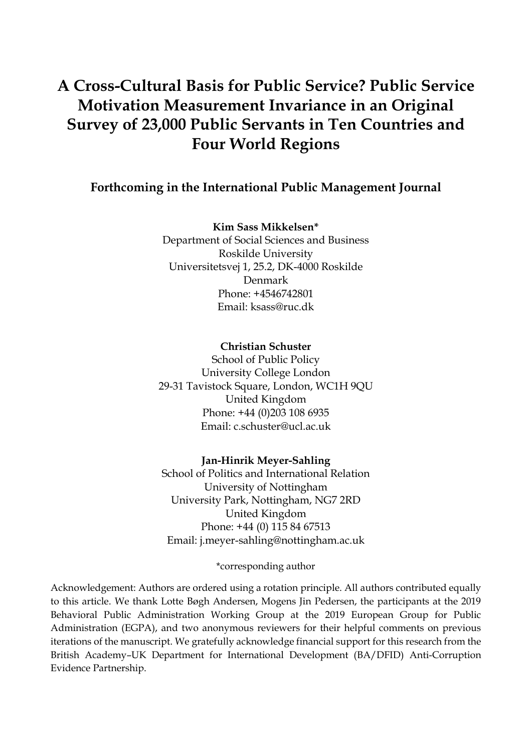# A Cross-Cultural Basis for Public Service? Public Service Motivation Measurement Invariance in an Original Survey of 23,000 Public Servants in Ten Countries and Four World Regions

**Forthcoming in the International Public Management Journal**

**Kim Sass Mikkelsen***
Department of Social Sciences and Business
Roskilde University
Universitetsvej 1, 25.2, DK-4000 Roskilde
Denmark
Phone: +4546742801
Email: ksass@ruc.dk

**Christian Schuster**
School of Public Policy
University College London
29-31 Tavistock Square, London, WC1H 9QU
United Kingdom
Phone: +44 (0)203 108 6935
Email: c.schuster@ucl.ac.uk

**Jan-Hinrik Meyer-Sahling**
School of Politics and International Relation
University of Nottingham
University Park, Nottingham, NG7 2RD
United Kingdom
Phone: +44 (0) 115 84 67513
Email: j.meyer-sahling@nottingham.ac.uk

*corresponding author

Acknowledgement: Authors are ordered using a rotation principle. All authors contributed equally to this article. We thank Lotte Bøgh Andersen, Mogens Jin Pedersen, the participants at the 2019 Behavioral Public Administration Working Group at the 2019 European Group for Public Administration (EGPA), and two anonymous reviewers for their helpful comments on previous iterations of the manuscript. We gratefully acknowledge financial support for this research from the British Academy–UK Department for International Development (BA/DFID) Anti-Corruption Evidence Partnership.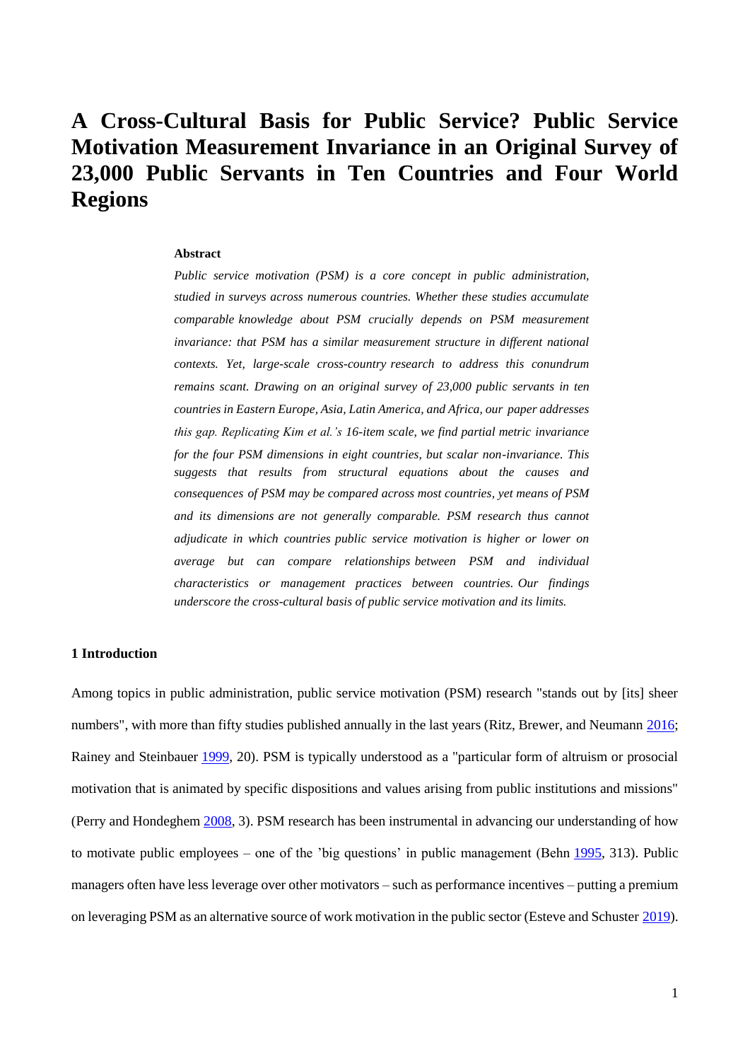# A Cross-Cultural Basis for Public Service? Public Service Motivation Measurement Invariance in an Original Survey of 23,000 Public Servants in Ten Countries and Four World Regions

**Abstract**

*Public service motivation (PSM) is a core concept in public administration, studied in surveys across numerous countries. Whether these studies accumulate comparable knowledge about PSM crucially depends on PSM measurement invariance: that PSM has a similar measurement structure in different national contexts. Yet, large-scale cross-country research to address this conundrum remains scant. Drawing on an original survey of 23,000 public servants in ten countries in Eastern Europe, Asia, Latin America, and Africa, our paper addresses this gap. Replicating Kim et al.'s 16-item scale, we find partial metric invariance for the four PSM dimensions in eight countries, but scalar non-invariance. This suggests that results from structural equations about the causes and consequences of PSM may be compared across most countries, yet means of PSM and its dimensions are not generally comparable. PSM research thus cannot adjudicate in which countries public service motivation is higher or lower on average but can compare relationships between PSM and individual characteristics or management practices between countries. Our findings underscore the cross-cultural basis of public service motivation and its limits.*

## 1 Introduction

Among topics in public administration, public service motivation (PSM) research "stands out by [its] sheer numbers", with more than fifty studies published annually in the last years (Ritz, Brewer, and Neumann 2016; Rainey and Steinbauer 1999, 20). PSM is typically understood as a "particular form of altruism or prosocial motivation that is animated by specific dispositions and values arising from public institutions and missions" (Perry and Hondeghem 2008, 3). PSM research has been instrumental in advancing our understanding of how to motivate public employees – one of the 'big questions' in public management (Behn 1995, 313). Public managers often have less leverage over other motivators – such as performance incentives – putting a premium on leveraging PSM as an alternative source of work motivation in the public sector (Esteve and Schuster 2019).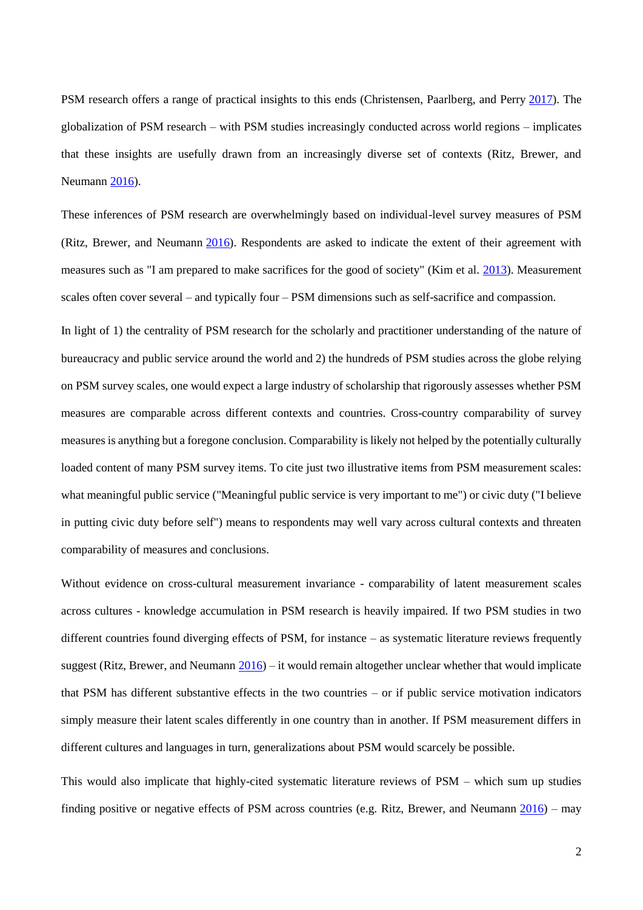PSM research offers a range of practical insights to this ends (Christensen, Paarlberg, and Perry 2017). The globalization of PSM research – with PSM studies increasingly conducted across world regions – implicates that these insights are usefully drawn from an increasingly diverse set of contexts (Ritz, Brewer, and Neumann 2016).

These inferences of PSM research are overwhelmingly based on individual-level survey measures of PSM (Ritz, Brewer, and Neumann 2016). Respondents are asked to indicate the extent of their agreement with measures such as "I am prepared to make sacrifices for the good of society" (Kim et al. 2013). Measurement scales often cover several – and typically four – PSM dimensions such as self-sacrifice and compassion.

In light of 1) the centrality of PSM research for the scholarly and practitioner understanding of the nature of bureaucracy and public service around the world and 2) the hundreds of PSM studies across the globe relying on PSM survey scales, one would expect a large industry of scholarship that rigorously assesses whether PSM measures are comparable across different contexts and countries. Cross-country comparability of survey measures is anything but a foregone conclusion. Comparability is likely not helped by the potentially culturally loaded content of many PSM survey items. To cite just two illustrative items from PSM measurement scales: what meaningful public service ("Meaningful public service is very important to me") or civic duty ("I believe in putting civic duty before self") means to respondents may well vary across cultural contexts and threaten comparability of measures and conclusions.

Without evidence on cross-cultural measurement invariance - comparability of latent measurement scales across cultures - knowledge accumulation in PSM research is heavily impaired. If two PSM studies in two different countries found diverging effects of PSM, for instance – as systematic literature reviews frequently suggest (Ritz, Brewer, and Neumann 2016) – it would remain altogether unclear whether that would implicate that PSM has different substantive effects in the two countries – or if public service motivation indicators simply measure their latent scales differently in one country than in another. If PSM measurement differs in different cultures and languages in turn, generalizations about PSM would scarcely be possible.

This would also implicate that highly-cited systematic literature reviews of PSM – which sum up studies finding positive or negative effects of PSM across countries (e.g. Ritz, Brewer, and Neumann 2016) – may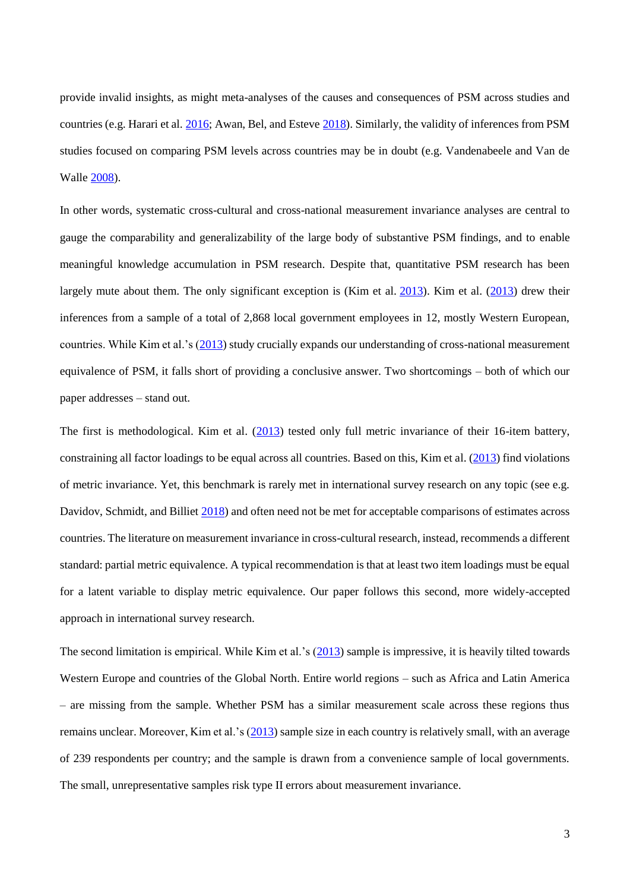provide invalid insights, as might meta-analyses of the causes and consequences of PSM across studies and countries (e.g. Harari et al. 2016; Awan, Bel, and Esteve 2018). Similarly, the validity of inferences from PSM studies focused on comparing PSM levels across countries may be in doubt (e.g. Vandenabeele and Van de Walle 2008).

In other words, systematic cross-cultural and cross-national measurement invariance analyses are central to gauge the comparability and generalizability of the large body of substantive PSM findings, and to enable meaningful knowledge accumulation in PSM research. Despite that, quantitative PSM research has been largely mute about them. The only significant exception is (Kim et al. 2013). Kim et al. (2013) drew their inferences from a sample of a total of 2,868 local government employees in 12, mostly Western European, countries. While Kim et al.'s (2013) study crucially expands our understanding of cross-national measurement equivalence of PSM, it falls short of providing a conclusive answer. Two shortcomings – both of which our paper addresses – stand out.

The first is methodological. Kim et al. (2013) tested only full metric invariance of their 16-item battery, constraining all factor loadings to be equal across all countries. Based on this, Kim et al. (2013) find violations of metric invariance. Yet, this benchmark is rarely met in international survey research on any topic (see e.g. Davidov, Schmidt, and Billiet 2018) and often need not be met for acceptable comparisons of estimates across countries. The literature on measurement invariance in cross-cultural research, instead, recommends a different standard: partial metric equivalence. A typical recommendation is that at least two item loadings must be equal for a latent variable to display metric equivalence. Our paper follows this second, more widely-accepted approach in international survey research.

The second limitation is empirical. While Kim et al.'s (2013) sample is impressive, it is heavily tilted towards Western Europe and countries of the Global North. Entire world regions – such as Africa and Latin America – are missing from the sample. Whether PSM has a similar measurement scale across these regions thus remains unclear. Moreover, Kim et al.'s (2013) sample size in each country is relatively small, with an average of 239 respondents per country; and the sample is drawn from a convenience sample of local governments. The small, unrepresentative samples risk type II errors about measurement invariance.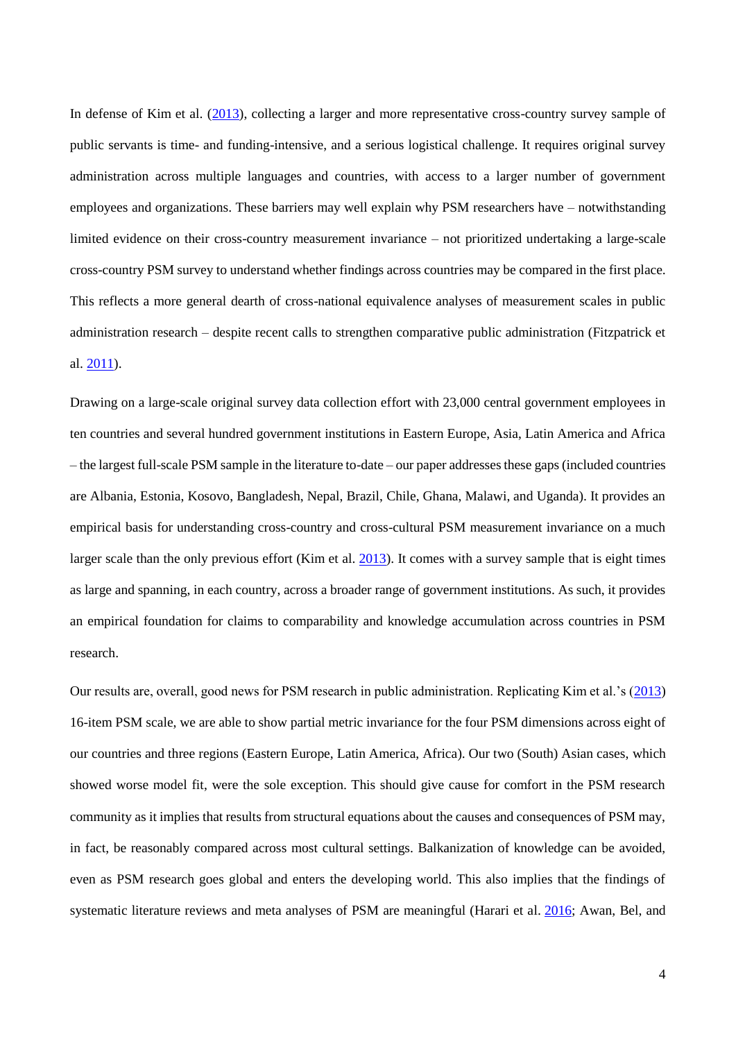In defense of Kim et al. (2013), collecting a larger and more representative cross-country survey sample of public servants is time- and funding-intensive, and a serious logistical challenge. It requires original survey administration across multiple languages and countries, with access to a larger number of government employees and organizations. These barriers may well explain why PSM researchers have – notwithstanding limited evidence on their cross-country measurement invariance – not prioritized undertaking a large-scale cross-country PSM survey to understand whether findings across countries may be compared in the first place. This reflects a more general dearth of cross-national equivalence analyses of measurement scales in public administration research – despite recent calls to strengthen comparative public administration (Fitzpatrick et al. 2011).

Drawing on a large-scale original survey data collection effort with 23,000 central government employees in ten countries and several hundred government institutions in Eastern Europe, Asia, Latin America and Africa – the largest full-scale PSM sample in the literature to-date – our paper addresses these gaps (included countries are Albania, Estonia, Kosovo, Bangladesh, Nepal, Brazil, Chile, Ghana, Malawi, and Uganda). It provides an empirical basis for understanding cross-country and cross-cultural PSM measurement invariance on a much larger scale than the only previous effort (Kim et al. 2013). It comes with a survey sample that is eight times as large and spanning, in each country, across a broader range of government institutions. As such, it provides an empirical foundation for claims to comparability and knowledge accumulation across countries in PSM research.

Our results are, overall, good news for PSM research in public administration. Replicating Kim et al.'s (2013) 16-item PSM scale, we are able to show partial metric invariance for the four PSM dimensions across eight of our countries and three regions (Eastern Europe, Latin America, Africa). Our two (South) Asian cases, which showed worse model fit, were the sole exception. This should give cause for comfort in the PSM research community as it implies that results from structural equations about the causes and consequences of PSM may, in fact, be reasonably compared across most cultural settings. Balkanization of knowledge can be avoided, even as PSM research goes global and enters the developing world. This also implies that the findings of systematic literature reviews and meta analyses of PSM are meaningful (Harari et al. 2016; Awan, Bel, and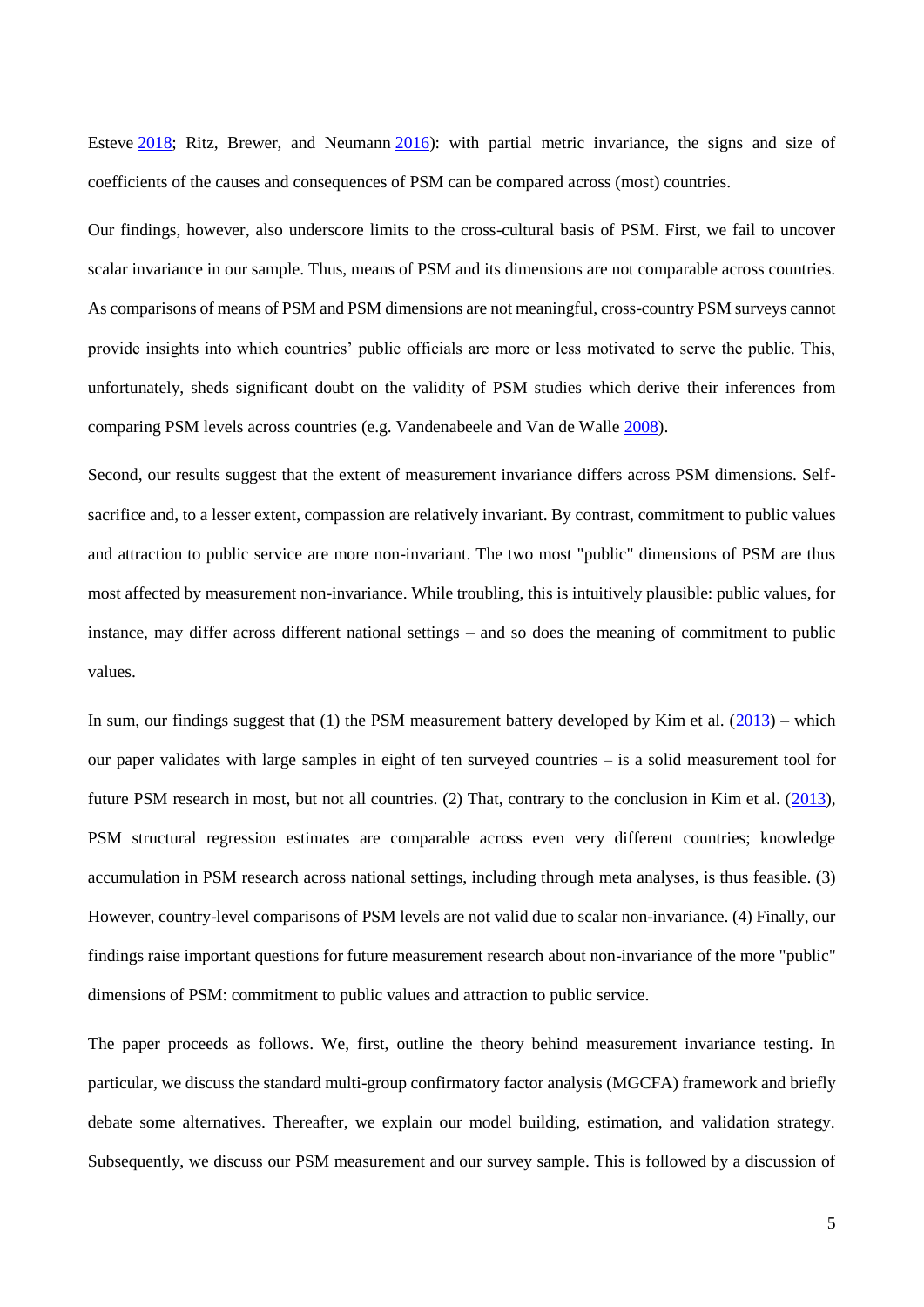Esteve 2018; Ritz, Brewer, and Neumann 2016): with partial metric invariance, the signs and size of coefficients of the causes and consequences of PSM can be compared across (most) countries.

Our findings, however, also underscore limits to the cross-cultural basis of PSM. First, we fail to uncover scalar invariance in our sample. Thus, means of PSM and its dimensions are not comparable across countries. As comparisons of means of PSM and PSM dimensions are not meaningful, cross-country PSM surveys cannot provide insights into which countries' public officials are more or less motivated to serve the public. This, unfortunately, sheds significant doubt on the validity of PSM studies which derive their inferences from comparing PSM levels across countries (e.g. Vandenabeele and Van de Walle 2008).

Second, our results suggest that the extent of measurement invariance differs across PSM dimensions. Self-sacrifice and, to a lesser extent, compassion are relatively invariant. By contrast, commitment to public values and attraction to public service are more non-invariant. The two most "public" dimensions of PSM are thus most affected by measurement non-invariance. While troubling, this is intuitively plausible: public values, for instance, may differ across different national settings – and so does the meaning of commitment to public values.

In sum, our findings suggest that (1) the PSM measurement battery developed by Kim et al. (2013) – which our paper validates with large samples in eight of ten surveyed countries – is a solid measurement tool for future PSM research in most, but not all countries. (2) That, contrary to the conclusion in Kim et al. (2013), PSM structural regression estimates are comparable across even very different countries; knowledge accumulation in PSM research across national settings, including through meta analyses, is thus feasible. (3) However, country-level comparisons of PSM levels are not valid due to scalar non-invariance. (4) Finally, our findings raise important questions for future measurement research about non-invariance of the more "public" dimensions of PSM: commitment to public values and attraction to public service.

The paper proceeds as follows. We, first, outline the theory behind measurement invariance testing. In particular, we discuss the standard multi-group confirmatory factor analysis (MGCFA) framework and briefly debate some alternatives. Thereafter, we explain our model building, estimation, and validation strategy. Subsequently, we discuss our PSM measurement and our survey sample. This is followed by a discussion of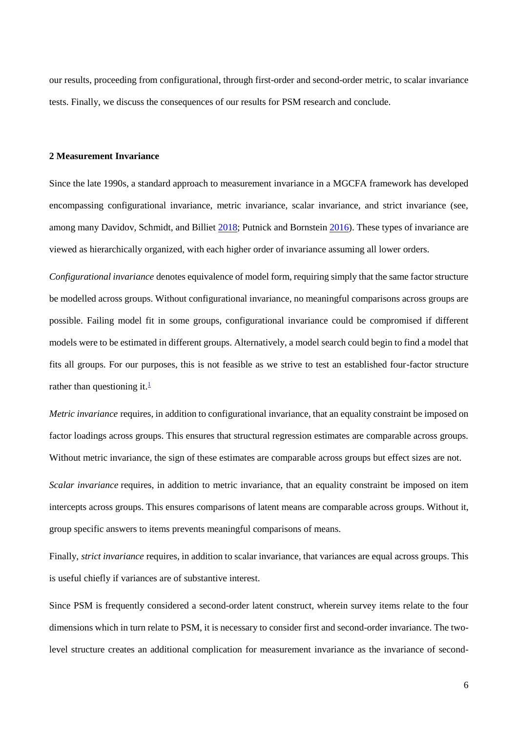our results, proceeding from configurational, through first-order and second-order metric, to scalar invariance tests. Finally, we discuss the consequences of our results for PSM research and conclude.

## 2 Measurement Invariance

Since the late 1990s, a standard approach to measurement invariance in a MGCFA framework has developed encompassing configurational invariance, metric invariance, scalar invariance, and strict invariance (see, among many Davidov, Schmidt, and Billiet 2018; Putnick and Bornstein 2016). These types of invariance are viewed as hierarchically organized, with each higher order of invariance assuming all lower orders.

*Configurational invariance* denotes equivalence of model form, requiring simply that the same factor structure be modelled across groups. Without configurational invariance, no meaningful comparisons across groups are possible. Failing model fit in some groups, configurational invariance could be compromised if different models were to be estimated in different groups. Alternatively, a model search could begin to find a model that fits all groups. For our purposes, this is not feasible as we strive to test an established four-factor structure rather than questioning it.[1]

*Metric invariance* requires, in addition to configurational invariance, that an equality constraint be imposed on factor loadings across groups. This ensures that structural regression estimates are comparable across groups. Without metric invariance, the sign of these estimates are comparable across groups but effect sizes are not.

*Scalar invariance* requires, in addition to metric invariance, that an equality constraint be imposed on item intercepts across groups. This ensures comparisons of latent means are comparable across groups. Without it, group specific answers to items prevents meaningful comparisons of means.

Finally, *strict invariance* requires, in addition to scalar invariance, that variances are equal across groups. This is useful chiefly if variances are of substantive interest.

Since PSM is frequently considered a second-order latent construct, wherein survey items relate to the four dimensions which in turn relate to PSM, it is necessary to consider first and second-order invariance. The two-level structure creates an additional complication for measurement invariance as the invariance of second-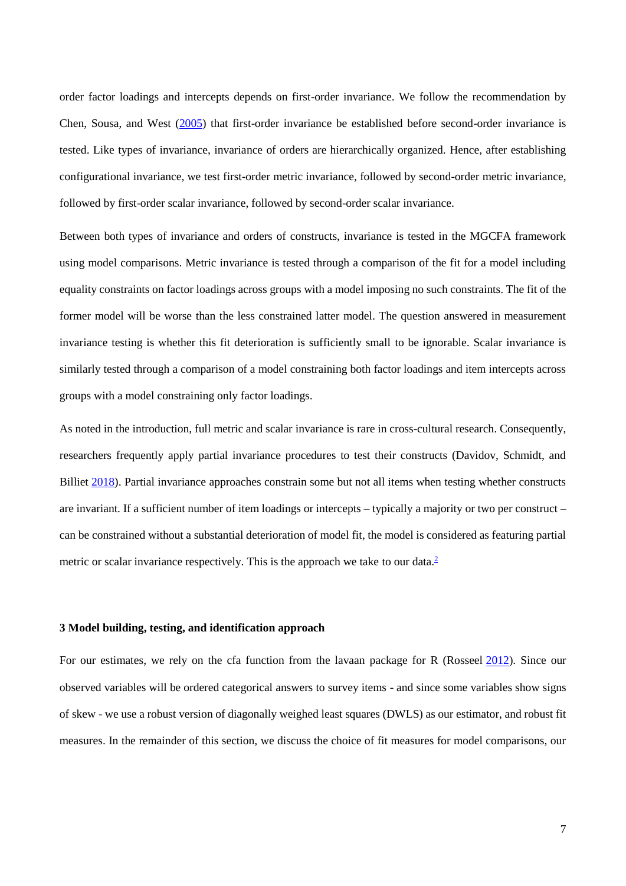order factor loadings and intercepts depends on first-order invariance. We follow the recommendation by Chen, Sousa, and West (2005) that first-order invariance be established before second-order invariance is tested. Like types of invariance, invariance of orders are hierarchically organized. Hence, after establishing configurational invariance, we test first-order metric invariance, followed by second-order metric invariance, followed by first-order scalar invariance, followed by second-order scalar invariance.

Between both types of invariance and orders of constructs, invariance is tested in the MGCFA framework using model comparisons. Metric invariance is tested through a comparison of the fit for a model including equality constraints on factor loadings across groups with a model imposing no such constraints. The fit of the former model will be worse than the less constrained latter model. The question answered in measurement invariance testing is whether this fit deterioration is sufficiently small to be ignorable. Scalar invariance is similarly tested through a comparison of a model constraining both factor loadings and item intercepts across groups with a model constraining only factor loadings.

As noted in the introduction, full metric and scalar invariance is rare in cross-cultural research. Consequently, researchers frequently apply partial invariance procedures to test their constructs (Davidov, Schmidt, and Billiet 2018). Partial invariance approaches constrain some but not all items when testing whether constructs are invariant. If a sufficient number of item loadings or intercepts – typically a majority or two per construct – can be constrained without a substantial deterioration of model fit, the model is considered as featuring partial metric or scalar invariance respectively. This is the approach we take to our data.[2]

## 3 Model building, testing, and identification approach

For our estimates, we rely on the cfa function from the lavaan package for R (Rosseel 2012). Since our observed variables will be ordered categorical answers to survey items - and since some variables show signs of skew - we use a robust version of diagonally weighed least squares (DWLS) as our estimator, and robust fit measures. In the remainder of this section, we discuss the choice of fit measures for model comparisons, our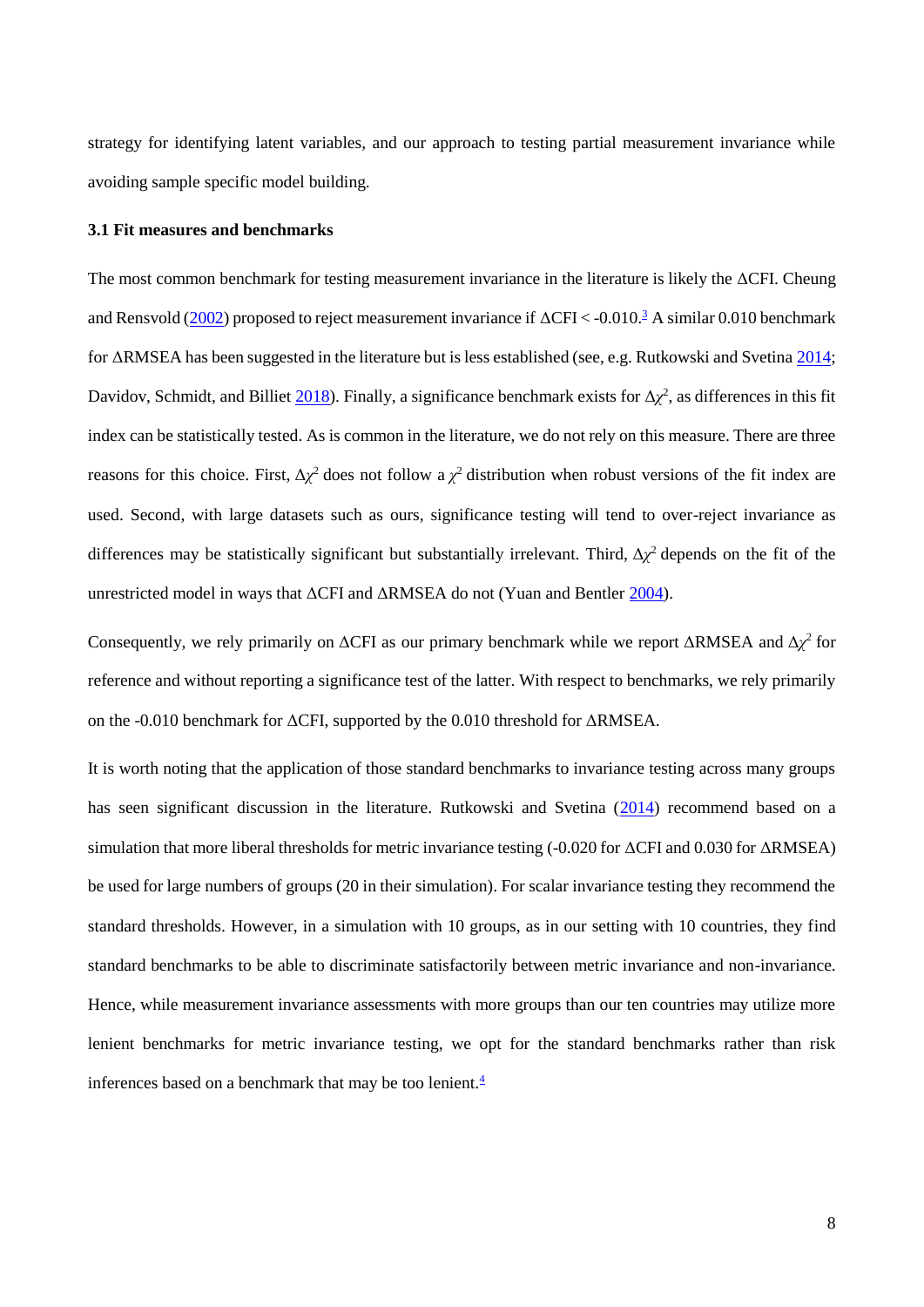strategy for identifying latent variables, and our approach to testing partial measurement invariance while avoiding sample specific model building.

### 3.1 Fit measures and benchmarks

The most common benchmark for testing measurement invariance in the literature is likely the ΔCFI. Cheung and Rensvold (2002) proposed to reject measurement invariance if ΔCFI < -0.010.[3] A similar 0.010 benchmark for ΔRMSEA has been suggested in the literature but is less established (see, e.g. Rutkowski and Svetina 2014; Davidov, Schmidt, and Billiet 2018). Finally, a significance benchmark exists for $\Delta\chi^2$, as differences in this fit index can be statistically tested. As is common in the literature, we do not rely on this measure. There are three reasons for this choice. First, $\Delta\chi^2$ does not follow a $\chi^2$ distribution when robust versions of the fit index are used. Second, with large datasets such as ours, significance testing will tend to over-reject invariance as differences may be statistically significant but substantially irrelevant. Third, $\Delta\chi^2$ depends on the fit of the unrestricted model in ways that ΔCFI and ΔRMSEA do not (Yuan and Bentler 2004).

Consequently, we rely primarily on ΔCFI as our primary benchmark while we report ΔRMSEA and $\Delta\chi^2$ for reference and without reporting a significance test of the latter. With respect to benchmarks, we rely primarily on the -0.010 benchmark for ΔCFI, supported by the 0.010 threshold for ΔRMSEA.

It is worth noting that the application of those standard benchmarks to invariance testing across many groups has seen significant discussion in the literature. Rutkowski and Svetina (2014) recommend based on a simulation that more liberal thresholds for metric invariance testing (-0.020 for ΔCFI and 0.030 for ΔRMSEA) be used for large numbers of groups (20 in their simulation). For scalar invariance testing they recommend the standard thresholds. However, in a simulation with 10 groups, as in our setting with 10 countries, they find standard benchmarks to be able to discriminate satisfactorily between metric invariance and non-invariance. Hence, while measurement invariance assessments with more groups than our ten countries may utilize more lenient benchmarks for metric invariance testing, we opt for the standard benchmarks rather than risk inferences based on a benchmark that may be too lenient.[4]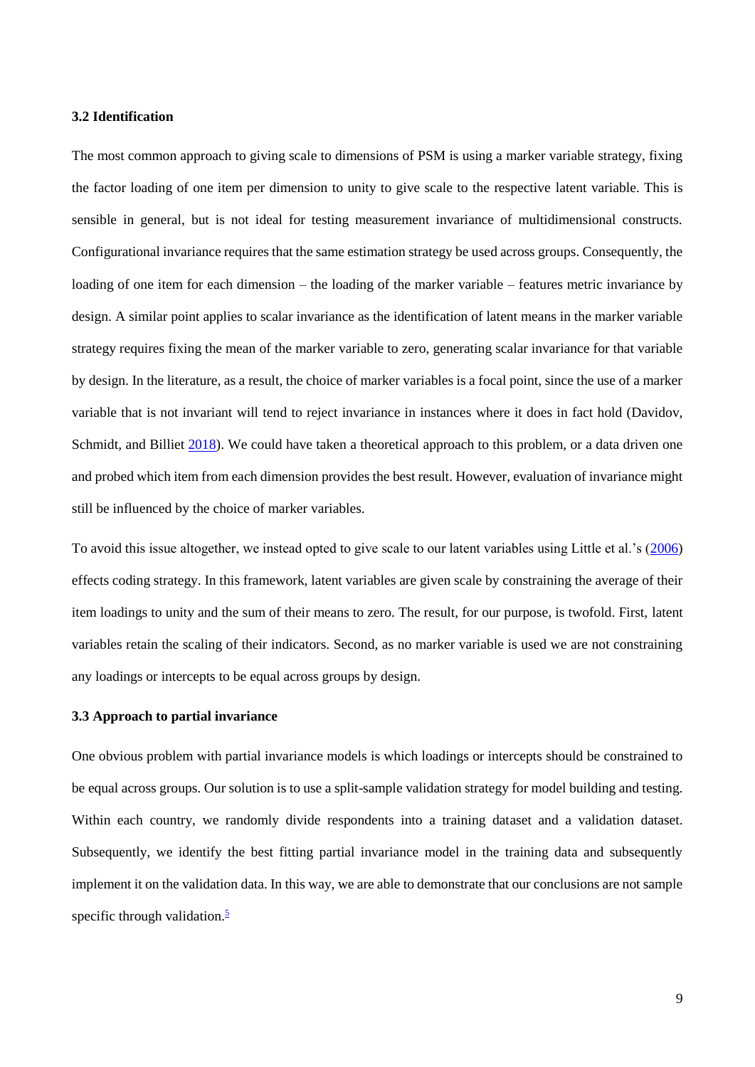### 3.2 Identification

The most common approach to giving scale to dimensions of PSM is using a marker variable strategy, fixing the factor loading of one item per dimension to unity to give scale to the respective latent variable. This is sensible in general, but is not ideal for testing measurement invariance of multidimensional constructs. Configurational invariance requires that the same estimation strategy be used across groups. Consequently, the loading of one item for each dimension – the loading of the marker variable – features metric invariance by design. A similar point applies to scalar invariance as the identification of latent means in the marker variable strategy requires fixing the mean of the marker variable to zero, generating scalar invariance for that variable by design. In the literature, as a result, the choice of marker variables is a focal point, since the use of a marker variable that is not invariant will tend to reject invariance in instances where it does in fact hold (Davidov, Schmidt, and Billiet 2018). We could have taken a theoretical approach to this problem, or a data driven one and probed which item from each dimension provides the best result. However, evaluation of invariance might still be influenced by the choice of marker variables.

To avoid this issue altogether, we instead opted to give scale to our latent variables using Little et al.'s (2006) effects coding strategy. In this framework, latent variables are given scale by constraining the average of their item loadings to unity and the sum of their means to zero. The result, for our purpose, is twofold. First, latent variables retain the scaling of their indicators. Second, as no marker variable is used we are not constraining any loadings or intercepts to be equal across groups by design.

### 3.3 Approach to partial invariance

One obvious problem with partial invariance models is which loadings or intercepts should be constrained to be equal across groups. Our solution is to use a split-sample validation strategy for model building and testing. Within each country, we randomly divide respondents into a training dataset and a validation dataset. Subsequently, we identify the best fitting partial invariance model in the training data and subsequently implement it on the validation data. In this way, we are able to demonstrate that our conclusions are not sample specific through validation.[5]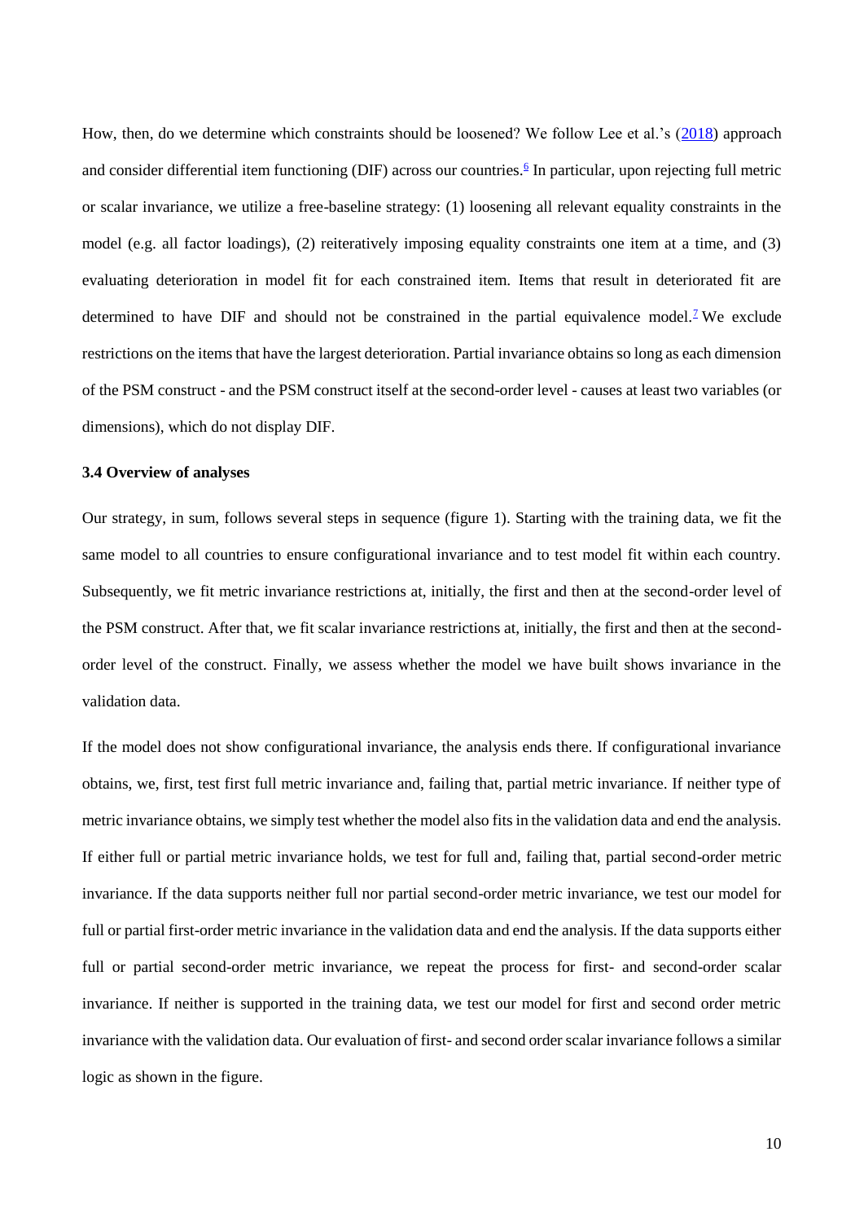How, then, do we determine which constraints should be loosened? We follow Lee et al.'s (2018) approach and consider differential item functioning (DIF) across our countries.[6] In particular, upon rejecting full metric or scalar invariance, we utilize a free-baseline strategy: (1) loosening all relevant equality constraints in the model (e.g. all factor loadings), (2) reiteratively imposing equality constraints one item at a time, and (3) evaluating deterioration in model fit for each constrained item. Items that result in deteriorated fit are determined to have DIF and should not be constrained in the partial equivalence model.[7] We exclude restrictions on the items that have the largest deterioration. Partial invariance obtains so long as each dimension of the PSM construct - and the PSM construct itself at the second-order level - causes at least two variables (or dimensions), which do not display DIF.

### 3.4 Overview of analyses

Our strategy, in sum, follows several steps in sequence (figure 1). Starting with the training data, we fit the same model to all countries to ensure configurational invariance and to test model fit within each country. Subsequently, we fit metric invariance restrictions at, initially, the first and then at the second-order level of the PSM construct. After that, we fit scalar invariance restrictions at, initially, the first and then at the second-order level of the construct. Finally, we assess whether the model we have built shows invariance in the validation data.

If the model does not show configurational invariance, the analysis ends there. If configurational invariance obtains, we, first, test first full metric invariance and, failing that, partial metric invariance. If neither type of metric invariance obtains, we simply test whether the model also fits in the validation data and end the analysis. If either full or partial metric invariance holds, we test for full and, failing that, partial second-order metric invariance. If the data supports neither full nor partial second-order metric invariance, we test our model for full or partial first-order metric invariance in the validation data and end the analysis. If the data supports either full or partial second-order metric invariance, we repeat the process for first- and second-order scalar invariance. If neither is supported in the training data, we test our model for first and second order metric invariance with the validation data. Our evaluation of first- and second order scalar invariance follows a similar logic as shown in the figure.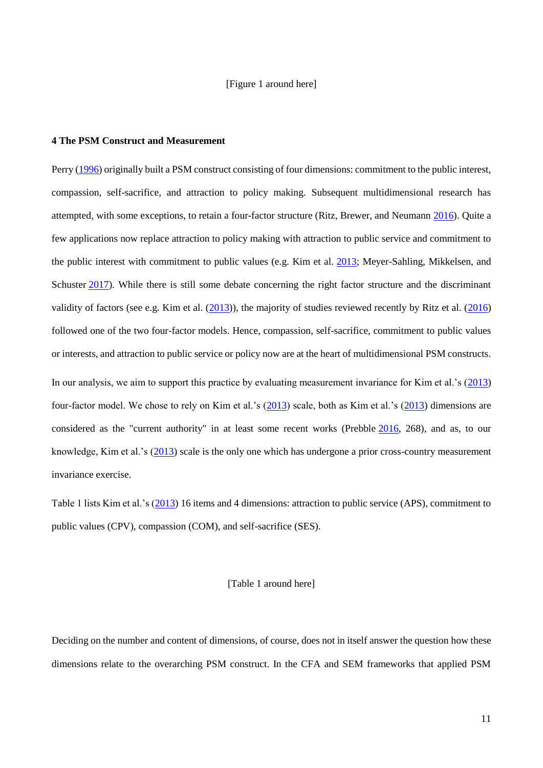[Figure 1 around here]

### 4 The PSM Construct and Measurement

Perry (1996) originally built a PSM construct consisting of four dimensions: commitment to the public interest, compassion, self-sacrifice, and attraction to policy making. Subsequent multidimensional research has attempted, with some exceptions, to retain a four-factor structure (Ritz, Brewer, and Neumann 2016). Quite a few applications now replace attraction to policy making with attraction to public service and commitment to the public interest with commitment to public values (e.g. Kim et al. 2013; Meyer-Sahling, Mikkelsen, and Schuster 2017). While there is still some debate concerning the right factor structure and the discriminant validity of factors (see e.g. Kim et al. (2013)), the majority of studies reviewed recently by Ritz et al. (2016) followed one of the two four-factor models. Hence, compassion, self-sacrifice, commitment to public values or interests, and attraction to public service or policy now are at the heart of multidimensional PSM constructs.

In our analysis, we aim to support this practice by evaluating measurement invariance for Kim et al.'s (2013) four-factor model. We chose to rely on Kim et al.'s (2013) scale, both as Kim et al.'s (2013) dimensions are considered as the "current authority" in at least some recent works (Prebble 2016, 268), and as, to our knowledge, Kim et al.'s (2013) scale is the only one which has undergone a prior cross-country measurement invariance exercise.

Table 1 lists Kim et al.'s (2013) 16 items and 4 dimensions: attraction to public service (APS), commitment to public values (CPV), compassion (COM), and self-sacrifice (SES).

[Table 1 around here]

Deciding on the number and content of dimensions, of course, does not in itself answer the question how these dimensions relate to the overarching PSM construct. In the CFA and SEM frameworks that applied PSM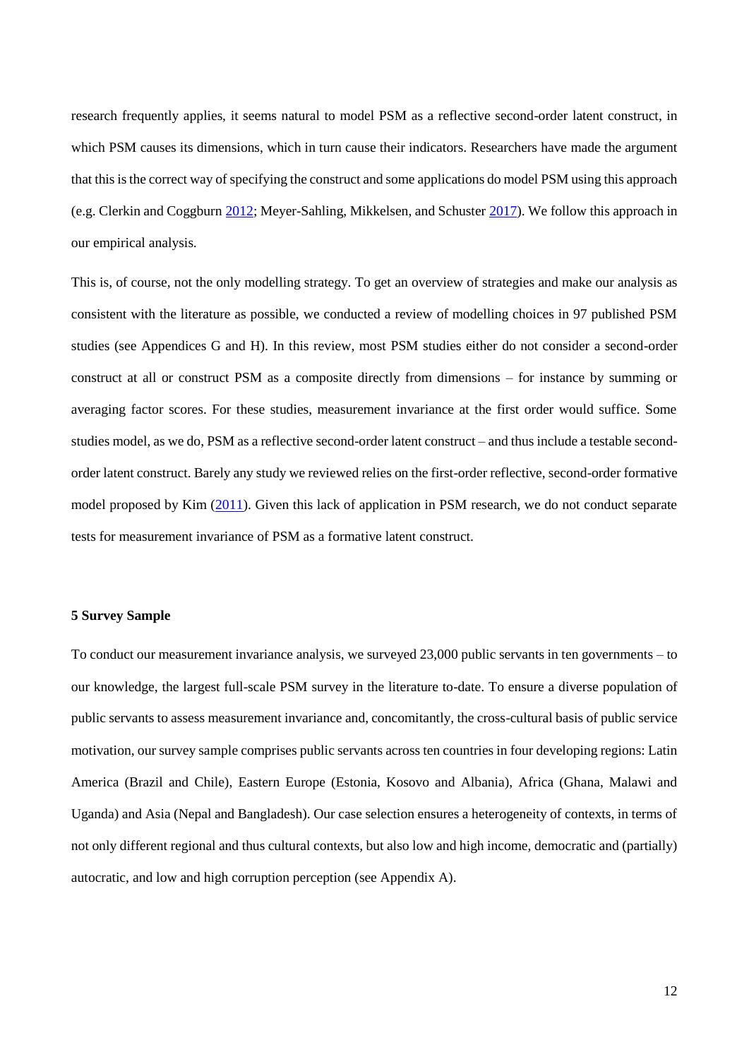research frequently applies, it seems natural to model PSM as a reflective second-order latent construct, in which PSM causes its dimensions, which in turn cause their indicators. Researchers have made the argument that this is the correct way of specifying the construct and some applications do model PSM using this approach (e.g. Clerkin and Coggburn 2012; Meyer-Sahling, Mikkelsen, and Schuster 2017). We follow this approach in our empirical analysis.

This is, of course, not the only modelling strategy. To get an overview of strategies and make our analysis as consistent with the literature as possible, we conducted a review of modelling choices in 97 published PSM studies (see Appendices G and H). In this review, most PSM studies either do not consider a second-order construct at all or construct PSM as a composite directly from dimensions – for instance by summing or averaging factor scores. For these studies, measurement invariance at the first order would suffice. Some studies model, as we do, PSM as a reflective second-order latent construct – and thus include a testable second-order latent construct. Barely any study we reviewed relies on the first-order reflective, second-order formative model proposed by Kim (2011). Given this lack of application in PSM research, we do not conduct separate tests for measurement invariance of PSM as a formative latent construct.

**5 Survey Sample**

To conduct our measurement invariance analysis, we surveyed 23,000 public servants in ten governments – to our knowledge, the largest full-scale PSM survey in the literature to-date. To ensure a diverse population of public servants to assess measurement invariance and, concomitantly, the cross-cultural basis of public service motivation, our survey sample comprises public servants across ten countries in four developing regions: Latin America (Brazil and Chile), Eastern Europe (Estonia, Kosovo and Albania), Africa (Ghana, Malawi and Uganda) and Asia (Nepal and Bangladesh). Our case selection ensures a heterogeneity of contexts, in terms of not only different regional and thus cultural contexts, but also low and high income, democratic and (partially) autocratic, and low and high corruption perception (see Appendix A).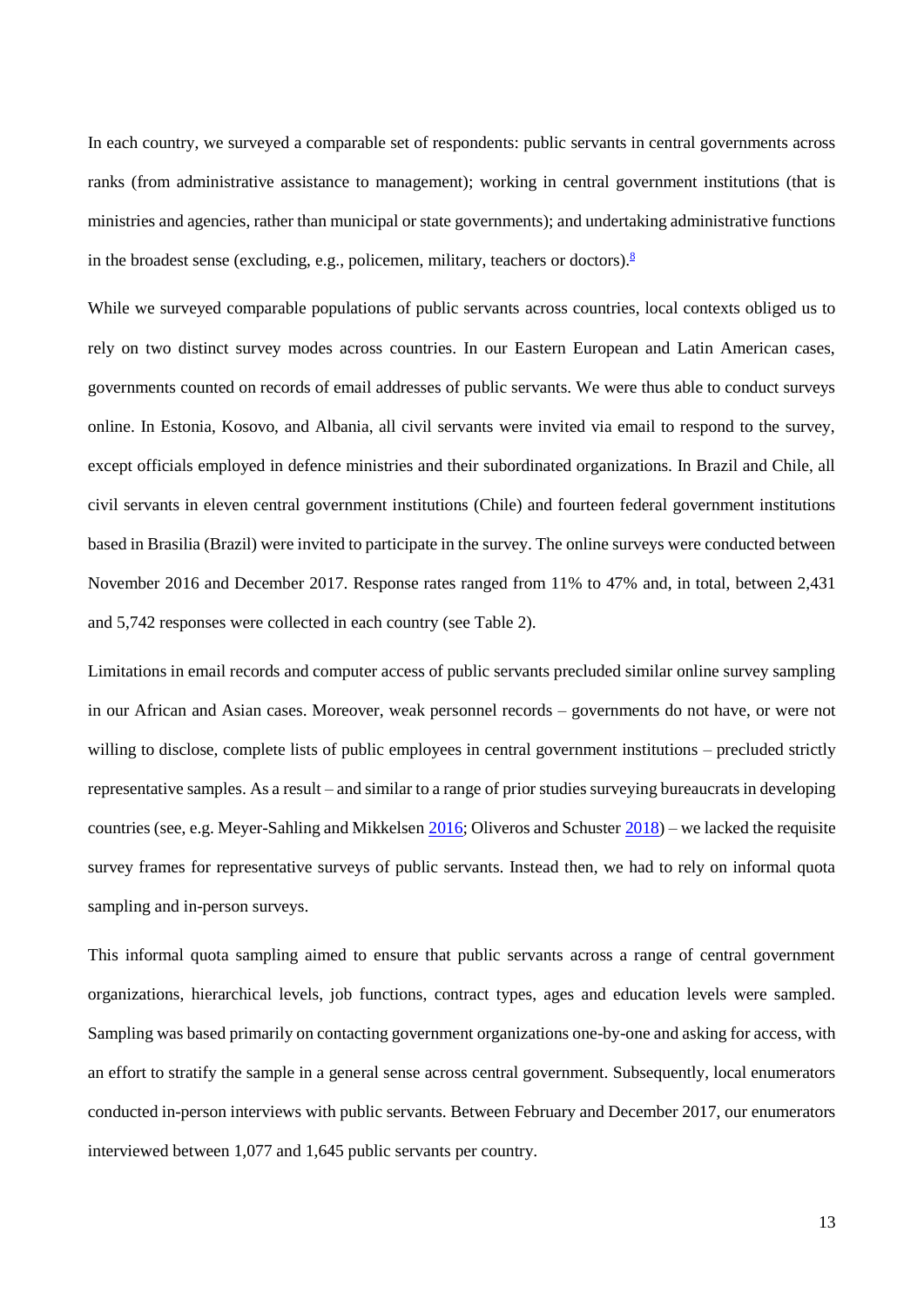In each country, we surveyed a comparable set of respondents: public servants in central governments across ranks (from administrative assistance to management); working in central government institutions (that is ministries and agencies, rather than municipal or state governments); and undertaking administrative functions in the broadest sense (excluding, e.g., policemen, military, teachers or doctors).[8]

While we surveyed comparable populations of public servants across countries, local contexts obliged us to rely on two distinct survey modes across countries. In our Eastern European and Latin American cases, governments counted on records of email addresses of public servants. We were thus able to conduct surveys online. In Estonia, Kosovo, and Albania, all civil servants were invited via email to respond to the survey, except officials employed in defence ministries and their subordinated organizations. In Brazil and Chile, all civil servants in eleven central government institutions (Chile) and fourteen federal government institutions based in Brasilia (Brazil) were invited to participate in the survey. The online surveys were conducted between November 2016 and December 2017. Response rates ranged from 11% to 47% and, in total, between 2,431 and 5,742 responses were collected in each country (see Table 2).

Limitations in email records and computer access of public servants precluded similar online survey sampling in our African and Asian cases. Moreover, weak personnel records – governments do not have, or were not willing to disclose, complete lists of public employees in central government institutions – precluded strictly representative samples. As a result – and similar to a range of prior studies surveying bureaucrats in developing countries (see, e.g. Meyer-Sahling and Mikkelsen 2016; Oliveros and Schuster 2018) – we lacked the requisite survey frames for representative surveys of public servants. Instead then, we had to rely on informal quota sampling and in-person surveys.

This informal quota sampling aimed to ensure that public servants across a range of central government organizations, hierarchical levels, job functions, contract types, ages and education levels were sampled. Sampling was based primarily on contacting government organizations one-by-one and asking for access, with an effort to stratify the sample in a general sense across central government. Subsequently, local enumerators conducted in-person interviews with public servants. Between February and December 2017, our enumerators interviewed between 1,077 and 1,645 public servants per country.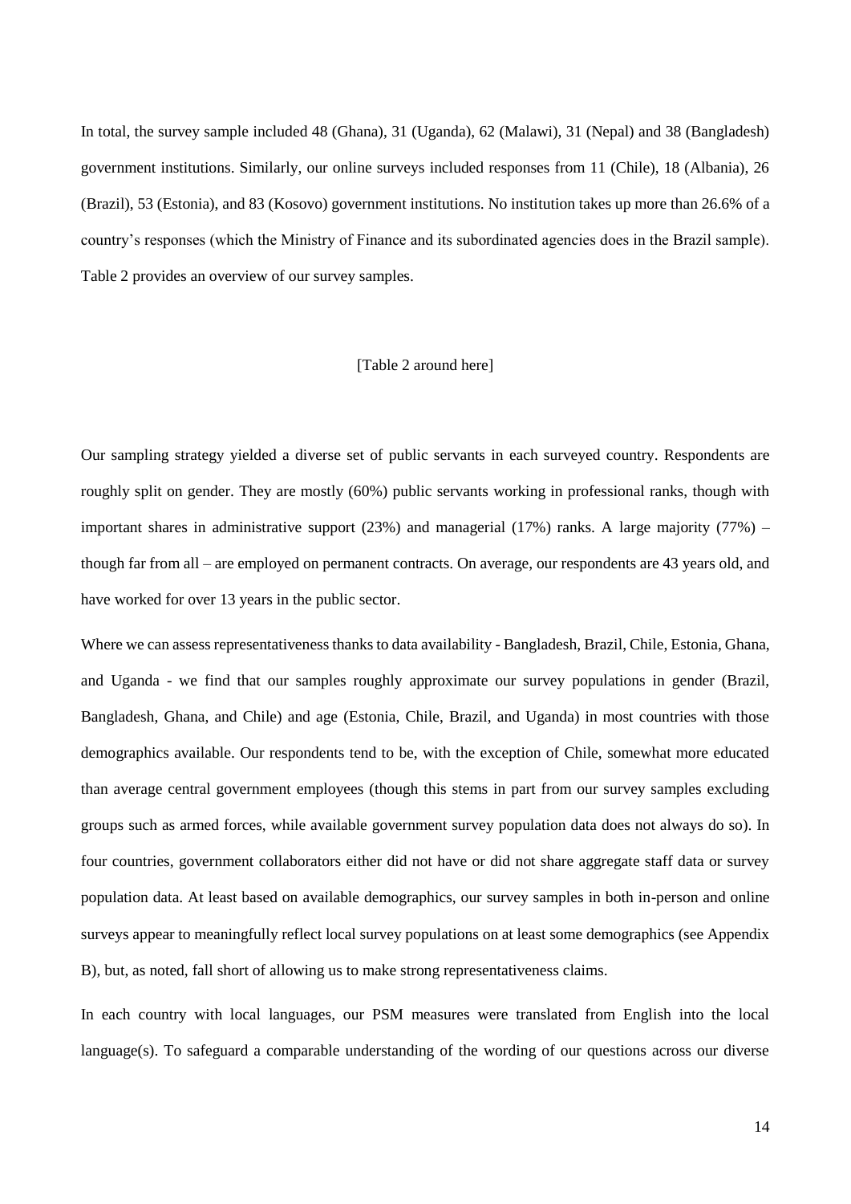In total, the survey sample included 48 (Ghana), 31 (Uganda), 62 (Malawi), 31 (Nepal) and 38 (Bangladesh) government institutions. Similarly, our online surveys included responses from 11 (Chile), 18 (Albania), 26 (Brazil), 53 (Estonia), and 83 (Kosovo) government institutions. No institution takes up more than 26.6% of a country's responses (which the Ministry of Finance and its subordinated agencies does in the Brazil sample). Table 2 provides an overview of our survey samples.

[Table 2 around here]

Our sampling strategy yielded a diverse set of public servants in each surveyed country. Respondents are roughly split on gender. They are mostly (60%) public servants working in professional ranks, though with important shares in administrative support (23%) and managerial (17%) ranks. A large majority (77%) – though far from all – are employed on permanent contracts. On average, our respondents are 43 years old, and have worked for over 13 years in the public sector.

Where we can assess representativeness thanks to data availability - Bangladesh, Brazil, Chile, Estonia, Ghana, and Uganda - we find that our samples roughly approximate our survey populations in gender (Brazil, Bangladesh, Ghana, and Chile) and age (Estonia, Chile, Brazil, and Uganda) in most countries with those demographics available. Our respondents tend to be, with the exception of Chile, somewhat more educated than average central government employees (though this stems in part from our survey samples excluding groups such as armed forces, while available government survey population data does not always do so). In four countries, government collaborators either did not have or did not share aggregate staff data or survey population data. At least based on available demographics, our survey samples in both in-person and online surveys appear to meaningfully reflect local survey populations on at least some demographics (see Appendix B), but, as noted, fall short of allowing us to make strong representativeness claims.

In each country with local languages, our PSM measures were translated from English into the local language(s). To safeguard a comparable understanding of the wording of our questions across our diverse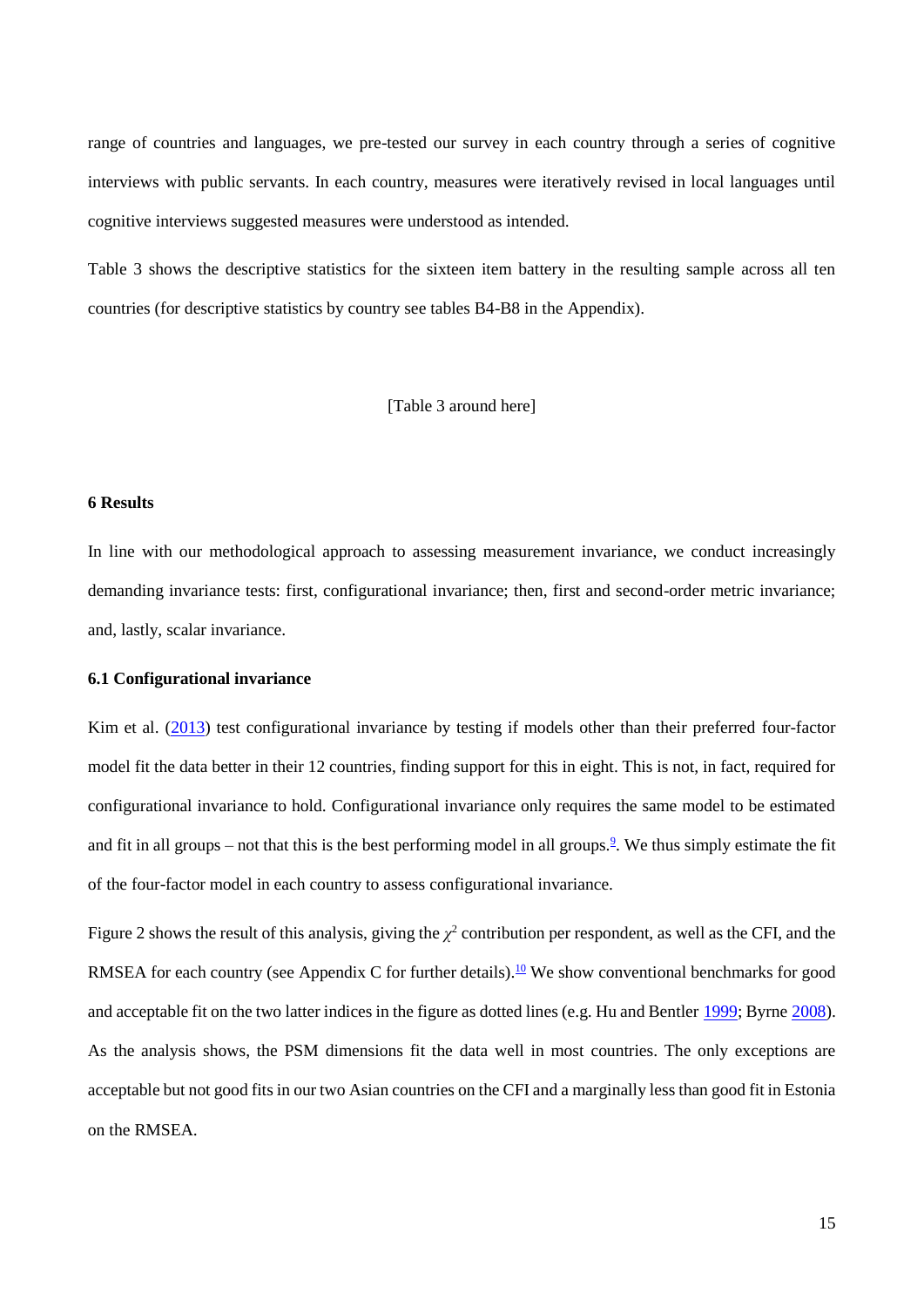range of countries and languages, we pre-tested our survey in each country through a series of cognitive interviews with public servants. In each country, measures were iteratively revised in local languages until cognitive interviews suggested measures were understood as intended.

Table 3 shows the descriptive statistics for the sixteen item battery in the resulting sample across all ten countries (for descriptive statistics by country see tables B4-B8 in the Appendix).

[Table 3 around here]

## 6 Results

In line with our methodological approach to assessing measurement invariance, we conduct increasingly demanding invariance tests: first, configurational invariance; then, first and second-order metric invariance; and, lastly, scalar invariance.

### 6.1 Configurational invariance

Kim et al. (2013) test configurational invariance by testing if models other than their preferred four-factor model fit the data better in their 12 countries, finding support for this in eight. This is not, in fact, required for configurational invariance to hold. Configurational invariance only requires the same model to be estimated and fit in all groups – not that this is the best performing model in all groups.[9]. We thus simply estimate the fit of the four-factor model in each country to assess configurational invariance.

Figure 2 shows the result of this analysis, giving the $\chi^2$ contribution per respondent, as well as the CFI, and the RMSEA for each country (see Appendix C for further details).[10] We show conventional benchmarks for good and acceptable fit on the two latter indices in the figure as dotted lines (e.g. Hu and Bentler 1999; Byrne 2008). As the analysis shows, the PSM dimensions fit the data well in most countries. The only exceptions are acceptable but not good fits in our two Asian countries on the CFI and a marginally less than good fit in Estonia on the RMSEA.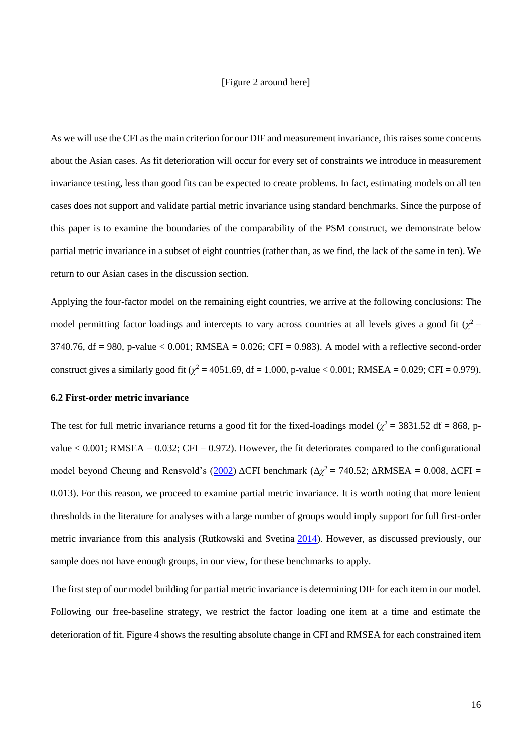[Figure 2 around here]

As we will use the CFI as the main criterion for our DIF and measurement invariance, this raises some concerns about the Asian cases. As fit deterioration will occur for every set of constraints we introduce in measurement invariance testing, less than good fits can be expected to create problems. In fact, estimating models on all ten cases does not support and validate partial metric invariance using standard benchmarks. Since the purpose of this paper is to examine the boundaries of the comparability of the PSM construct, we demonstrate below partial metric invariance in a subset of eight countries (rather than, as we find, the lack of the same in ten). We return to our Asian cases in the discussion section.

Applying the four-factor model on the remaining eight countries, we arrive at the following conclusions: The model permitting factor loadings and intercepts to vary across countries at all levels gives a good fit ($\chi^2$ = 3740.76, df = 980, p-value < 0.001; RMSEA = 0.026; CFI = 0.983). A model with a reflective second-order construct gives a similarly good fit ($\chi^2$ = 4051.69, df = 1.000, p-value < 0.001; RMSEA = 0.029; CFI = 0.979).

### 6.2 First-order metric invariance

The test for full metric invariance returns a good fit for the fixed-loadings model ($\chi^2$ = 3831.52 df = 868, p-value < 0.001; RMSEA = 0.032; CFI = 0.972). However, the fit deteriorates compared to the configurational model beyond Cheung and Rensvold's (2002) ΔCFI benchmark ($\Delta\chi^2$ = 740.52; ΔRMSEA = 0.008, ΔCFI = 0.013). For this reason, we proceed to examine partial metric invariance. It is worth noting that more lenient thresholds in the literature for analyses with a large number of groups would imply support for full first-order metric invariance from this analysis (Rutkowski and Svetina 2014). However, as discussed previously, our sample does not have enough groups, in our view, for these benchmarks to apply.

The first step of our model building for partial metric invariance is determining DIF for each item in our model. Following our free-baseline strategy, we restrict the factor loading one item at a time and estimate the deterioration of fit. Figure 4 shows the resulting absolute change in CFI and RMSEA for each constrained item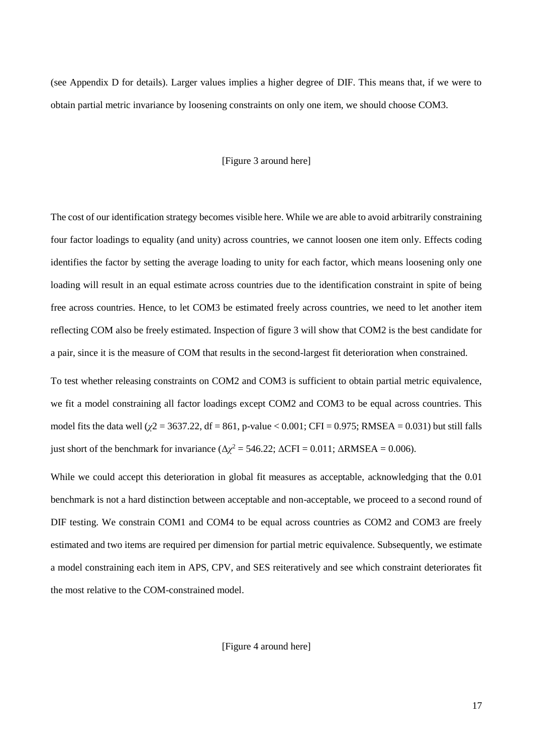(see Appendix D for details). Larger values implies a higher degree of DIF. This means that, if we were to obtain partial metric invariance by loosening constraints on only one item, we should choose COM3.

[Figure 3 around here]

The cost of our identification strategy becomes visible here. While we are able to avoid arbitrarily constraining four factor loadings to equality (and unity) across countries, we cannot loosen one item only. Effects coding identifies the factor by setting the average loading to unity for each factor, which means loosening only one loading will result in an equal estimate across countries due to the identification constraint in spite of being free across countries. Hence, to let COM3 be estimated freely across countries, we need to let another item reflecting COM also be freely estimated. Inspection of figure 3 will show that COM2 is the best candidate for a pair, since it is the measure of COM that results in the second-largest fit deterioration when constrained.

To test whether releasing constraints on COM2 and COM3 is sufficient to obtain partial metric equivalence, we fit a model constraining all factor loadings except COM2 and COM3 to be equal across countries. This model fits the data well ($\chi 2$ = 3637.22, df = 861, p-value < 0.001; CFI = 0.975; RMSEA = 0.031) but still falls just short of the benchmark for invariance ($\Delta\chi^2$ = 546.22; $\Delta$CFI = 0.011; $\Delta$RMSEA = 0.006).

While we could accept this deterioration in global fit measures as acceptable, acknowledging that the 0.01 benchmark is not a hard distinction between acceptable and non-acceptable, we proceed to a second round of DIF testing. We constrain COM1 and COM4 to be equal across countries as COM2 and COM3 are freely estimated and two items are required per dimension for partial metric equivalence. Subsequently, we estimate a model constraining each item in APS, CPV, and SES reiteratively and see which constraint deteriorates fit the most relative to the COM-constrained model.

[Figure 4 around here]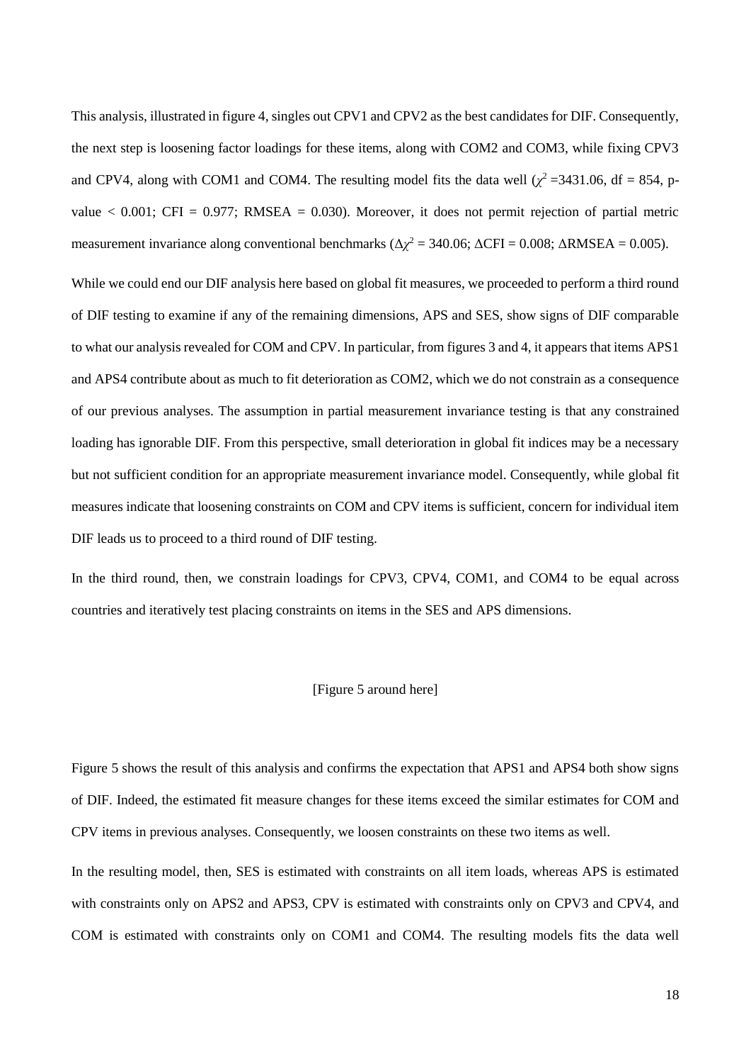This analysis, illustrated in figure 4, singles out CPV1 and CPV2 as the best candidates for DIF. Consequently, the next step is loosening factor loadings for these items, along with COM2 and COM3, while fixing CPV3 and CPV4, along with COM1 and COM4. The resulting model fits the data well ($\chi^2$ =3431.06, df = 854, p-value < 0.001; CFI = 0.977; RMSEA = 0.030). Moreover, it does not permit rejection of partial metric measurement invariance along conventional benchmarks ($\Delta\chi^2$ = 340.06; ΔCFI = 0.008; ΔRMSEA = 0.005).

While we could end our DIF analysis here based on global fit measures, we proceeded to perform a third round of DIF testing to examine if any of the remaining dimensions, APS and SES, show signs of DIF comparable to what our analysis revealed for COM and CPV. In particular, from figures 3 and 4, it appears that items APS1 and APS4 contribute about as much to fit deterioration as COM2, which we do not constrain as a consequence of our previous analyses. The assumption in partial measurement invariance testing is that any constrained loading has ignorable DIF. From this perspective, small deterioration in global fit indices may be a necessary but not sufficient condition for an appropriate measurement invariance model. Consequently, while global fit measures indicate that loosening constraints on COM and CPV items is sufficient, concern for individual item DIF leads us to proceed to a third round of DIF testing.

In the third round, then, we constrain loadings for CPV3, CPV4, COM1, and COM4 to be equal across countries and iteratively test placing constraints on items in the SES and APS dimensions.

[Figure 5 around here]

Figure 5 shows the result of this analysis and confirms the expectation that APS1 and APS4 both show signs of DIF. Indeed, the estimated fit measure changes for these items exceed the similar estimates for COM and CPV items in previous analyses. Consequently, we loosen constraints on these two items as well.

In the resulting model, then, SES is estimated with constraints on all item loads, whereas APS is estimated with constraints only on APS2 and APS3, CPV is estimated with constraints only on CPV3 and CPV4, and COM is estimated with constraints only on COM1 and COM4. The resulting models fits the data well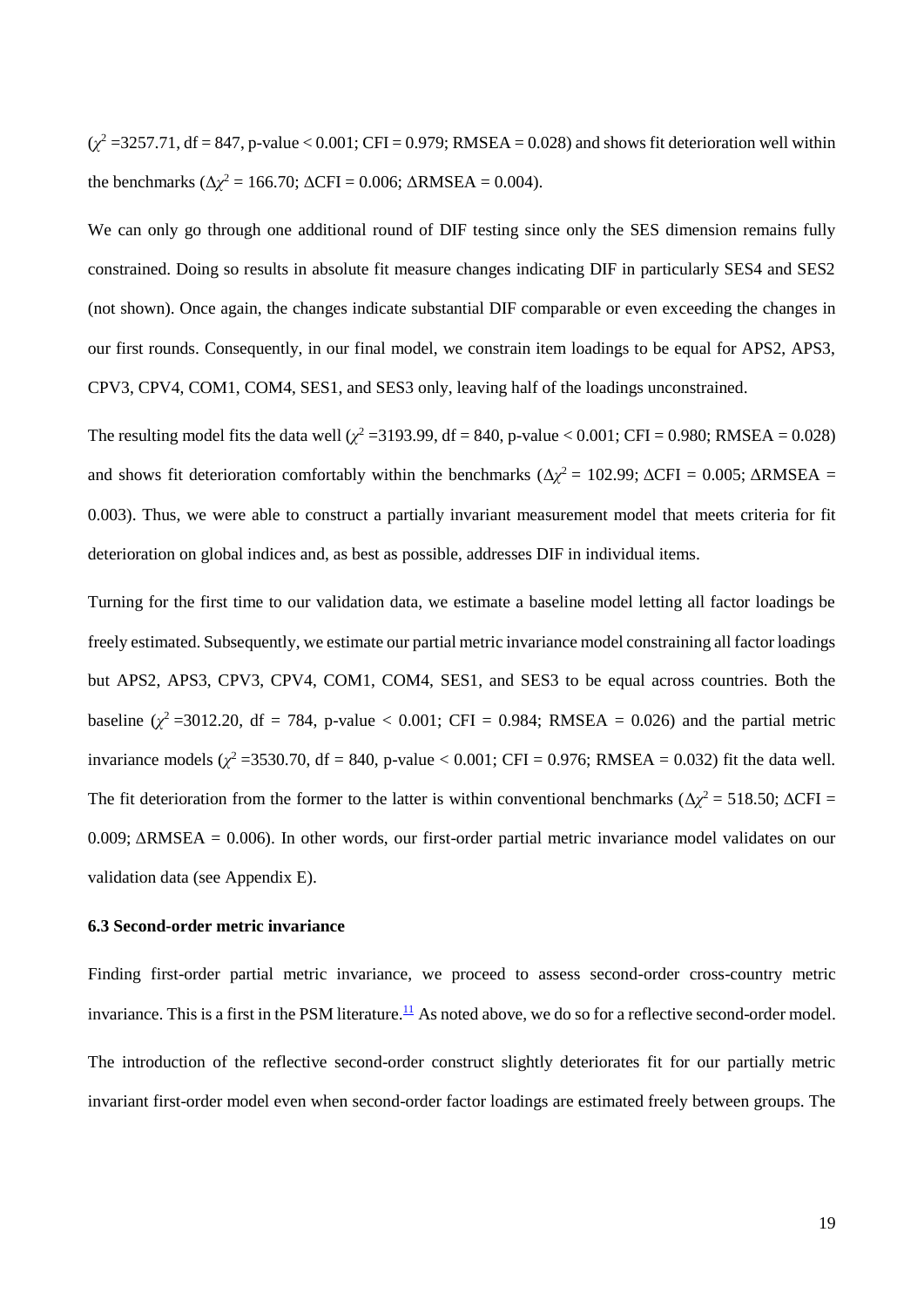($\chi^2$ =3257.71, df = 847, p-value < 0.001; CFI = 0.979; RMSEA = 0.028) and shows fit deterioration well within the benchmarks ($\Delta\chi^2$ = 166.70; ΔCFI = 0.006; ΔRMSEA = 0.004).

We can only go through one additional round of DIF testing since only the SES dimension remains fully constrained. Doing so results in absolute fit measure changes indicating DIF in particularly SES4 and SES2 (not shown). Once again, the changes indicate substantial DIF comparable or even exceeding the changes in our first rounds. Consequently, in our final model, we constrain item loadings to be equal for APS2, APS3, CPV3, CPV4, COM1, COM4, SES1, and SES3 only, leaving half of the loadings unconstrained.

The resulting model fits the data well ($\chi^2$ =3193.99, df = 840, p-value < 0.001; CFI = 0.980; RMSEA = 0.028) and shows fit deterioration comfortably within the benchmarks ($\Delta\chi^2$ = 102.99; ΔCFI = 0.005; ΔRMSEA = 0.003). Thus, we were able to construct a partially invariant measurement model that meets criteria for fit deterioration on global indices and, as best as possible, addresses DIF in individual items.

Turning for the first time to our validation data, we estimate a baseline model letting all factor loadings be freely estimated. Subsequently, we estimate our partial metric invariance model constraining all factor loadings but APS2, APS3, CPV3, CPV4, COM1, COM4, SES1, and SES3 to be equal across countries. Both the baseline ($\chi^2$ =3012.20, df = 784, p-value < 0.001; CFI = 0.984; RMSEA = 0.026) and the partial metric invariance models ($\chi^2$ =3530.70, df = 840, p-value < 0.001; CFI = 0.976; RMSEA = 0.032) fit the data well. The fit deterioration from the former to the latter is within conventional benchmarks ($\Delta\chi^2$ = 518.50; ΔCFI = 0.009; ΔRMSEA = 0.006). In other words, our first-order partial metric invariance model validates on our validation data (see Appendix E).

### 6.3 Second-order metric invariance

Finding first-order partial metric invariance, we proceed to assess second-order cross-country metric invariance. This is a first in the PSM literature.[11] As noted above, we do so for a reflective second-order model.

The introduction of the reflective second-order construct slightly deteriorates fit for our partially metric invariant first-order model even when second-order factor loadings are estimated freely between groups. The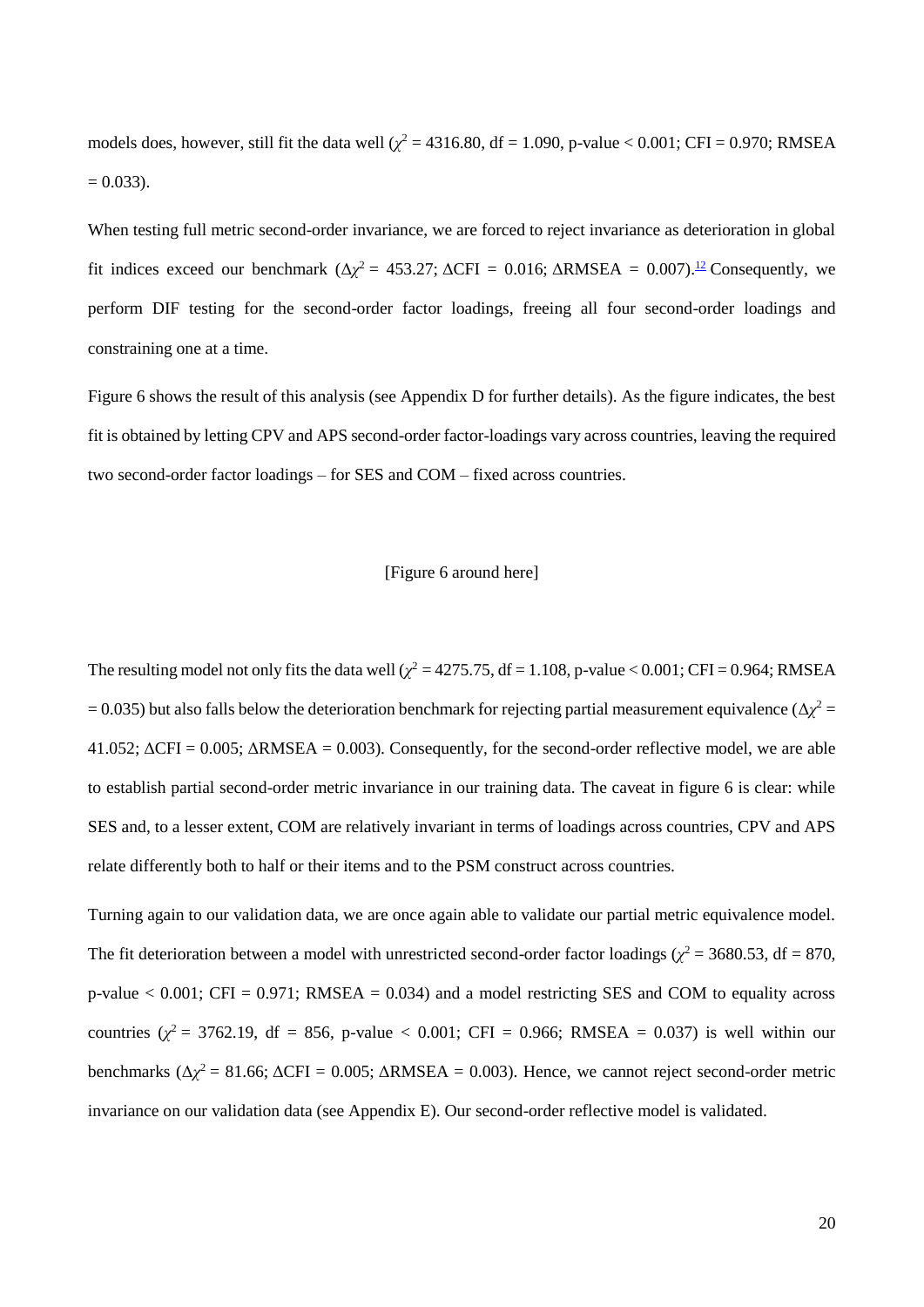models does, however, still fit the data well ($\chi^2$ = 4316.80, df = 1.090, p-value < 0.001; CFI = 0.970; RMSEA = 0.033).

When testing full metric second-order invariance, we are forced to reject invariance as deterioration in global fit indices exceed our benchmark ($\Delta\chi^2$ = 453.27; ΔCFI = 0.016; ΔRMSEA = 0.007).[12] Consequently, we perform DIF testing for the second-order factor loadings, freeing all four second-order loadings and constraining one at a time.

Figure 6 shows the result of this analysis (see Appendix D for further details). As the figure indicates, the best fit is obtained by letting CPV and APS second-order factor-loadings vary across countries, leaving the required two second-order factor loadings – for SES and COM – fixed across countries.

[Figure 6 around here]

The resulting model not only fits the data well ($\chi^2$ = 4275.75, df = 1.108, p-value < 0.001; CFI = 0.964; RMSEA = 0.035) but also falls below the deterioration benchmark for rejecting partial measurement equivalence ($\Delta\chi^2$ = 41.052; ΔCFI = 0.005; ΔRMSEA = 0.003). Consequently, for the second-order reflective model, we are able to establish partial second-order metric invariance in our training data. The caveat in figure 6 is clear: while SES and, to a lesser extent, COM are relatively invariant in terms of loadings across countries, CPV and APS relate differently both to half or their items and to the PSM construct across countries.

Turning again to our validation data, we are once again able to validate our partial metric equivalence model. The fit deterioration between a model with unrestricted second-order factor loadings ($\chi^2$ = 3680.53, df = 870, p-value < 0.001; CFI = 0.971; RMSEA = 0.034) and a model restricting SES and COM to equality across countries ($\chi^2$ = 3762.19, df = 856, p-value < 0.001; CFI = 0.966; RMSEA = 0.037) is well within our benchmarks ($\Delta\chi^2$ = 81.66; ΔCFI = 0.005; ΔRMSEA = 0.003). Hence, we cannot reject second-order metric invariance on our validation data (see Appendix E). Our second-order reflective model is validated.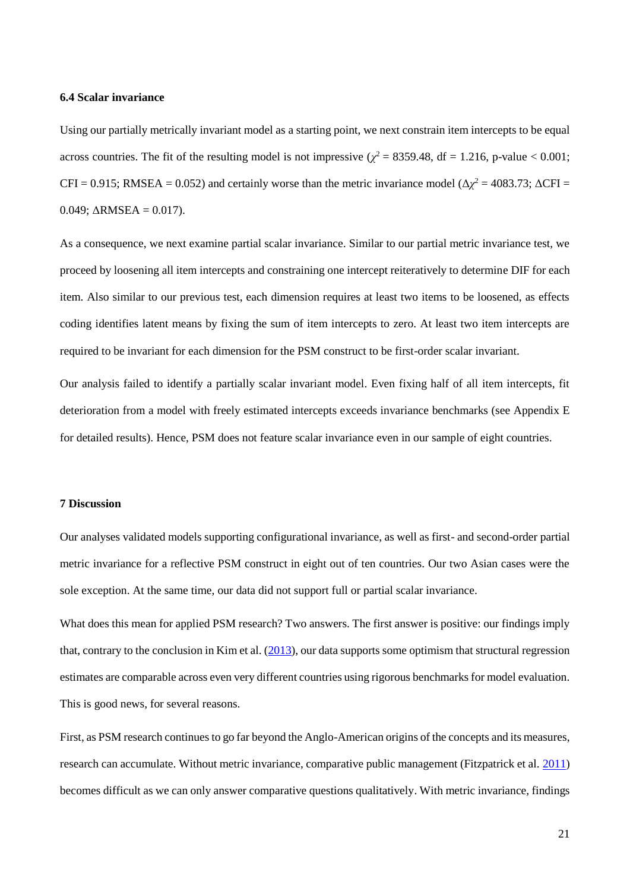### 6.4 Scalar invariance

Using our partially metrically invariant model as a starting point, we next constrain item intercepts to be equal across countries. The fit of the resulting model is not impressive ($\chi^2 = 8359.48$, df = 1.216, p-value < 0.001; CFI = 0.915; RMSEA = 0.052) and certainly worse than the metric invariance model ($\Delta\chi^2 = 4083.73$; $\Delta$CFI = 0.049; $\Delta$RMSEA = 0.017).

As a consequence, we next examine partial scalar invariance. Similar to our partial metric invariance test, we proceed by loosening all item intercepts and constraining one intercept reiteratively to determine DIF for each item. Also similar to our previous test, each dimension requires at least two items to be loosened, as effects coding identifies latent means by fixing the sum of item intercepts to zero. At least two item intercepts are required to be invariant for each dimension for the PSM construct to be first-order scalar invariant.

Our analysis failed to identify a partially scalar invariant model. Even fixing half of all item intercepts, fit deterioration from a model with freely estimated intercepts exceeds invariance benchmarks (see Appendix E for detailed results). Hence, PSM does not feature scalar invariance even in our sample of eight countries.

## 7 Discussion

Our analyses validated models supporting configurational invariance, as well as first- and second-order partial metric invariance for a reflective PSM construct in eight out of ten countries. Our two Asian cases were the sole exception. At the same time, our data did not support full or partial scalar invariance.

What does this mean for applied PSM research? Two answers. The first answer is positive: our findings imply that, contrary to the conclusion in Kim et al. (2013), our data supports some optimism that structural regression estimates are comparable across even very different countries using rigorous benchmarks for model evaluation. This is good news, for several reasons.

First, as PSM research continues to go far beyond the Anglo-American origins of the concepts and its measures, research can accumulate. Without metric invariance, comparative public management (Fitzpatrick et al. 2011) becomes difficult as we can only answer comparative questions qualitatively. With metric invariance, findings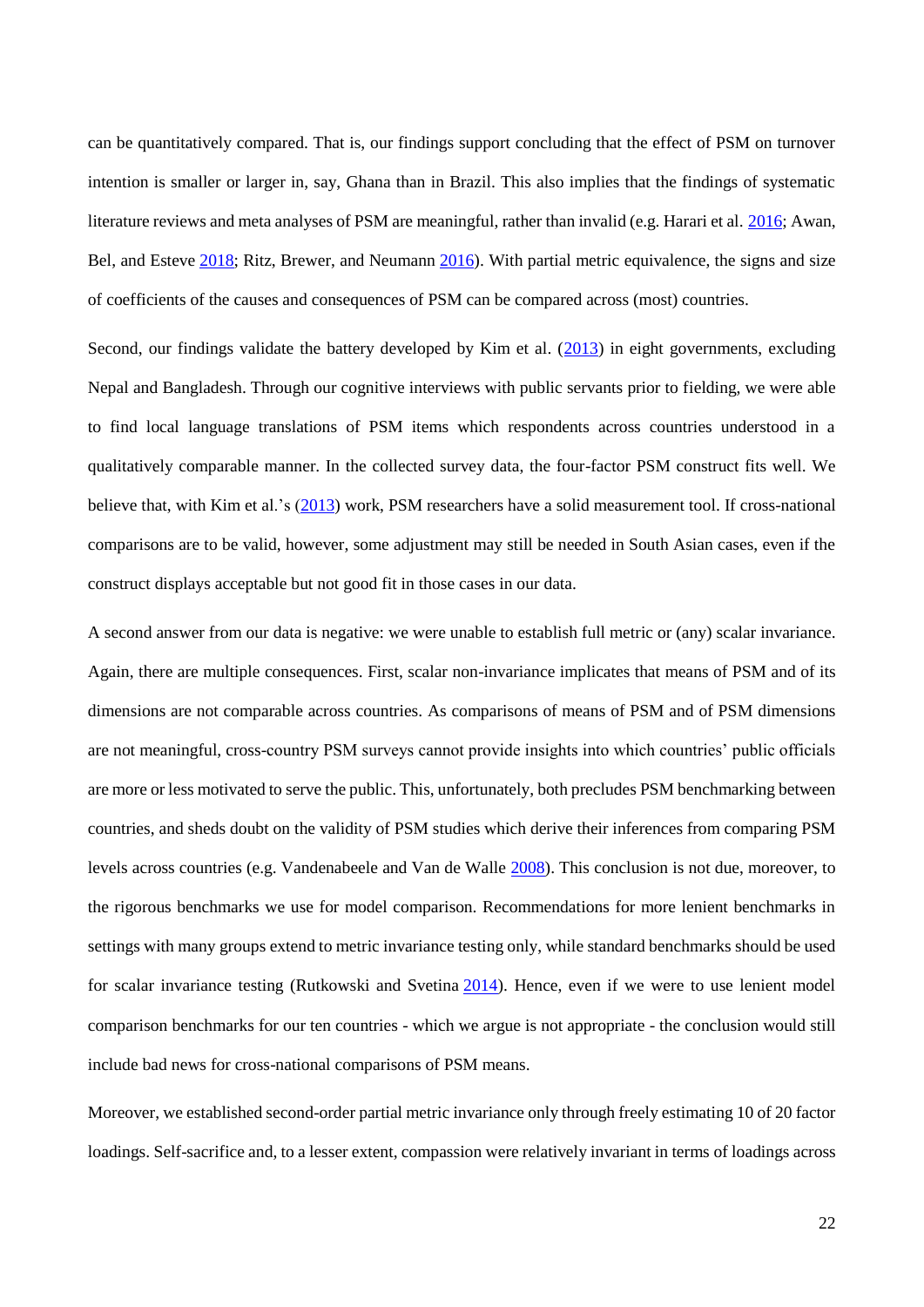can be quantitatively compared. That is, our findings support concluding that the effect of PSM on turnover intention is smaller or larger in, say, Ghana than in Brazil. This also implies that the findings of systematic literature reviews and meta analyses of PSM are meaningful, rather than invalid (e.g. Harari et al. 2016; Awan, Bel, and Esteve 2018; Ritz, Brewer, and Neumann 2016). With partial metric equivalence, the signs and size of coefficients of the causes and consequences of PSM can be compared across (most) countries.

Second, our findings validate the battery developed by Kim et al. (2013) in eight governments, excluding Nepal and Bangladesh. Through our cognitive interviews with public servants prior to fielding, we were able to find local language translations of PSM items which respondents across countries understood in a qualitatively comparable manner. In the collected survey data, the four-factor PSM construct fits well. We believe that, with Kim et al.'s (2013) work, PSM researchers have a solid measurement tool. If cross-national comparisons are to be valid, however, some adjustment may still be needed in South Asian cases, even if the construct displays acceptable but not good fit in those cases in our data.

A second answer from our data is negative: we were unable to establish full metric or (any) scalar invariance. Again, there are multiple consequences. First, scalar non-invariance implicates that means of PSM and of its dimensions are not comparable across countries. As comparisons of means of PSM and of PSM dimensions are not meaningful, cross-country PSM surveys cannot provide insights into which countries' public officials are more or less motivated to serve the public. This, unfortunately, both precludes PSM benchmarking between countries, and sheds doubt on the validity of PSM studies which derive their inferences from comparing PSM levels across countries (e.g. Vandenabeele and Van de Walle 2008). This conclusion is not due, moreover, to the rigorous benchmarks we use for model comparison. Recommendations for more lenient benchmarks in settings with many groups extend to metric invariance testing only, while standard benchmarks should be used for scalar invariance testing (Rutkowski and Svetina 2014). Hence, even if we were to use lenient model comparison benchmarks for our ten countries - which we argue is not appropriate - the conclusion would still include bad news for cross-national comparisons of PSM means.

Moreover, we established second-order partial metric invariance only through freely estimating 10 of 20 factor loadings. Self-sacrifice and, to a lesser extent, compassion were relatively invariant in terms of loadings across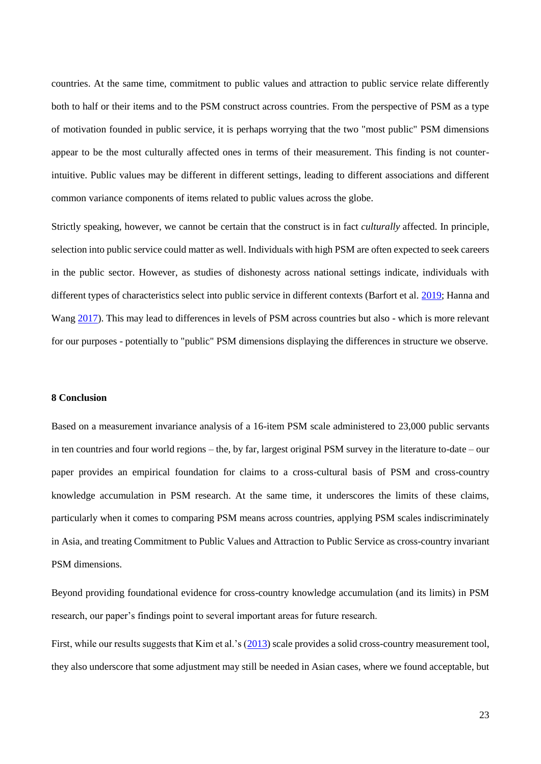countries. At the same time, commitment to public values and attraction to public service relate differently both to half or their items and to the PSM construct across countries. From the perspective of PSM as a type of motivation founded in public service, it is perhaps worrying that the two "most public" PSM dimensions appear to be the most culturally affected ones in terms of their measurement. This finding is not counter-intuitive. Public values may be different in different settings, leading to different associations and different common variance components of items related to public values across the globe.

Strictly speaking, however, we cannot be certain that the construct is in fact *culturally* affected. In principle, selection into public service could matter as well. Individuals with high PSM are often expected to seek careers in the public sector. However, as studies of dishonesty across national settings indicate, individuals with different types of characteristics select into public service in different contexts (Barfort et al. 2019; Hanna and Wang 2017). This may lead to differences in levels of PSM across countries but also - which is more relevant for our purposes - potentially to "public" PSM dimensions displaying the differences in structure we observe.

## 8 Conclusion

Based on a measurement invariance analysis of a 16-item PSM scale administered to 23,000 public servants in ten countries and four world regions – the, by far, largest original PSM survey in the literature to-date – our paper provides an empirical foundation for claims to a cross-cultural basis of PSM and cross-country knowledge accumulation in PSM research. At the same time, it underscores the limits of these claims, particularly when it comes to comparing PSM means across countries, applying PSM scales indiscriminately in Asia, and treating Commitment to Public Values and Attraction to Public Service as cross-country invariant PSM dimensions.

Beyond providing foundational evidence for cross-country knowledge accumulation (and its limits) in PSM research, our paper's findings point to several important areas for future research.

First, while our results suggests that Kim et al.'s (2013) scale provides a solid cross-country measurement tool, they also underscore that some adjustment may still be needed in Asian cases, where we found acceptable, but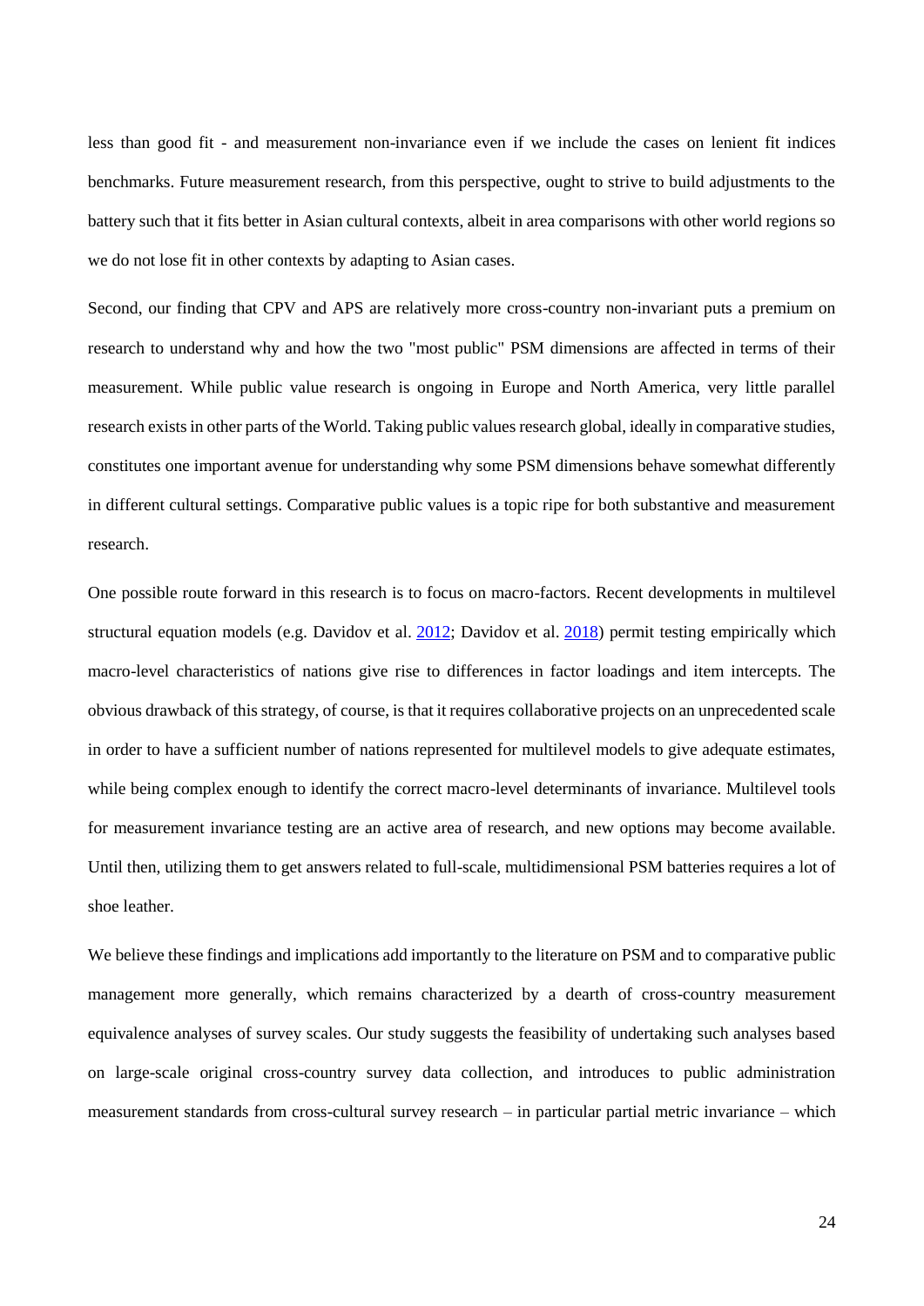less than good fit - and measurement non-invariance even if we include the cases on lenient fit indices benchmarks. Future measurement research, from this perspective, ought to strive to build adjustments to the battery such that it fits better in Asian cultural contexts, albeit in area comparisons with other world regions so we do not lose fit in other contexts by adapting to Asian cases.

Second, our finding that CPV and APS are relatively more cross-country non-invariant puts a premium on research to understand why and how the two "most public" PSM dimensions are affected in terms of their measurement. While public value research is ongoing in Europe and North America, very little parallel research exists in other parts of the World. Taking public values research global, ideally in comparative studies, constitutes one important avenue for understanding why some PSM dimensions behave somewhat differently in different cultural settings. Comparative public values is a topic ripe for both substantive and measurement research.

One possible route forward in this research is to focus on macro-factors. Recent developments in multilevel structural equation models (e.g. Davidov et al. 2012; Davidov et al. 2018) permit testing empirically which macro-level characteristics of nations give rise to differences in factor loadings and item intercepts. The obvious drawback of this strategy, of course, is that it requires collaborative projects on an unprecedented scale in order to have a sufficient number of nations represented for multilevel models to give adequate estimates, while being complex enough to identify the correct macro-level determinants of invariance. Multilevel tools for measurement invariance testing are an active area of research, and new options may become available. Until then, utilizing them to get answers related to full-scale, multidimensional PSM batteries requires a lot of shoe leather.

We believe these findings and implications add importantly to the literature on PSM and to comparative public management more generally, which remains characterized by a dearth of cross-country measurement equivalence analyses of survey scales. Our study suggests the feasibility of undertaking such analyses based on large-scale original cross-country survey data collection, and introduces to public administration measurement standards from cross-cultural survey research – in particular partial metric invariance – which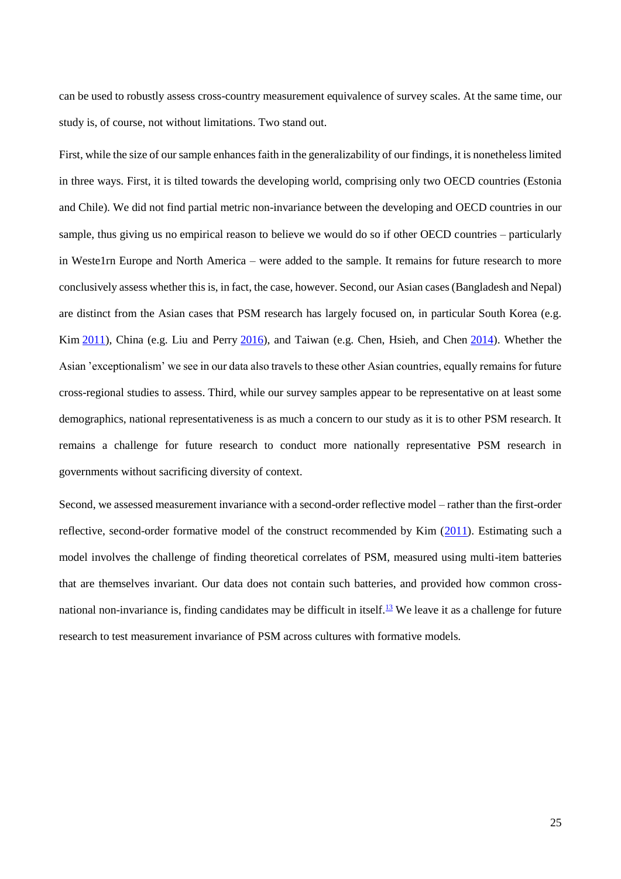can be used to robustly assess cross-country measurement equivalence of survey scales. At the same time, our study is, of course, not without limitations. Two stand out.

First, while the size of our sample enhances faith in the generalizability of our findings, it is nonetheless limited in three ways. First, it is tilted towards the developing world, comprising only two OECD countries (Estonia and Chile). We did not find partial metric non-invariance between the developing and OECD countries in our sample, thus giving us no empirical reason to believe we would do so if other OECD countries – particularly in Weste1rn Europe and North America – were added to the sample. It remains for future research to more conclusively assess whether this is, in fact, the case, however. Second, our Asian cases (Bangladesh and Nepal) are distinct from the Asian cases that PSM research has largely focused on, in particular South Korea (e.g. Kim 2011), China (e.g. Liu and Perry 2016), and Taiwan (e.g. Chen, Hsieh, and Chen 2014). Whether the Asian 'exceptionalism' we see in our data also travels to these other Asian countries, equally remains for future cross-regional studies to assess. Third, while our survey samples appear to be representative on at least some demographics, national representativeness is as much a concern to our study as it is to other PSM research. It remains a challenge for future research to conduct more nationally representative PSM research in governments without sacrificing diversity of context.

Second, we assessed measurement invariance with a second-order reflective model – rather than the first-order reflective, second-order formative model of the construct recommended by Kim (2011). Estimating such a model involves the challenge of finding theoretical correlates of PSM, measured using multi-item batteries that are themselves invariant. Our data does not contain such batteries, and provided how common cross-national non-invariance is, finding candidates may be difficult in itself.[13] We leave it as a challenge for future research to test measurement invariance of PSM across cultures with formative models.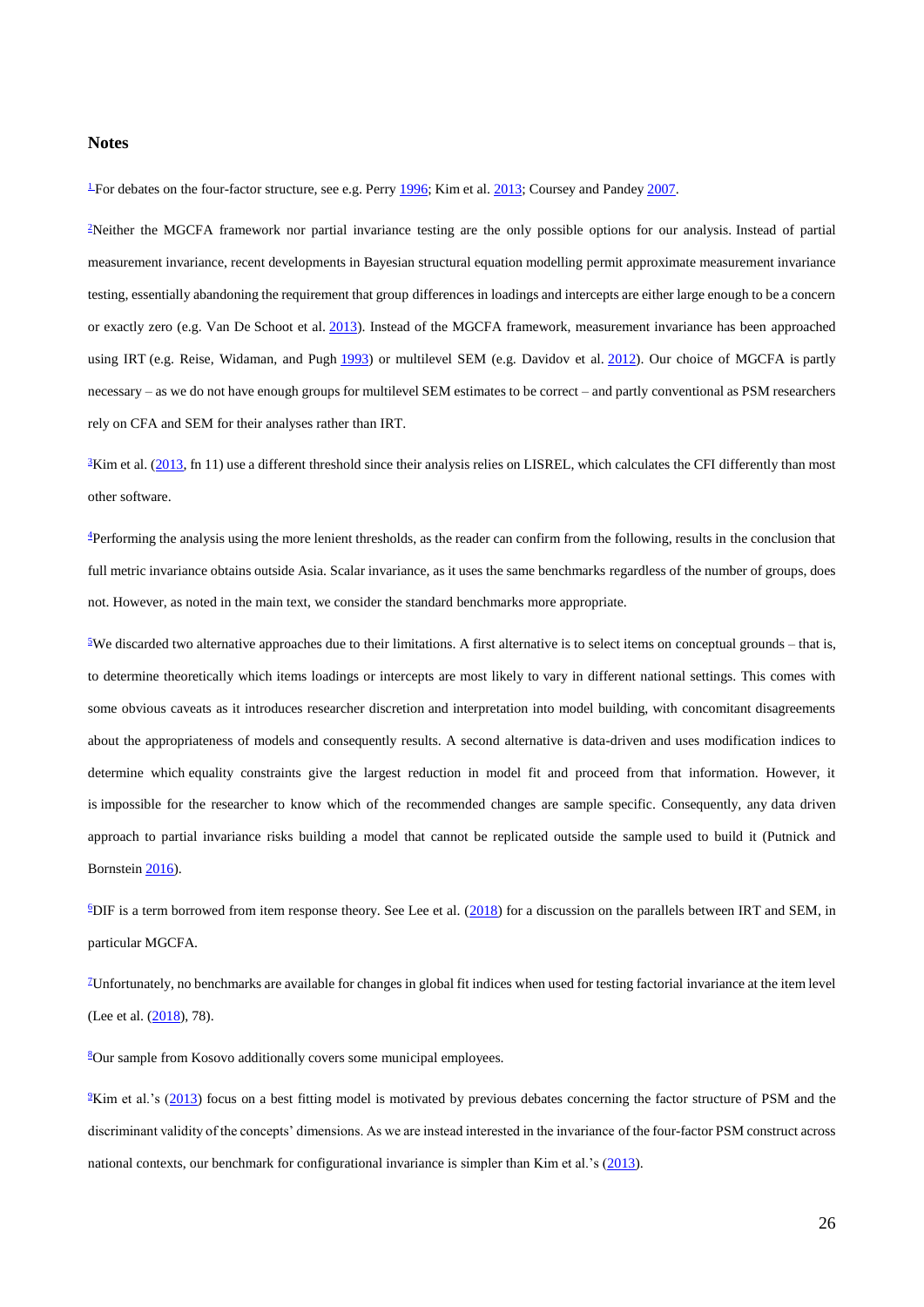## Notes

[1]For debates on the four-factor structure, see e.g. Perry 1996; Kim et al. 2013; Coursey and Pandey 2007.

[2]Neither the MGCFA framework nor partial invariance testing are the only possible options for our analysis. Instead of partial measurement invariance, recent developments in Bayesian structural equation modelling permit approximate measurement invariance testing, essentially abandoning the requirement that group differences in loadings and intercepts are either large enough to be a concern or exactly zero (e.g. Van De Schoot et al. 2013). Instead of the MGCFA framework, measurement invariance has been approached using IRT (e.g. Reise, Widaman, and Pugh 1993) or multilevel SEM (e.g. Davidov et al. 2012). Our choice of MGCFA is partly necessary – as we do not have enough groups for multilevel SEM estimates to be correct – and partly conventional as PSM researchers rely on CFA and SEM for their analyses rather than IRT.

[3]Kim et al. (2013, fn 11) use a different threshold since their analysis relies on LISREL, which calculates the CFI differently than most other software.

[4]Performing the analysis using the more lenient thresholds, as the reader can confirm from the following, results in the conclusion that full metric invariance obtains outside Asia. Scalar invariance, as it uses the same benchmarks regardless of the number of groups, does not. However, as noted in the main text, we consider the standard benchmarks more appropriate.

[5]We discarded two alternative approaches due to their limitations. A first alternative is to select items on conceptual grounds – that is, to determine theoretically which items loadings or intercepts are most likely to vary in different national settings. This comes with some obvious caveats as it introduces researcher discretion and interpretation into model building, with concomitant disagreements about the appropriateness of models and consequently results. A second alternative is data-driven and uses modification indices to determine which equality constraints give the largest reduction in model fit and proceed from that information. However, it is impossible for the researcher to know which of the recommended changes are sample specific. Consequently, any data driven approach to partial invariance risks building a model that cannot be replicated outside the sample used to build it (Putnick and Bornstein 2016).

[6]DIF is a term borrowed from item response theory. See Lee et al. (2018) for a discussion on the parallels between IRT and SEM, in particular MGCFA.

[7]Unfortunately, no benchmarks are available for changes in global fit indices when used for testing factorial invariance at the item level (Lee et al. (2018), 78).

[8]Our sample from Kosovo additionally covers some municipal employees.

[9]Kim et al.'s (2013) focus on a best fitting model is motivated by previous debates concerning the factor structure of PSM and the discriminant validity of the concepts' dimensions. As we are instead interested in the invariance of the four-factor PSM construct across national contexts, our benchmark for configurational invariance is simpler than Kim et al.'s (2013).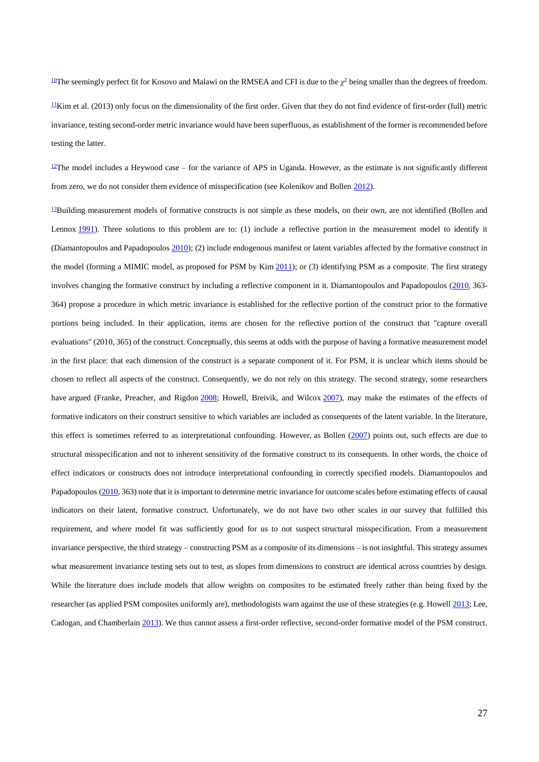[10]The seemingly perfect fit for Kosovo and Malawi on the RMSEA and CFI is due to the $\chi^2$ being smaller than the degrees of freedom.

[11]Kim et al. (2013) only focus on the dimensionality of the first order. Given that they do not find evidence of first-order (full) metric invariance, testing second-order metric invariance would have been superfluous, as establishment of the former is recommended before testing the latter.

[12]The model includes a Heywood case – for the variance of APS in Uganda. However, as the estimate is not significantly different from zero, we do not consider them evidence of misspecification (see Kolenikov and Bollen 2012).

[13]Building measurement models of formative constructs is not simple as these models, on their own, are not identified (Bollen and Lennox 1991). Three solutions to this problem are to: (1) include a reflective portion in the measurement model to identify it (Diamantopoulos and Papadopoulos 2010); (2) include endogenous manifest or latent variables affected by the formative construct in the model (forming a MIMIC model, as proposed for PSM by Kim 2011); or (3) identifying PSM as a composite. The first strategy involves changing the formative construct by including a reflective component in it. Diamantopoulos and Papadopoulos (2010, 363-364) propose a procedure in which metric invariance is established for the reflective portion of the construct prior to the formative portions being included. In their application, items are chosen for the reflective portion of the construct that "capture overall evaluations" (2010, 365) of the construct. Conceptually, this seems at odds with the purpose of having a formative measurement model in the first place: that each dimension of the construct is a separate component of it. For PSM, it is unclear which items should be chosen to reflect all aspects of the construct. Consequently, we do not rely on this strategy. The second strategy, some researchers have argued (Franke, Preacher, and Rigdon 2008; Howell, Breivik, and Wilcox 2007), may make the estimates of the effects of formative indicators on their construct sensitive to which variables are included as consequents of the latent variable. In the literature, this effect is sometimes referred to as interpretational confounding. However, as Bollen (2007) points out, such effects are due to structural misspecification and not to inherent sensitivity of the formative construct to its consequents. In other words, the choice of effect indicators or constructs does not introduce interpretational confounding in correctly specified models. Diamantopoulos and Papadopoulos (2010, 363) note that it is important to determine metric invariance for outcome scales before estimating effects of causal indicators on their latent, formative construct. Unfortunately, we do not have two other scales in our survey that fulfilled this requirement, and where model fit was sufficiently good for us to not suspect structural misspecification. From a measurement invariance perspective, the third strategy – constructing PSM as a composite of its dimensions – is not insightful. This strategy assumes what measurement invariance testing sets out to test, as slopes from dimensions to construct are identical across countries by design. While the literature does include models that allow weights on composites to be estimated freely rather than being fixed by the researcher (as applied PSM composites uniformly are), methodologists warn against the use of these strategies (e.g. Howell 2013; Lee, Cadogan, and Chamberlain 2013). We thus cannot assess a first-order reflective, second-order formative model of the PSM construct.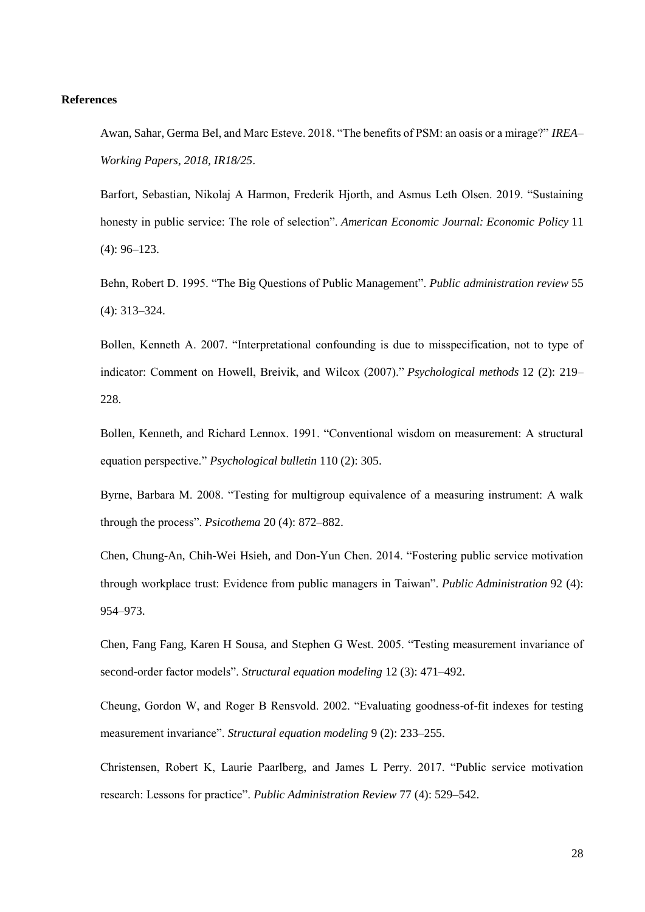**References**

Awan, Sahar, Germa Bel, and Marc Esteve. 2018. "The benefits of PSM: an oasis or a mirage?" *IREA–Working Papers, 2018, IR18/25*.

Barfort, Sebastian, Nikolaj A Harmon, Frederik Hjorth, and Asmus Leth Olsen. 2019. "Sustaining honesty in public service: The role of selection". *American Economic Journal: Economic Policy* 11 (4): 96–123.

Behn, Robert D. 1995. "The Big Questions of Public Management". *Public administration review* 55 (4): 313–324.

Bollen, Kenneth A. 2007. "Interpretational confounding is due to misspecification, not to type of indicator: Comment on Howell, Breivik, and Wilcox (2007)." *Psychological methods* 12 (2): 219–228.

Bollen, Kenneth, and Richard Lennox. 1991. "Conventional wisdom on measurement: A structural equation perspective." *Psychological bulletin* 110 (2): 305.

Byrne, Barbara M. 2008. "Testing for multigroup equivalence of a measuring instrument: A walk through the process". *Psicothema* 20 (4): 872–882.

Chen, Chung-An, Chih-Wei Hsieh, and Don-Yun Chen. 2014. "Fostering public service motivation through workplace trust: Evidence from public managers in Taiwan". *Public Administration* 92 (4): 954–973.

Chen, Fang Fang, Karen H Sousa, and Stephen G West. 2005. "Testing measurement invariance of second-order factor models". *Structural equation modeling* 12 (3): 471–492.

Cheung, Gordon W, and Roger B Rensvold. 2002. "Evaluating goodness-of-fit indexes for testing measurement invariance". *Structural equation modeling* 9 (2): 233–255.

Christensen, Robert K, Laurie Paarlberg, and James L Perry. 2017. "Public service motivation research: Lessons for practice". *Public Administration Review* 77 (4): 529–542.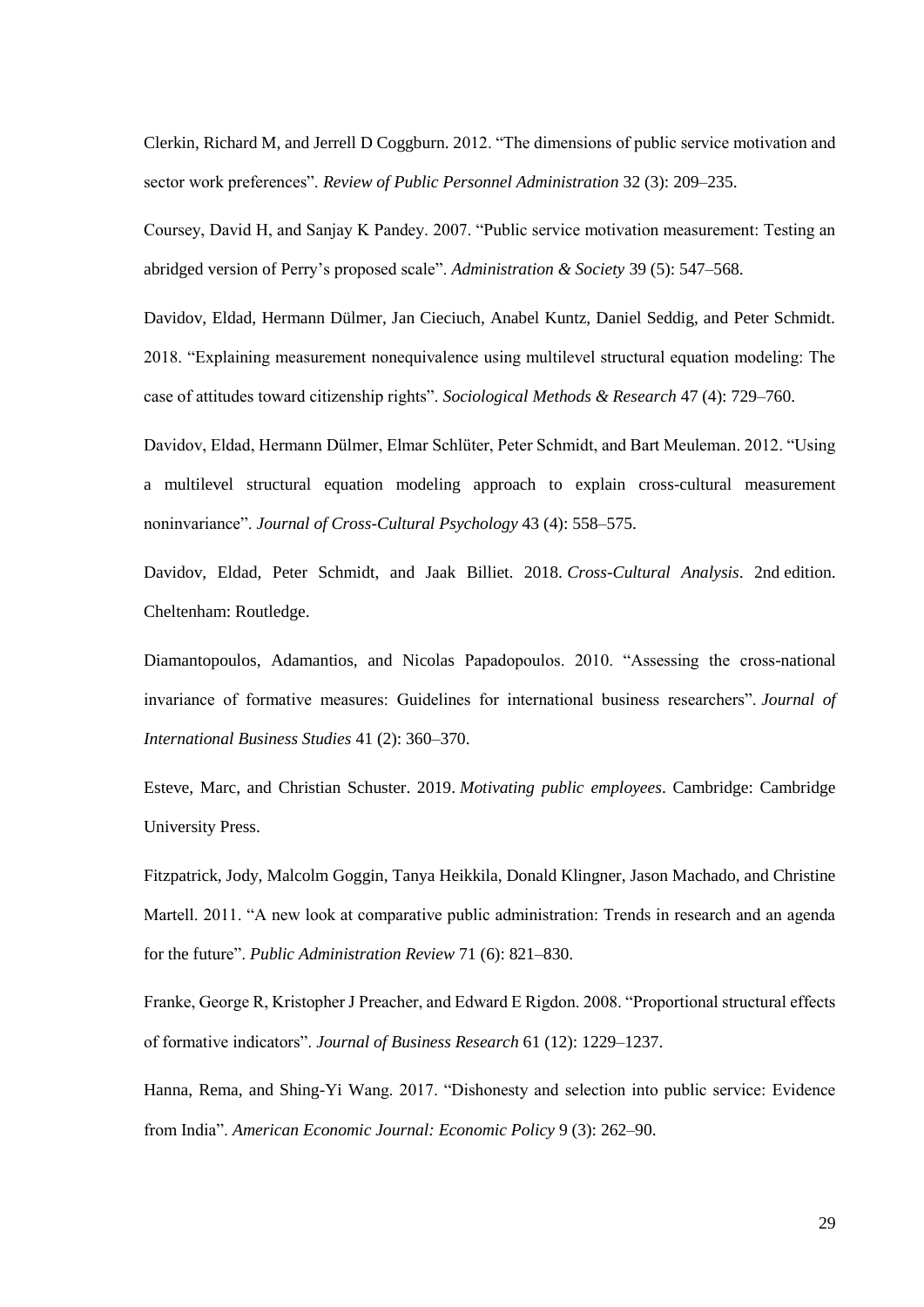Clerkin, Richard M, and Jerrell D Coggburn. 2012. “The dimensions of public service motivation and sector work preferences”. *Review of Public Personnel Administration* 32 (3): 209–235.

Coursey, David H, and Sanjay K Pandey. 2007. “Public service motivation measurement: Testing an abridged version of Perry’s proposed scale”. *Administration & Society* 39 (5): 547–568.

Davidov, Eldad, Hermann Dülmer, Jan Cieciuch, Anabel Kuntz, Daniel Seddig, and Peter Schmidt. 2018. “Explaining measurement nonequivalence using multilevel structural equation modeling: The case of attitudes toward citizenship rights”. *Sociological Methods & Research* 47 (4): 729–760.

Davidov, Eldad, Hermann Dülmer, Elmar Schlüter, Peter Schmidt, and Bart Meuleman. 2012. “Using a multilevel structural equation modeling approach to explain cross-cultural measurement noninvariance”. *Journal of Cross-Cultural Psychology* 43 (4): 558–575.

Davidov, Eldad, Peter Schmidt, and Jaak Billiet. 2018. *Cross-Cultural Analysis*. 2nd edition. Cheltenham: Routledge.

Diamantopoulos, Adamantios, and Nicolas Papadopoulos. 2010. “Assessing the cross-national invariance of formative measures: Guidelines for international business researchers”. *Journal of International Business Studies* 41 (2): 360–370.

Esteve, Marc, and Christian Schuster. 2019. *Motivating public employees*. Cambridge: Cambridge University Press.

Fitzpatrick, Jody, Malcolm Goggin, Tanya Heikkila, Donald Klingner, Jason Machado, and Christine Martell. 2011. “A new look at comparative public administration: Trends in research and an agenda for the future”. *Public Administration Review* 71 (6): 821–830.

Franke, George R, Kristopher J Preacher, and Edward E Rigdon. 2008. “Proportional structural effects of formative indicators”. *Journal of Business Research* 61 (12): 1229–1237.

Hanna, Rema, and Shing-Yi Wang. 2017. “Dishonesty and selection into public service: Evidence from India”. *American Economic Journal: Economic Policy* 9 (3): 262–90.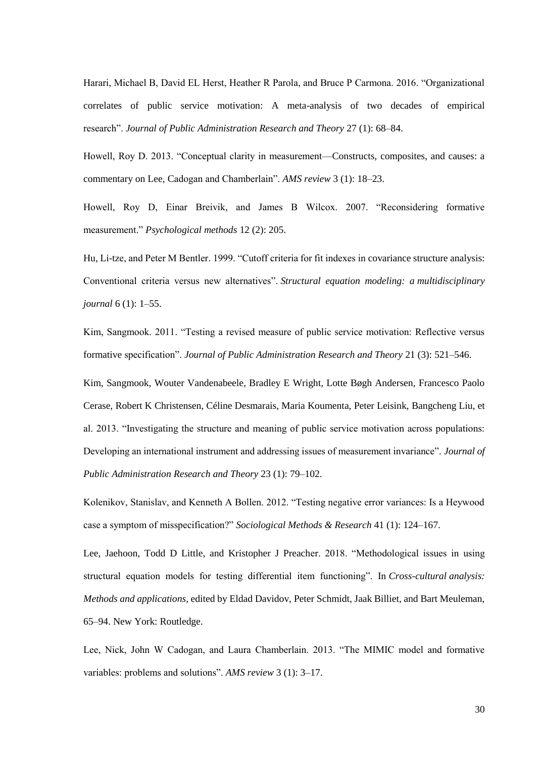Harari, Michael B, David EL Herst, Heather R Parola, and Bruce P Carmona. 2016. "Organizational correlates of public service motivation: A meta-analysis of two decades of empirical research". *Journal of Public Administration Research and Theory* 27 (1): 68–84.

Howell, Roy D. 2013. "Conceptual clarity in measurement—Constructs, composites, and causes: a commentary on Lee, Cadogan and Chamberlain". *AMS review* 3 (1): 18–23.

Howell, Roy D, Einar Breivik, and James B Wilcox. 2007. "Reconsidering formative measurement." *Psychological methods* 12 (2): 205.

Hu, Li-tze, and Peter M Bentler. 1999. "Cutoff criteria for fit indexes in covariance structure analysis: Conventional criteria versus new alternatives". *Structural equation modeling: a multidisciplinary journal* 6 (1): 1–55.

Kim, Sangmook. 2011. "Testing a revised measure of public service motivation: Reflective versus formative specification". *Journal of Public Administration Research and Theory* 21 (3): 521–546.

Kim, Sangmook, Wouter Vandenabeele, Bradley E Wright, Lotte Bøgh Andersen, Francesco Paolo Cerase, Robert K Christensen, Céline Desmarais, Maria Koumenta, Peter Leisink, Bangcheng Liu, et al. 2013. "Investigating the structure and meaning of public service motivation across populations: Developing an international instrument and addressing issues of measurement invariance". *Journal of Public Administration Research and Theory* 23 (1): 79–102.

Kolenikov, Stanislav, and Kenneth A Bollen. 2012. "Testing negative error variances: Is a Heywood case a symptom of misspecification?" *Sociological Methods & Research* 41 (1): 124–167.

Lee, Jaehoon, Todd D Little, and Kristopher J Preacher. 2018. "Methodological issues in using structural equation models for testing differential item functioning". In *Cross-cultural analysis: Methods and applications*, edited by Eldad Davidov, Peter Schmidt, Jaak Billiet, and Bart Meuleman, 65–94. New York: Routledge.

Lee, Nick, John W Cadogan, and Laura Chamberlain. 2013. "The MIMIC model and formative variables: problems and solutions". *AMS review* 3 (1): 3–17.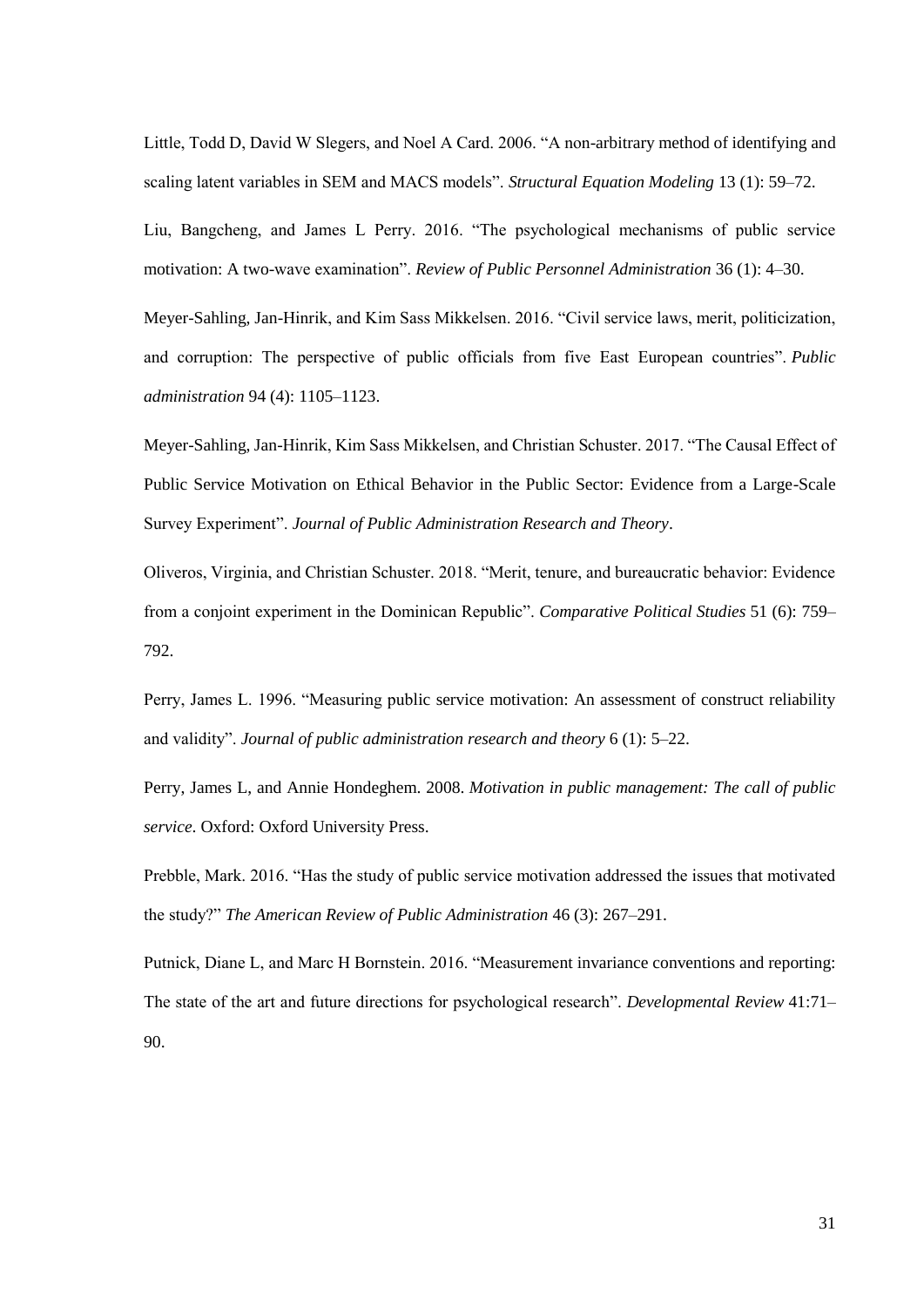Little, Todd D, David W Slegers, and Noel A Card. 2006. "A non-arbitrary method of identifying and scaling latent variables in SEM and MACS models". *Structural Equation Modeling* 13 (1): 59–72.

Liu, Bangcheng, and James L Perry. 2016. "The psychological mechanisms of public service motivation: A two-wave examination". *Review of Public Personnel Administration* 36 (1): 4–30.

Meyer-Sahling, Jan-Hinrik, and Kim Sass Mikkelsen. 2016. "Civil service laws, merit, politicization, and corruption: The perspective of public officials from five East European countries". *Public administration* 94 (4): 1105–1123.

Meyer-Sahling, Jan-Hinrik, Kim Sass Mikkelsen, and Christian Schuster. 2017. "The Causal Effect of Public Service Motivation on Ethical Behavior in the Public Sector: Evidence from a Large-Scale Survey Experiment". *Journal of Public Administration Research and Theory*.

Oliveros, Virginia, and Christian Schuster. 2018. "Merit, tenure, and bureaucratic behavior: Evidence from a conjoint experiment in the Dominican Republic". *Comparative Political Studies* 51 (6): 759–792.

Perry, James L. 1996. "Measuring public service motivation: An assessment of construct reliability and validity". *Journal of public administration research and theory* 6 (1): 5–22.

Perry, James L, and Annie Hondeghem. 2008. *Motivation in public management: The call of public service*. Oxford: Oxford University Press.

Prebble, Mark. 2016. "Has the study of public service motivation addressed the issues that motivated the study?" *The American Review of Public Administration* 46 (3): 267–291.

Putnick, Diane L, and Marc H Bornstein. 2016. "Measurement invariance conventions and reporting: The state of the art and future directions for psychological research". *Developmental Review* 41:71–90.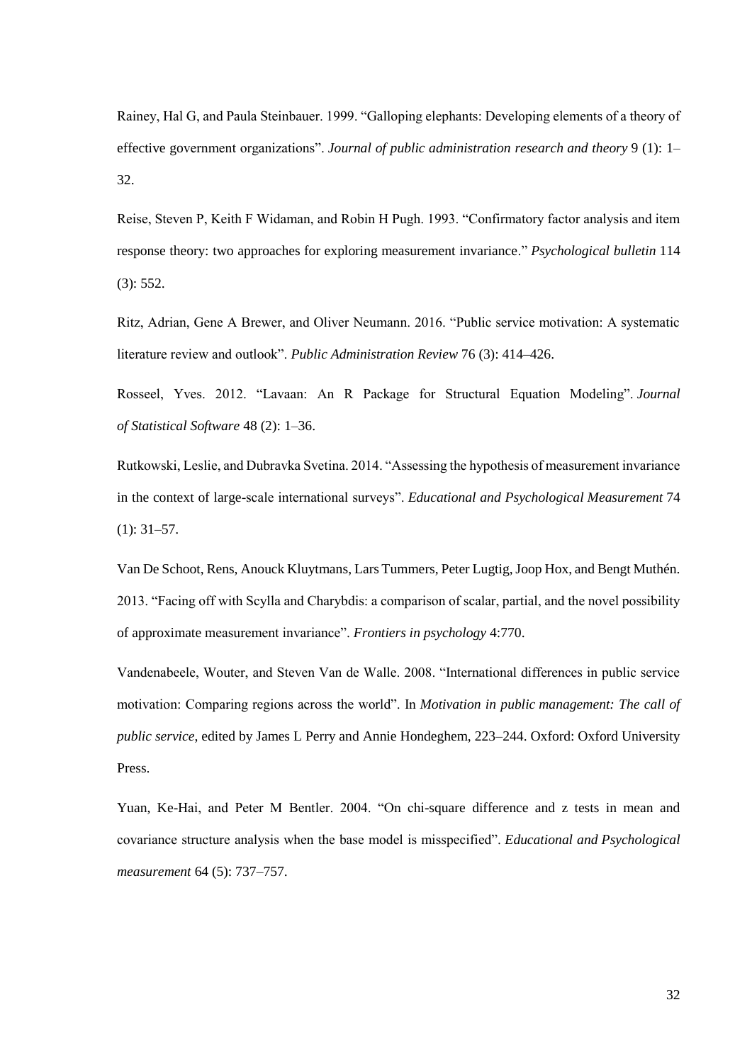Rainey, Hal G, and Paula Steinbauer. 1999. "Galloping elephants: Developing elements of a theory of effective government organizations". *Journal of public administration research and theory* 9 (1): 1–32.

Reise, Steven P, Keith F Widaman, and Robin H Pugh. 1993. "Confirmatory factor analysis and item response theory: two approaches for exploring measurement invariance." *Psychological bulletin* 114 (3): 552.

Ritz, Adrian, Gene A Brewer, and Oliver Neumann. 2016. "Public service motivation: A systematic literature review and outlook". *Public Administration Review* 76 (3): 414–426.

Rosseel, Yves. 2012. "Lavaan: An R Package for Structural Equation Modeling". *Journal of Statistical Software* 48 (2): 1–36.

Rutkowski, Leslie, and Dubravka Svetina. 2014. "Assessing the hypothesis of measurement invariance in the context of large-scale international surveys". *Educational and Psychological Measurement* 74 (1): 31–57.

Van De Schoot, Rens, Anouck Kluytmans, Lars Tummers, Peter Lugtig, Joop Hox, and Bengt Muthén. 2013. "Facing off with Scylla and Charybdis: a comparison of scalar, partial, and the novel possibility of approximate measurement invariance". *Frontiers in psychology* 4:770.

Vandenabeele, Wouter, and Steven Van de Walle. 2008. "International differences in public service motivation: Comparing regions across the world". In *Motivation in public management: The call of public service*, edited by James L Perry and Annie Hondeghem, 223–244. Oxford: Oxford University Press.

Yuan, Ke-Hai, and Peter M Bentler. 2004. "On chi-square difference and z tests in mean and covariance structure analysis when the base model is misspecified". *Educational and Psychological measurement* 64 (5): 737–757.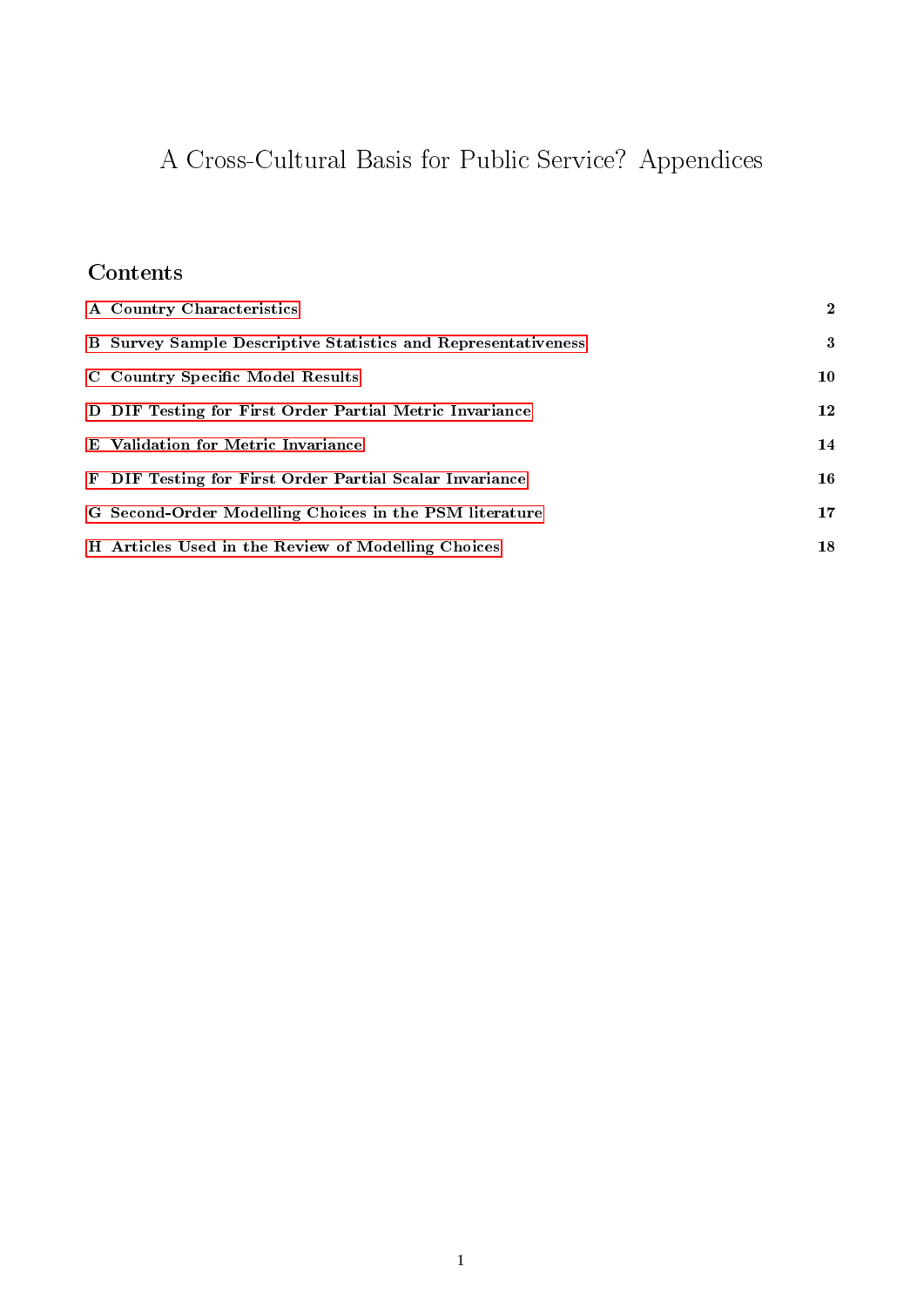# A Cross-Cultural Basis for Public Service? Appendices

## Contents

| | |
|---|---|
| **A Country Characteristics** | **2** |
| **B Survey Sample Descriptive Statistics and Representativeness** | **3** |
| **C Country Specific Model Results** | **10** |
| **D DIF Testing for First Order Partial Metric Invariance** | **12** |
| **E Validation for Metric Invariance** | **14** |
| **F DIF Testing for First Order Partial Scalar Invariance** | **16** |
| **G Second-Order Modelling Choices in the PSM literature** | **17** |
| **H Articles Used in the Review of Modelling Choices** | **18** |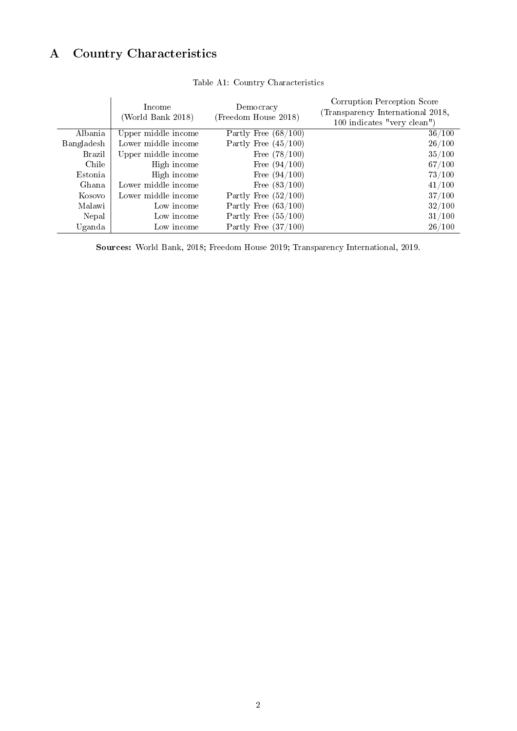# A Country Characteristics

Table A1: Country Characteristics

| | Income (World Bank 2018) | Democracy (Freedom House 2018) | Corruption Perception Score (Transparency International 2018, 100 indicates "very clean") |
|---|---|---|---|
| Albania | Upper middle income | Partly Free (68/100) | 36/100 |
| Bangladesh | Lower middle income | Partly Free (45/100) | 26/100 |
| Brazil | Upper middle income | Free (78/100) | 35/100 |
| Chile | High income | Free (94/100) | 67/100 |
| Estonia | High income | Free (94/100) | 73/100 |
| Ghana | Lower middle income | Free (83/100) | 41/100 |
| Kosovo | Lower middle income | Partly Free (52/100) | 37/100 |
| Malawi | Low income | Partly Free (63/100) | 32/100 |
| Nepal | Low income | Partly Free (55/100) | 31/100 |
| Uganda | Low income | Partly Free (37/100) | 26/100 |

**Sources:** World Bank, 2018; Freedom House 2019; Transparency International, 2019.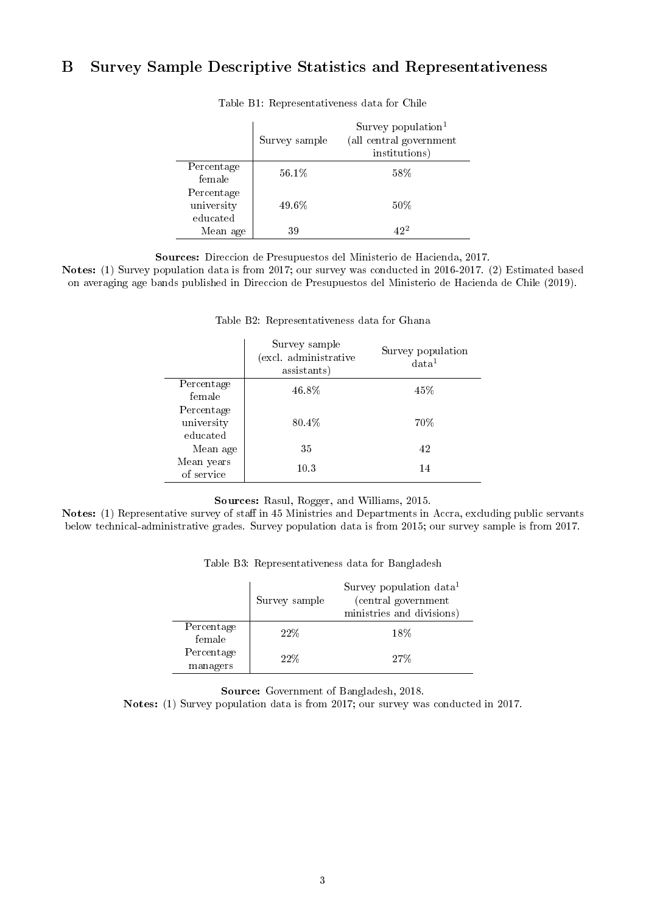## B Survey Sample Descriptive Statistics and Representativeness

Table B1: Representativeness data for Chile

| | Survey sample | Survey population[1] (all central government institutions) |
|---|---|---|
| Percentage female | 56.1% | 58% |
| Percentage university educated | 49.6% | 50% |
| Mean age | 39 | 42[2] |

**Sources:** Direccion de Presupuestos del Ministerio de Hacienda, 2017.
**Notes:** (1) Survey population data is from 2017; our survey was conducted in 2016-2017. (2) Estimated based on averaging age bands published in Direccion de Presupuestos del Ministerio de Hacienda de Chile (2019).

Table B2: Representativeness data for Ghana

| | Survey sample (excl. administrative assistants) | Survey population data[1] |
|---|---|---|
| Percentage female | 46.8% | 45% |
| Percentage university educated | 80.4% | 70% |
| Mean age | 35 | 42 |
| Mean years of service | 10.3 | 14 |

**Sources:** Rasul, Rogger, and Williams, 2015.
**Notes:** (1) Representative survey of staff in 45 Ministries and Departments in Accra, excluding public servants below technical-administrative grades. Survey population data is from 2015; our survey sample is from 2017.

Table B3: Representativeness data for Bangladesh

| | Survey sample | Survey population data[1] (central government ministries and divisions) |
|---|---|---|
| Percentage female | 22% | 18% |
| Percentage managers | 22% | 27% |

**Source:** Government of Bangladesh, 2018.
**Notes:** (1) Survey population data is from 2017; our survey was conducted in 2017.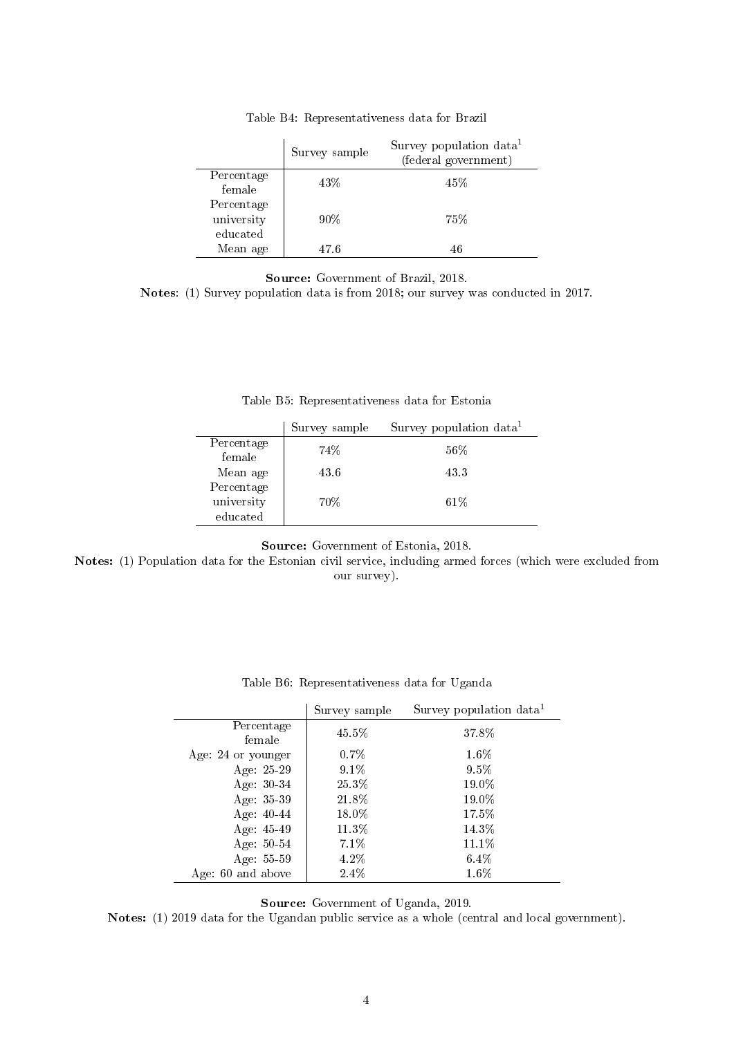Table B4: Representativeness data for Brazil

| | Survey sample | Survey population data[1] (federal government) |
|---|---|---|
| Percentage female | 43% | 45% |
| Percentage university educated | 90% | 75% |
| Mean age | 47.6 | 46 |

**Source:** Government of Brazil, 2018.
**Notes**: (1) Survey population data is from 2018; our survey was conducted in 2017.

Table B5: Representativeness data for Estonia

| | Survey sample | Survey population data[1] |
|---|---|---|
| Percentage female | 74% | 56% |
| Mean age | 43.6 | 43.3 |
| Percentage university educated | 70% | 61% |

**Source:** Government of Estonia, 2018.
**Notes:** (1) Population data for the Estonian civil service, including armed forces (which were excluded from our survey).

Table B6: Representativeness data for Uganda

| | Survey sample | Survey population data[1] |
|---|---|---|
| Percentage female | 45.5% | 37.8% |
| Age: 24 or younger | 0.7% | 1.6% |
| Age: 25-29 | 9.1% | 9.5% |
| Age: 30-34 | 25.3% | 19.0% |
| Age: 35-39 | 21.8% | 19.0% |
| Age: 40-44 | 18.0% | 17.5% |
| Age: 45-49 | 11.3% | 14.3% |
| Age: 50-54 | 7.1% | 11.1% |
| Age: 55-59 | 4.2% | 6.4% |
| Age: 60 and above | 2.4% | 1.6% |

**Source:** Government of Uganda, 2019.
**Notes:** (1) 2019 data for the Ugandan public service as a whole (central and local government).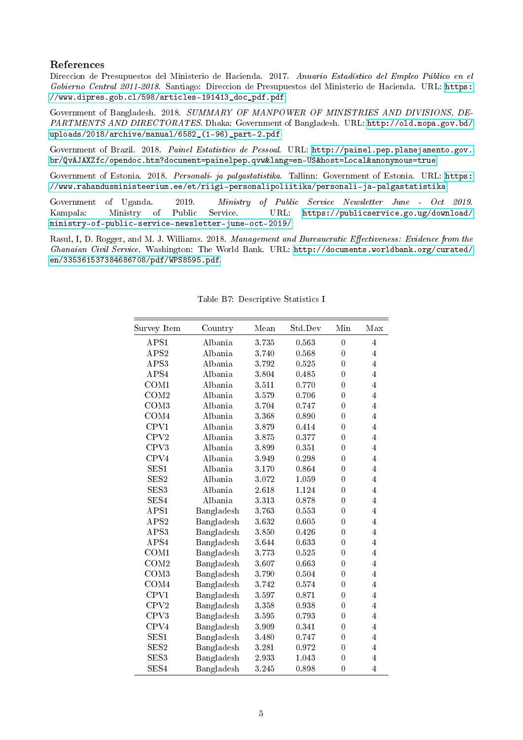## References

Direccion de Presupuestos del Ministerio de Hacienda. 2017. *Anuario Estadístico del Empleo Público en el Gobierno Central 2011-2018*. Santiago: Direccion de Presupuestos del Ministerio de Hacienda. URL: https://www.dipres.gob.cl/598/articles-191413_doc_pdf.pdf.

Government of Bangladesh. 2018. *SUMMARY OF MANPOWER OF MINISTRIES AND DIVISIONS, DEPARTMENTS AND DIRECTORATES*. Dhaka: Government of Bangladesh. URL: http://old.mopa.gov.bd/uploads/2018/archive/manual/6582_(1-96)_part-2.pdf.

Government of Brazil. 2018. *Painel Estatistico de Pessoal*. URL: http://painel.pep.planejamento.gov.br/QvAJAXZfc/opendoc.htm?document=painelpep.qvw&lang=en-US&host=Local&anonymous=true.

Government of Estonia. 2018. *Personali- ja palgastatistika*. Tallinn: Government of Estonia. URL: https://www.rahandusministeerium.ee/et/riigi-personalipoliitika/personali-ja-palgastatistika.

Government of Uganda. 2019. *Ministry of Public Service Newsletter June - Oct 2019*. Kampala: Ministry of Public Service. URL: https://publicservice.go.ug/download/ministry-of-public-service-newsletter-june-oct-2019/.

Rasul, I, D. Rogger, and M. J. Williams. 2018. *Management and Bureaucratic Effectiveness: Evidence from the Ghanaian Civil Service*. Washington: The World Bank. URL: http://documents.worldbank.org/curated/en/335361537384686708/pdf/WPS8595.pdf.

Table B7: Descriptive Statistics I

| Survey Item | Country | Mean | Std.Dev | Min | Max |
|---|---|---|---|---|---|
| APS1 | Albania | 3.735 | 0.563 | 0 | 4 |
| APS2 | Albania | 3.740 | 0.568 | 0 | 4 |
| APS3 | Albania | 3.792 | 0.525 | 0 | 4 |
| APS4 | Albania | 3.804 | 0.485 | 0 | 4 |
| COM1 | Albania | 3.511 | 0.770 | 0 | 4 |
| COM2 | Albania | 3.579 | 0.706 | 0 | 4 |
| COM3 | Albania | 3.704 | 0.747 | 0 | 4 |
| COM4 | Albania | 3.368 | 0.890 | 0 | 4 |
| CPV1 | Albania | 3.879 | 0.414 | 0 | 4 |
| CPV2 | Albania | 3.875 | 0.377 | 0 | 4 |
| CPV3 | Albania | 3.899 | 0.351 | 0 | 4 |
| CPV4 | Albania | 3.949 | 0.298 | 0 | 4 |
| SES1 | Albania | 3.170 | 0.864 | 0 | 4 |
| SES2 | Albania | 3.072 | 1.059 | 0 | 4 |
| SES3 | Albania | 2.618 | 1.124 | 0 | 4 |
| SES4 | Albania | 3.313 | 0.878 | 0 | 4 |
| APS1 | Bangladesh | 3.763 | 0.553 | 0 | 4 |
| APS2 | Bangladesh | 3.632 | 0.605 | 0 | 4 |
| APS3 | Bangladesh | 3.850 | 0.426 | 0 | 4 |
| APS4 | Bangladesh | 3.644 | 0.633 | 0 | 4 |
| COM1 | Bangladesh | 3.773 | 0.525 | 0 | 4 |
| COM2 | Bangladesh | 3.607 | 0.663 | 0 | 4 |
| COM3 | Bangladesh | 3.790 | 0.504 | 0 | 4 |
| COM4 | Bangladesh | 3.742 | 0.574 | 0 | 4 |
| CPV1 | Bangladesh | 3.597 | 0.871 | 0 | 4 |
| CPV2 | Bangladesh | 3.358 | 0.938 | 0 | 4 |
| CPV3 | Bangladesh | 3.595 | 0.793 | 0 | 4 |
| CPV4 | Bangladesh | 3.909 | 0.341 | 0 | 4 |
| SES1 | Bangladesh | 3.480 | 0.747 | 0 | 4 |
| SES2 | Bangladesh | 3.281 | 0.972 | 0 | 4 |
| SES3 | Bangladesh | 2.933 | 1.043 | 0 | 4 |
| SES4 | Bangladesh | 3.245 | 0.898 | 0 | 4 |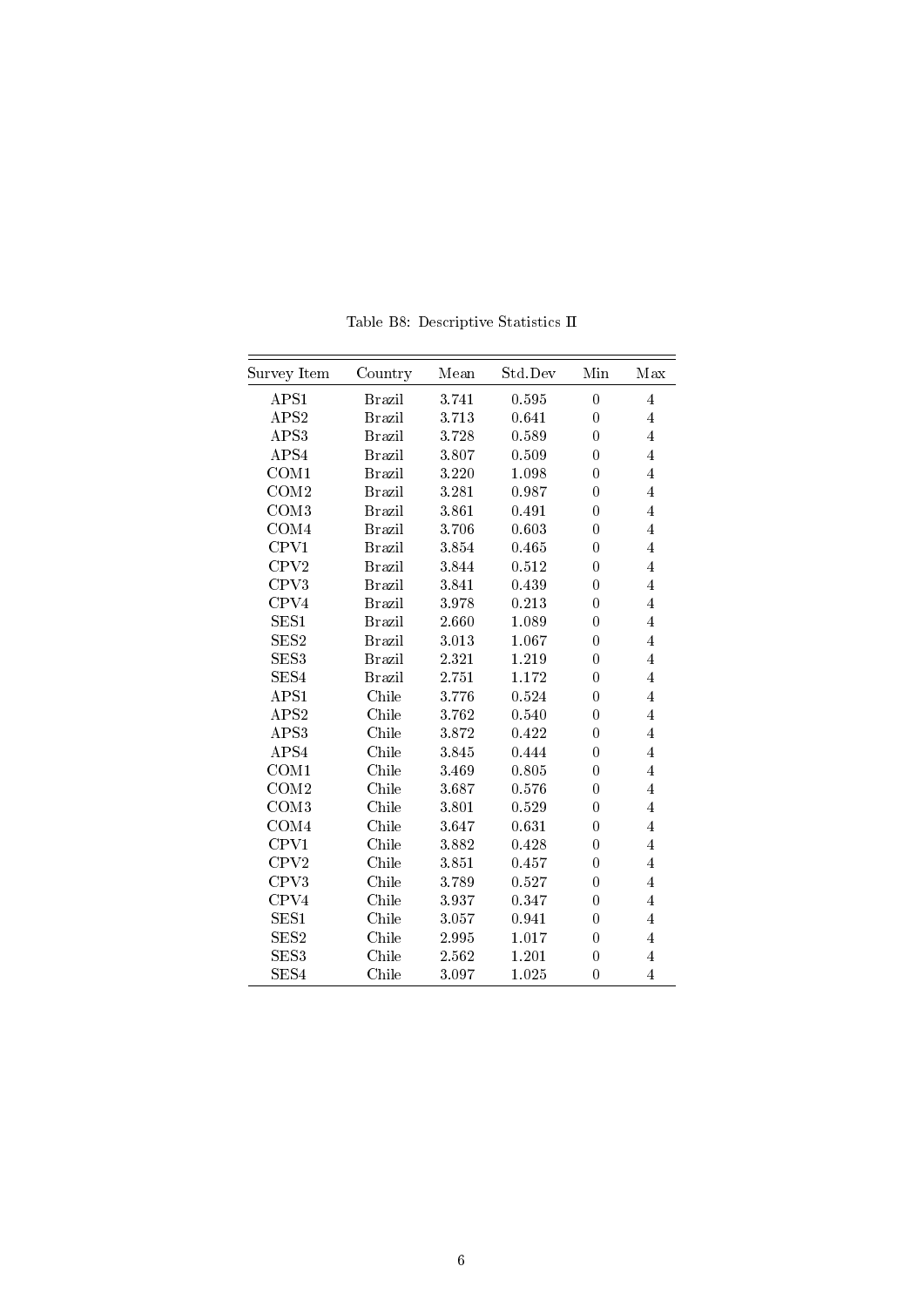Table B8: Descriptive Statistics II

| Survey Item | Country | Mean | Std.Dev | Min | Max |
|---|---|---|---|---|---|
| APS1 | Brazil | 3.741 | 0.595 | 0 | 4 |
| APS2 | Brazil | 3.713 | 0.641 | 0 | 4 |
| APS3 | Brazil | 3.728 | 0.589 | 0 | 4 |
| APS4 | Brazil | 3.807 | 0.509 | 0 | 4 |
| COM1 | Brazil | 3.220 | 1.098 | 0 | 4 |
| COM2 | Brazil | 3.281 | 0.987 | 0 | 4 |
| COM3 | Brazil | 3.861 | 0.491 | 0 | 4 |
| COM4 | Brazil | 3.706 | 0.603 | 0 | 4 |
| CPV1 | Brazil | 3.854 | 0.465 | 0 | 4 |
| CPV2 | Brazil | 3.844 | 0.512 | 0 | 4 |
| CPV3 | Brazil | 3.841 | 0.439 | 0 | 4 |
| CPV4 | Brazil | 3.978 | 0.213 | 0 | 4 |
| SES1 | Brazil | 2.660 | 1.089 | 0 | 4 |
| SES2 | Brazil | 3.013 | 1.067 | 0 | 4 |
| SES3 | Brazil | 2.321 | 1.219 | 0 | 4 |
| SES4 | Brazil | 2.751 | 1.172 | 0 | 4 |
| APS1 | Chile | 3.776 | 0.524 | 0 | 4 |
| APS2 | Chile | 3.762 | 0.540 | 0 | 4 |
| APS3 | Chile | 3.872 | 0.422 | 0 | 4 |
| APS4 | Chile | 3.845 | 0.444 | 0 | 4 |
| COM1 | Chile | 3.469 | 0.805 | 0 | 4 |
| COM2 | Chile | 3.687 | 0.576 | 0 | 4 |
| COM3 | Chile | 3.801 | 0.529 | 0 | 4 |
| COM4 | Chile | 3.647 | 0.631 | 0 | 4 |
| CPV1 | Chile | 3.882 | 0.428 | 0 | 4 |
| CPV2 | Chile | 3.851 | 0.457 | 0 | 4 |
| CPV3 | Chile | 3.789 | 0.527 | 0 | 4 |
| CPV4 | Chile | 3.937 | 0.347 | 0 | 4 |
| SES1 | Chile | 3.057 | 0.941 | 0 | 4 |
| SES2 | Chile | 2.995 | 1.017 | 0 | 4 |
| SES3 | Chile | 2.562 | 1.201 | 0 | 4 |
| SES4 | Chile | 3.097 | 1.025 | 0 | 4 |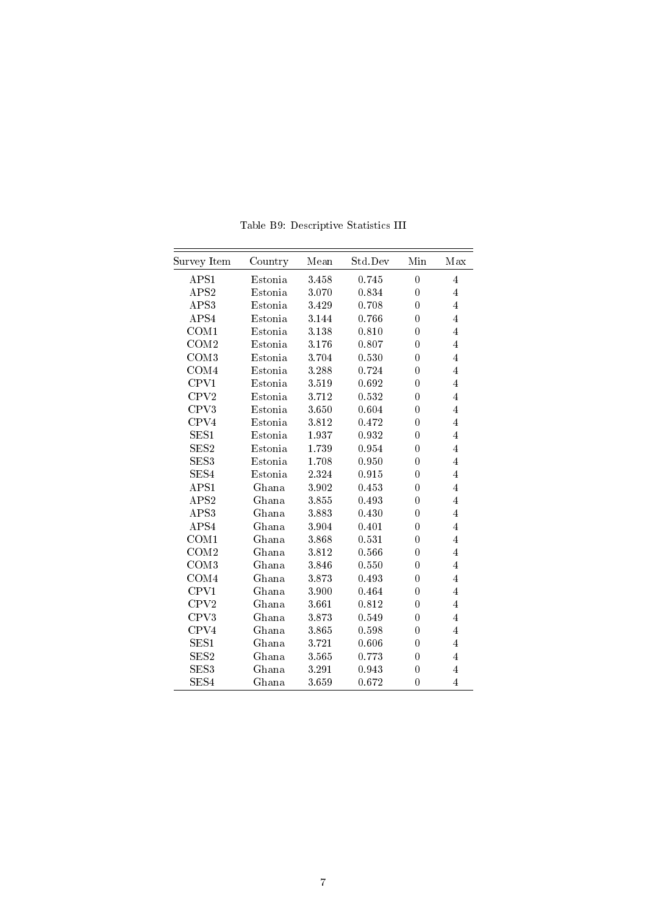Table B9: Descriptive Statistics III

| Survey Item | Country | Mean | Std.Dev | Min | Max |
|---|---|---|---|---|---|
| APS1 | Estonia | 3.458 | 0.745 | 0 | 4 |
| APS2 | Estonia | 3.070 | 0.834 | 0 | 4 |
| APS3 | Estonia | 3.429 | 0.708 | 0 | 4 |
| APS4 | Estonia | 3.144 | 0.766 | 0 | 4 |
| COM1 | Estonia | 3.138 | 0.810 | 0 | 4 |
| COM2 | Estonia | 3.176 | 0.807 | 0 | 4 |
| COM3 | Estonia | 3.704 | 0.530 | 0 | 4 |
| COM4 | Estonia | 3.288 | 0.724 | 0 | 4 |
| CPV1 | Estonia | 3.519 | 0.692 | 0 | 4 |
| CPV2 | Estonia | 3.712 | 0.532 | 0 | 4 |
| CPV3 | Estonia | 3.650 | 0.604 | 0 | 4 |
| CPV4 | Estonia | 3.812 | 0.472 | 0 | 4 |
| SES1 | Estonia | 1.937 | 0.932 | 0 | 4 |
| SES2 | Estonia | 1.739 | 0.954 | 0 | 4 |
| SES3 | Estonia | 1.708 | 0.950 | 0 | 4 |
| SES4 | Estonia | 2.324 | 0.915 | 0 | 4 |
| APS1 | Ghana | 3.902 | 0.453 | 0 | 4 |
| APS2 | Ghana | 3.855 | 0.493 | 0 | 4 |
| APS3 | Ghana | 3.883 | 0.430 | 0 | 4 |
| APS4 | Ghana | 3.904 | 0.401 | 0 | 4 |
| COM1 | Ghana | 3.868 | 0.531 | 0 | 4 |
| COM2 | Ghana | 3.812 | 0.566 | 0 | 4 |
| COM3 | Ghana | 3.846 | 0.550 | 0 | 4 |
| COM4 | Ghana | 3.873 | 0.493 | 0 | 4 |
| CPV1 | Ghana | 3.900 | 0.464 | 0 | 4 |
| CPV2 | Ghana | 3.661 | 0.812 | 0 | 4 |
| CPV3 | Ghana | 3.873 | 0.549 | 0 | 4 |
| CPV4 | Ghana | 3.865 | 0.598 | 0 | 4 |
| SES1 | Ghana | 3.721 | 0.606 | 0 | 4 |
| SES2 | Ghana | 3.565 | 0.773 | 0 | 4 |
| SES3 | Ghana | 3.291 | 0.943 | 0 | 4 |
| SES4 | Ghana | 3.659 | 0.672 | 0 | 4 |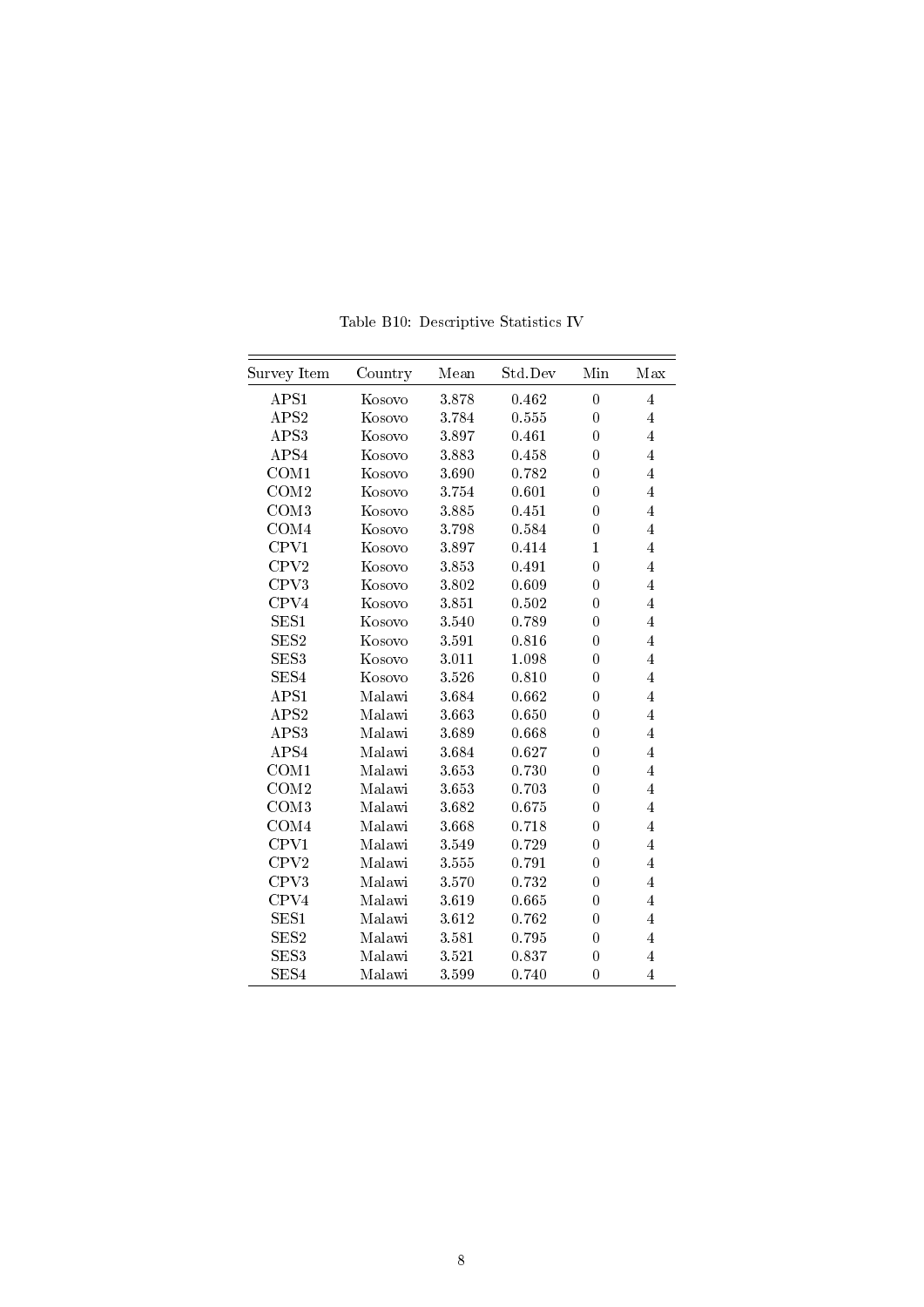Table B10: Descriptive Statistics IV

| Survey Item | Country | Mean | Std.Dev | Min | Max |
|---|---|---|---|---|---|
| APS1 | Kosovo | 3.878 | 0.462 | 0 | 4 |
| APS2 | Kosovo | 3.784 | 0.555 | 0 | 4 |
| APS3 | Kosovo | 3.897 | 0.461 | 0 | 4 |
| APS4 | Kosovo | 3.883 | 0.458 | 0 | 4 |
| COM1 | Kosovo | 3.690 | 0.782 | 0 | 4 |
| COM2 | Kosovo | 3.754 | 0.601 | 0 | 4 |
| COM3 | Kosovo | 3.885 | 0.451 | 0 | 4 |
| COM4 | Kosovo | 3.798 | 0.584 | 0 | 4 |
| CPV1 | Kosovo | 3.897 | 0.414 | 1 | 4 |
| CPV2 | Kosovo | 3.853 | 0.491 | 0 | 4 |
| CPV3 | Kosovo | 3.802 | 0.609 | 0 | 4 |
| CPV4 | Kosovo | 3.851 | 0.502 | 0 | 4 |
| SES1 | Kosovo | 3.540 | 0.789 | 0 | 4 |
| SES2 | Kosovo | 3.591 | 0.816 | 0 | 4 |
| SES3 | Kosovo | 3.011 | 1.098 | 0 | 4 |
| SES4 | Kosovo | 3.526 | 0.810 | 0 | 4 |
| APS1 | Malawi | 3.684 | 0.662 | 0 | 4 |
| APS2 | Malawi | 3.663 | 0.650 | 0 | 4 |
| APS3 | Malawi | 3.689 | 0.668 | 0 | 4 |
| APS4 | Malawi | 3.684 | 0.627 | 0 | 4 |
| COM1 | Malawi | 3.653 | 0.730 | 0 | 4 |
| COM2 | Malawi | 3.653 | 0.703 | 0 | 4 |
| COM3 | Malawi | 3.682 | 0.675 | 0 | 4 |
| COM4 | Malawi | 3.668 | 0.718 | 0 | 4 |
| CPV1 | Malawi | 3.549 | 0.729 | 0 | 4 |
| CPV2 | Malawi | 3.555 | 0.791 | 0 | 4 |
| CPV3 | Malawi | 3.570 | 0.732 | 0 | 4 |
| CPV4 | Malawi | 3.619 | 0.665 | 0 | 4 |
| SES1 | Malawi | 3.612 | 0.762 | 0 | 4 |
| SES2 | Malawi | 3.581 | 0.795 | 0 | 4 |
| SES3 | Malawi | 3.521 | 0.837 | 0 | 4 |
| SES4 | Malawi | 3.599 | 0.740 | 0 | 4 |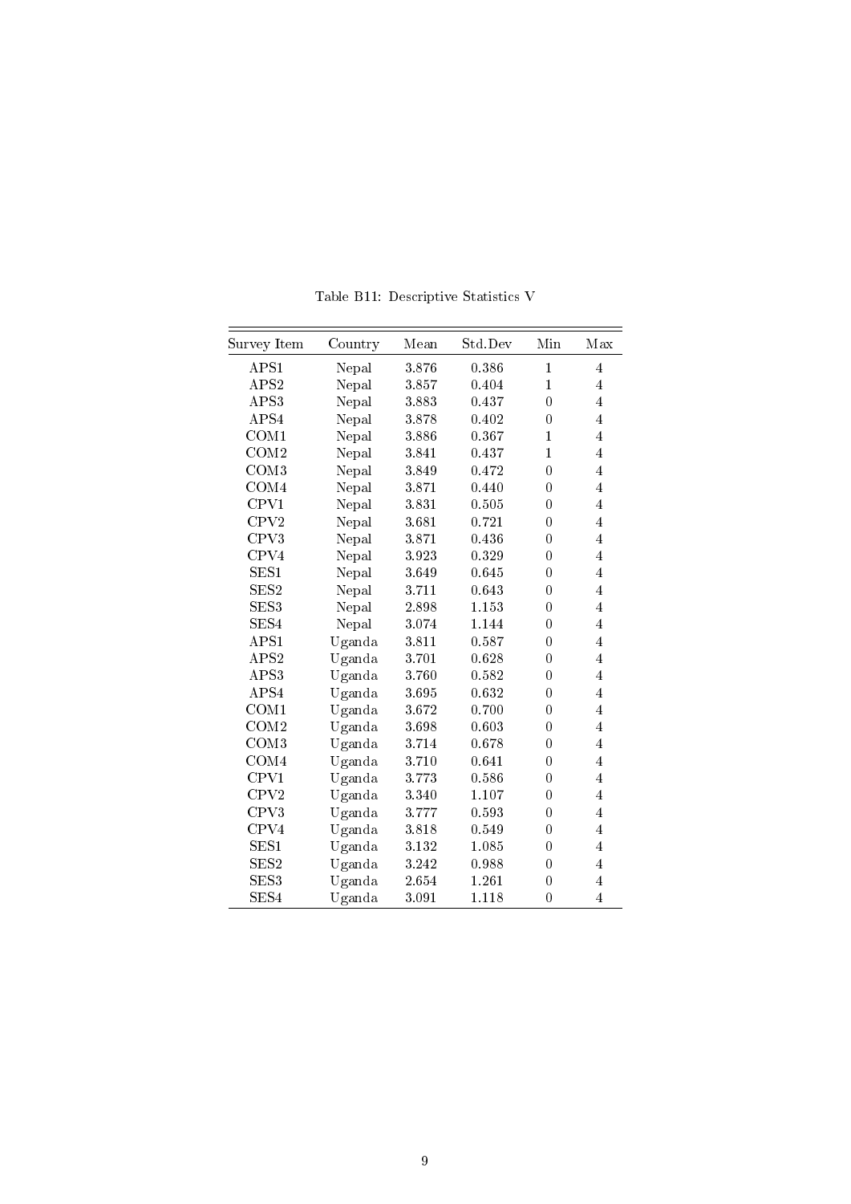Table B11: Descriptive Statistics V

| Survey Item | Country | Mean | Std.Dev | Min | Max |
|---|---|---|---|---|---|
| APS1 | Nepal | 3.876 | 0.386 | 1 | 4 |
| APS2 | Nepal | 3.857 | 0.404 | 1 | 4 |
| APS3 | Nepal | 3.883 | 0.437 | 0 | 4 |
| APS4 | Nepal | 3.878 | 0.402 | 0 | 4 |
| COM1 | Nepal | 3.886 | 0.367 | 1 | 4 |
| COM2 | Nepal | 3.841 | 0.437 | 1 | 4 |
| COM3 | Nepal | 3.849 | 0.472 | 0 | 4 |
| COM4 | Nepal | 3.871 | 0.440 | 0 | 4 |
| CPV1 | Nepal | 3.831 | 0.505 | 0 | 4 |
| CPV2 | Nepal | 3.681 | 0.721 | 0 | 4 |
| CPV3 | Nepal | 3.871 | 0.436 | 0 | 4 |
| CPV4 | Nepal | 3.923 | 0.329 | 0 | 4 |
| SES1 | Nepal | 3.649 | 0.645 | 0 | 4 |
| SES2 | Nepal | 3.711 | 0.643 | 0 | 4 |
| SES3 | Nepal | 2.898 | 1.153 | 0 | 4 |
| SES4 | Nepal | 3.074 | 1.144 | 0 | 4 |
| APS1 | Uganda | 3.811 | 0.587 | 0 | 4 |
| APS2 | Uganda | 3.701 | 0.628 | 0 | 4 |
| APS3 | Uganda | 3.760 | 0.582 | 0 | 4 |
| APS4 | Uganda | 3.695 | 0.632 | 0 | 4 |
| COM1 | Uganda | 3.672 | 0.700 | 0 | 4 |
| COM2 | Uganda | 3.698 | 0.603 | 0 | 4 |
| COM3 | Uganda | 3.714 | 0.678 | 0 | 4 |
| COM4 | Uganda | 3.710 | 0.641 | 0 | 4 |
| CPV1 | Uganda | 3.773 | 0.586 | 0 | 4 |
| CPV2 | Uganda | 3.340 | 1.107 | 0 | 4 |
| CPV3 | Uganda | 3.777 | 0.593 | 0 | 4 |
| CPV4 | Uganda | 3.818 | 0.549 | 0 | 4 |
| SES1 | Uganda | 3.132 | 1.085 | 0 | 4 |
| SES2 | Uganda | 3.242 | 0.988 | 0 | 4 |
| SES3 | Uganda | 2.654 | 1.261 | 0 | 4 |
| SES4 | Uganda | 3.091 | 1.118 | 0 | 4 |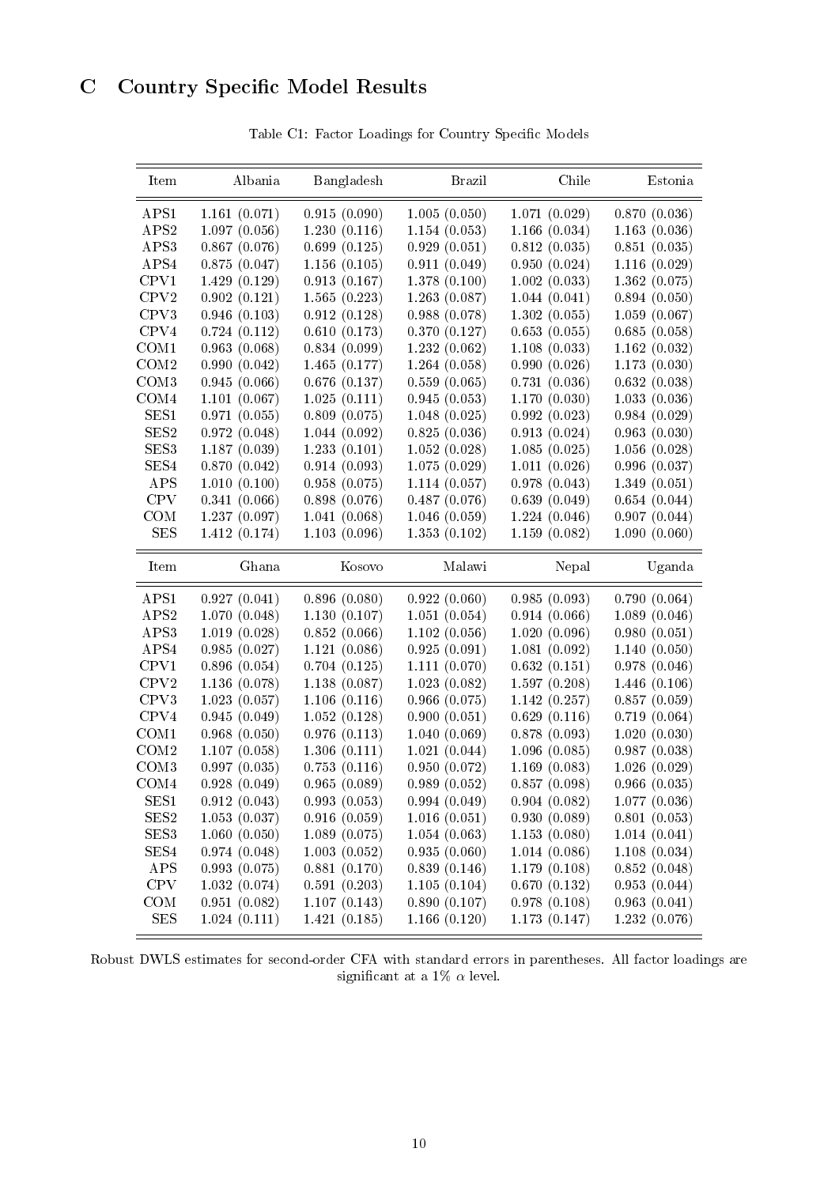# C Country Specific Model Results

Table C1: Factor Loadings for Country Specific Models

| Item | Albania | Bangladesh | Brazil | Chile | Estonia |
|---|---|---|---|---|---|
| APS1 | 1.161 (0.071) | 0.915 (0.090) | 1.005 (0.050) | 1.071 (0.029) | 0.870 (0.036) |
| APS2 | 1.097 (0.056) | 1.230 (0.116) | 1.154 (0.053) | 1.166 (0.034) | 1.163 (0.036) |
| APS3 | 0.867 (0.076) | 0.699 (0.125) | 0.929 (0.051) | 0.812 (0.035) | 0.851 (0.035) |
| APS4 | 0.875 (0.047) | 1.156 (0.105) | 0.911 (0.049) | 0.950 (0.024) | 1.116 (0.029) |
| CPV1 | 1.429 (0.129) | 0.913 (0.167) | 1.378 (0.100) | 1.002 (0.033) | 1.362 (0.075) |
| CPV2 | 0.902 (0.121) | 1.565 (0.223) | 1.263 (0.087) | 1.044 (0.041) | 0.894 (0.050) |
| CPV3 | 0.946 (0.103) | 0.912 (0.128) | 0.988 (0.078) | 1.302 (0.055) | 1.059 (0.067) |
| CPV4 | 0.724 (0.112) | 0.610 (0.173) | 0.370 (0.127) | 0.653 (0.055) | 0.685 (0.058) |
| COM1 | 0.963 (0.068) | 0.834 (0.099) | 1.232 (0.062) | 1.108 (0.033) | 1.162 (0.032) |
| COM2 | 0.990 (0.042) | 1.465 (0.177) | 1.264 (0.058) | 0.990 (0.026) | 1.173 (0.030) |
| COM3 | 0.945 (0.066) | 0.676 (0.137) | 0.559 (0.065) | 0.731 (0.036) | 0.632 (0.038) |
| COM4 | 1.101 (0.067) | 1.025 (0.111) | 0.945 (0.053) | 1.170 (0.030) | 1.033 (0.036) |
| SES1 | 0.971 (0.055) | 0.809 (0.075) | 1.048 (0.025) | 0.992 (0.023) | 0.984 (0.029) |
| SES2 | 0.972 (0.048) | 1.044 (0.092) | 0.825 (0.036) | 0.913 (0.024) | 0.963 (0.030) |
| SES3 | 1.187 (0.039) | 1.233 (0.101) | 1.052 (0.028) | 1.085 (0.025) | 1.056 (0.028) |
| SES4 | 0.870 (0.042) | 0.914 (0.093) | 1.075 (0.029) | 1.011 (0.026) | 0.996 (0.037) |
| APS | 1.010 (0.100) | 0.958 (0.075) | 1.114 (0.057) | 0.978 (0.043) | 1.349 (0.051) |
| CPV | 0.341 (0.066) | 0.898 (0.076) | 0.487 (0.076) | 0.639 (0.049) | 0.654 (0.044) |
| COM | 1.237 (0.097) | 1.041 (0.068) | 1.046 (0.059) | 1.224 (0.046) | 0.907 (0.044) |
| SES | 1.412 (0.174) | 1.103 (0.096) | 1.353 (0.102) | 1.159 (0.082) | 1.090 (0.060) |
| **Item** | **Ghana** | **Kosovo** | **Malawi** | **Nepal** | **Uganda** |
| APS1 | 0.927 (0.041) | 0.896 (0.080) | 0.922 (0.060) | 0.985 (0.093) | 0.790 (0.064) |
| APS2 | 1.070 (0.048) | 1.130 (0.107) | 1.051 (0.054) | 0.914 (0.066) | 1.089 (0.046) |
| APS3 | 1.019 (0.028) | 0.852 (0.066) | 1.102 (0.056) | 1.020 (0.096) | 0.980 (0.051) |
| APS4 | 0.985 (0.027) | 1.121 (0.086) | 0.925 (0.091) | 1.081 (0.092) | 1.140 (0.050) |
| CPV1 | 0.896 (0.054) | 0.704 (0.125) | 1.111 (0.070) | 0.632 (0.151) | 0.978 (0.046) |
| CPV2 | 1.136 (0.078) | 1.138 (0.087) | 1.023 (0.082) | 1.597 (0.208) | 1.446 (0.106) |
| CPV3 | 1.023 (0.057) | 1.106 (0.116) | 0.966 (0.075) | 1.142 (0.257) | 0.857 (0.059) |
| CPV4 | 0.945 (0.049) | 1.052 (0.128) | 0.900 (0.051) | 0.629 (0.116) | 0.719 (0.064) |
| COM1 | 0.968 (0.050) | 0.976 (0.113) | 1.040 (0.069) | 0.878 (0.093) | 1.020 (0.030) |
| COM2 | 1.107 (0.058) | 1.306 (0.111) | 1.021 (0.044) | 1.096 (0.085) | 0.987 (0.038) |
| COM3 | 0.997 (0.035) | 0.753 (0.116) | 0.950 (0.072) | 1.169 (0.083) | 1.026 (0.029) |
| COM4 | 0.928 (0.049) | 0.965 (0.089) | 0.989 (0.052) | 0.857 (0.098) | 0.966 (0.035) |
| SES1 | 0.912 (0.043) | 0.993 (0.053) | 0.994 (0.049) | 0.904 (0.082) | 1.077 (0.036) |
| SES2 | 1.053 (0.037) | 0.916 (0.059) | 1.016 (0.051) | 0.930 (0.089) | 0.801 (0.053) |
| SES3 | 1.060 (0.050) | 1.089 (0.075) | 1.054 (0.063) | 1.153 (0.080) | 1.014 (0.041) |
| SES4 | 0.974 (0.048) | 1.003 (0.052) | 0.935 (0.060) | 1.014 (0.086) | 1.108 (0.034) |
| APS | 0.993 (0.075) | 0.881 (0.170) | 0.839 (0.146) | 1.179 (0.108) | 0.852 (0.048) |
| CPV | 1.032 (0.074) | 0.591 (0.203) | 1.105 (0.104) | 0.670 (0.132) | 0.953 (0.044) |
| COM | 0.951 (0.082) | 1.107 (0.143) | 0.890 (0.107) | 0.978 (0.108) | 0.963 (0.041) |
| SES | 1.024 (0.111) | 1.421 (0.185) | 1.166 (0.120) | 1.173 (0.147) | 1.232 (0.076) |

Robust DWLS estimates for second-order CFA with standard errors in parentheses. All factor loadings are significant at a 1% $\alpha$ level.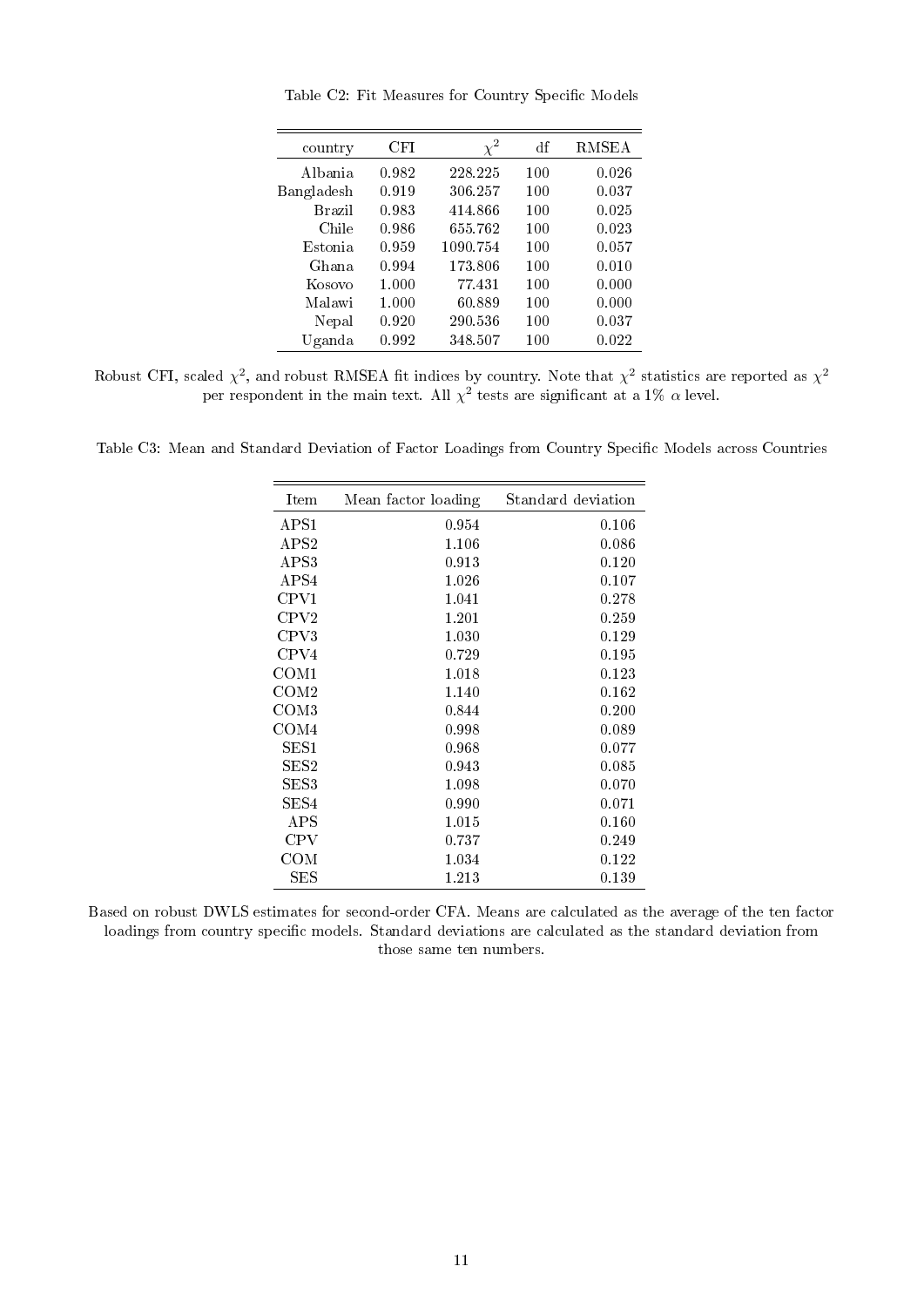Table C2: Fit Measures for Country Specific Models

| country | CFI | $\chi^2$ | df | RMSEA |
|---|---|---|---|---|
| Albania | 0.982 | 228.225 | 100 | 0.026 |
| Bangladesh | 0.919 | 306.257 | 100 | 0.037 |
| Brazil | 0.983 | 414.866 | 100 | 0.025 |
| Chile | 0.986 | 655.762 | 100 | 0.023 |
| Estonia | 0.959 | 1090.754 | 100 | 0.057 |
| Ghana | 0.994 | 173.806 | 100 | 0.010 |
| Kosovo | 1.000 | 77.431 | 100 | 0.000 |
| Malawi | 1.000 | 60.889 | 100 | 0.000 |
| Nepal | 0.920 | 290.536 | 100 | 0.037 |
| Uganda | 0.992 | 348.507 | 100 | 0.022 |

Robust CFI, scaled $\chi^2$, and robust RMSEA fit indices by country. Note that $\chi^2$ statistics are reported as $\chi^2$ per respondent in the main text. All $\chi^2$ tests are significant at a 1% $\alpha$ level.

Table C3: Mean and Standard Deviation of Factor Loadings from Country Specific Models across Countries

| Item | Mean factor loading | Standard deviation |
|---|---|---|
| APS1 | 0.954 | 0.106 |
| APS2 | 1.106 | 0.086 |
| APS3 | 0.913 | 0.120 |
| APS4 | 1.026 | 0.107 |
| CPV1 | 1.041 | 0.278 |
| CPV2 | 1.201 | 0.259 |
| CPV3 | 1.030 | 0.129 |
| CPV4 | 0.729 | 0.195 |
| COM1 | 1.018 | 0.123 |
| COM2 | 1.140 | 0.162 |
| COM3 | 0.844 | 0.200 |
| COM4 | 0.998 | 0.089 |
| SES1 | 0.968 | 0.077 |
| SES2 | 0.943 | 0.085 |
| SES3 | 1.098 | 0.070 |
| SES4 | 0.990 | 0.071 |
| APS | 1.015 | 0.160 |
| CPV | 0.737 | 0.249 |
| COM | 1.034 | 0.122 |
| SES | 1.213 | 0.139 |

Based on robust DWLS estimates for second-order CFA. Means are calculated as the average of the ten factor loadings from country specific models. Standard deviations are calculated as the standard deviation from those same ten numbers.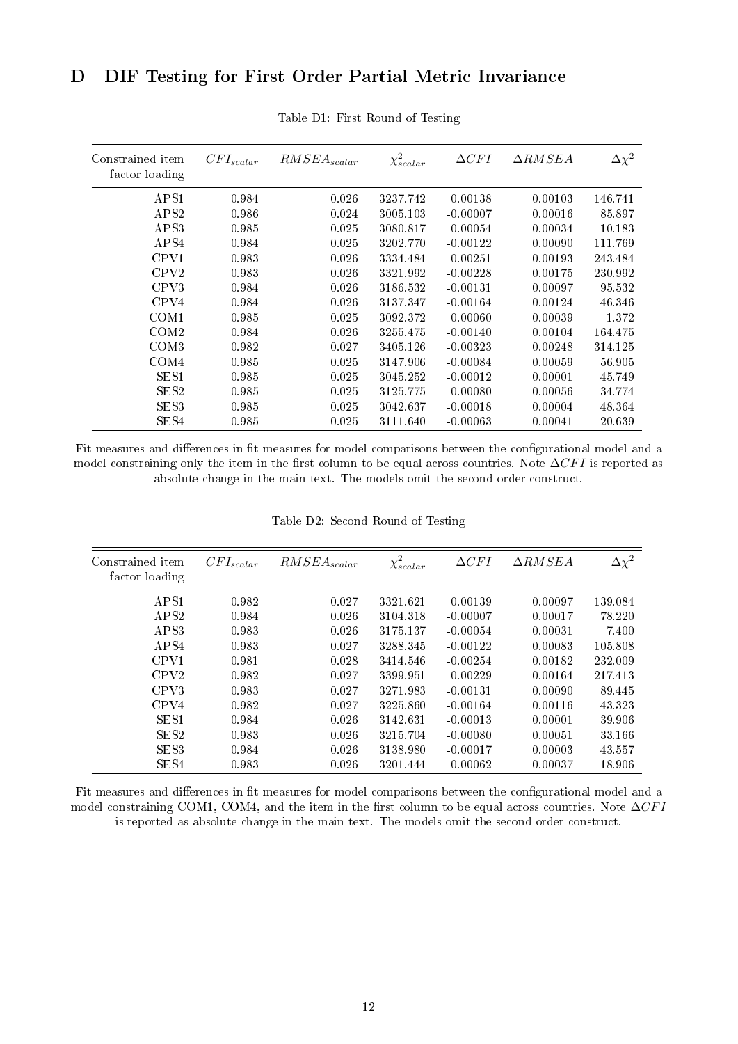# D DIF Testing for First Order Partial Metric Invariance

Table D1: First Round of Testing

| Constrained item factor loading | $CFI_{scalar}$ | $RMSEA_{scalar}$ | $\chi^2_{scalar}$ | $\Delta CFI$ | $\Delta RMSEA$ | $\Delta\chi^2$ |
|---|---|---|---|---|---|---|
| APS1 | 0.984 | 0.026 | 3237.742 | -0.00138 | 0.00103 | 146.741 |
| APS2 | 0.986 | 0.024 | 3005.103 | -0.00007 | 0.00016 | 85.897 |
| APS3 | 0.985 | 0.025 | 3080.817 | -0.00054 | 0.00034 | 10.183 |
| APS4 | 0.984 | 0.025 | 3202.770 | -0.00122 | 0.00090 | 111.769 |
| CPV1 | 0.983 | 0.026 | 3334.484 | -0.00251 | 0.00193 | 243.484 |
| CPV2 | 0.983 | 0.026 | 3321.992 | -0.00228 | 0.00175 | 230.992 |
| CPV3 | 0.984 | 0.026 | 3186.532 | -0.00131 | 0.00097 | 95.532 |
| CPV4 | 0.984 | 0.026 | 3137.347 | -0.00164 | 0.00124 | 46.346 |
| COM1 | 0.985 | 0.025 | 3092.372 | -0.00060 | 0.00039 | 1.372 |
| COM2 | 0.984 | 0.026 | 3255.475 | -0.00140 | 0.00104 | 164.475 |
| COM3 | 0.982 | 0.027 | 3405.126 | -0.00323 | 0.00248 | 314.125 |
| COM4 | 0.985 | 0.025 | 3147.906 | -0.00084 | 0.00059 | 56.905 |
| SES1 | 0.985 | 0.025 | 3045.252 | -0.00012 | 0.00001 | 45.749 |
| SES2 | 0.985 | 0.025 | 3125.775 | -0.00080 | 0.00056 | 34.774 |
| SES3 | 0.985 | 0.025 | 3042.637 | -0.00018 | 0.00004 | 48.364 |
| SES4 | 0.985 | 0.025 | 3111.640 | -0.00063 | 0.00041 | 20.639 |

Fit measures and differences in fit measures for model comparisons between the configurational model and a model constraining only the item in the first column to be equal across countries. Note $\Delta CFI$ is reported as absolute change in the main text. The models omit the second-order construct.

Table D2: Second Round of Testing

| Constrained item factor loading | $CFI_{scalar}$ | $RMSEA_{scalar}$ | $\chi^2_{scalar}$ | $\Delta CFI$ | $\Delta RMSEA$ | $\Delta\chi^2$ |
|---|---|---|---|---|---|---|
| APS1 | 0.982 | 0.027 | 3321.621 | -0.00139 | 0.00097 | 139.084 |
| APS2 | 0.984 | 0.026 | 3104.318 | -0.00007 | 0.00017 | 78.220 |
| APS3 | 0.983 | 0.026 | 3175.137 | -0.00054 | 0.00031 | 7.400 |
| APS4 | 0.983 | 0.027 | 3288.345 | -0.00122 | 0.00083 | 105.808 |
| CPV1 | 0.981 | 0.028 | 3414.546 | -0.00254 | 0.00182 | 232.009 |
| CPV2 | 0.982 | 0.027 | 3399.951 | -0.00229 | 0.00164 | 217.413 |
| CPV3 | 0.983 | 0.027 | 3271.983 | -0.00131 | 0.00090 | 89.445 |
| CPV4 | 0.982 | 0.027 | 3225.860 | -0.00164 | 0.00116 | 43.323 |
| SES1 | 0.984 | 0.026 | 3142.631 | -0.00013 | 0.00001 | 39.906 |
| SES2 | 0.983 | 0.026 | 3215.704 | -0.00080 | 0.00051 | 33.166 |
| SES3 | 0.984 | 0.026 | 3138.980 | -0.00017 | 0.00003 | 43.557 |
| SES4 | 0.983 | 0.026 | 3201.444 | -0.00062 | 0.00037 | 18.906 |

Fit measures and differences in fit measures for model comparisons between the configurational model and a model constraining COM1, COM4, and the item in the first column to be equal across countries. Note $\Delta CFI$ is reported as absolute change in the main text. The models omit the second-order construct.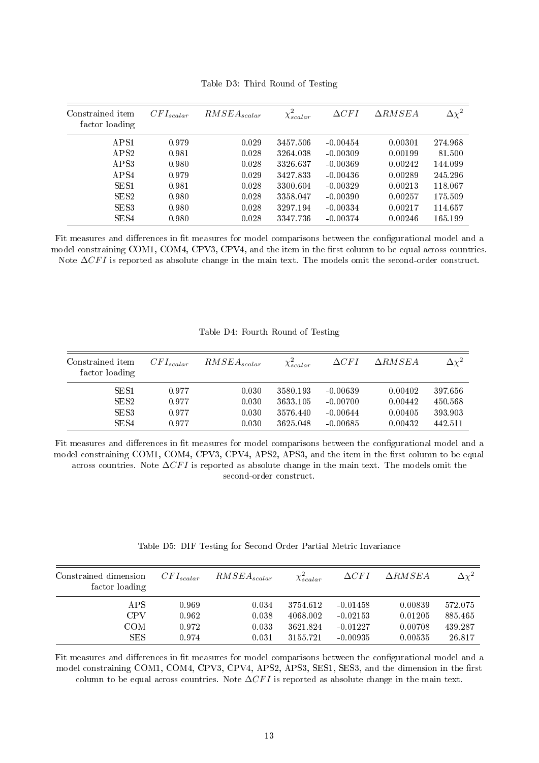Table D3: Third Round of Testing

| Constrained item factor loading | $CFI_{scalar}$ | $RMSEA_{scalar}$ | $\chi^2_{scalar}$ | $\Delta CFI$ | $\Delta RMSEA$ | $\Delta\chi^2$ |
|---|---|---|---|---|---|---|
| APS1 | 0.979 | 0.029 | 3457.506 | -0.00454 | 0.00301 | 274.968 |
| APS2 | 0.981 | 0.028 | 3264.038 | -0.00309 | 0.00199 | 81.500 |
| APS3 | 0.980 | 0.028 | 3326.637 | -0.00369 | 0.00242 | 144.099 |
| APS4 | 0.979 | 0.029 | 3427.833 | -0.00436 | 0.00289 | 245.296 |
| SES1 | 0.981 | 0.028 | 3300.604 | -0.00329 | 0.00213 | 118.067 |
| SES2 | 0.980 | 0.028 | 3358.047 | -0.00390 | 0.00257 | 175.509 |
| SES3 | 0.980 | 0.028 | 3297.194 | -0.00334 | 0.00217 | 114.657 |
| SES4 | 0.980 | 0.028 | 3347.736 | -0.00374 | 0.00246 | 165.199 |

Fit measures and differences in fit measures for model comparisons between the configurational model and a model constraining COM1, COM4, CPV3, CPV4, and the item in the first column to be equal across countries. Note $\Delta CFI$ is reported as absolute change in the main text. The models omit the second-order construct.

Table D4: Fourth Round of Testing

| Constrained item factor loading | $CFI_{scalar}$ | $RMSEA_{scalar}$ | $\chi^2_{scalar}$ | $\Delta CFI$ | $\Delta RMSEA$ | $\Delta\chi^2$ |
|---|---|---|---|---|---|---|
| SES1 | 0.977 | 0.030 | 3580.193 | -0.00639 | 0.00402 | 397.656 |
| SES2 | 0.977 | 0.030 | 3633.105 | -0.00700 | 0.00442 | 450.568 |
| SES3 | 0.977 | 0.030 | 3576.440 | -0.00644 | 0.00405 | 393.903 |
| SES4 | 0.977 | 0.030 | 3625.048 | -0.00685 | 0.00432 | 442.511 |

Fit measures and differences in fit measures for model comparisons between the configurational model and a model constraining COM1, COM4, CPV3, CPV4, APS2, APS3, and the item in the first column to be equal across countries. Note $\Delta CFI$ is reported as absolute change in the main text. The models omit the second-order construct.

Table D5: DIF Testing for Second Order Partial Metric Invariance

| Constrained dimension factor loading | $CFI_{scalar}$ | $RMSEA_{scalar}$ | $\chi^2_{scalar}$ | $\Delta CFI$ | $\Delta RMSEA$ | $\Delta\chi^2$ |
|---|---|---|---|---|---|---|
| APS | 0.969 | 0.034 | 3754.612 | -0.01458 | 0.00839 | 572.075 |
| CPV | 0.962 | 0.038 | 4068.002 | -0.02153 | 0.01205 | 885.465 |
| COM | 0.972 | 0.033 | 3621.824 | -0.01227 | 0.00708 | 439.287 |
| SES | 0.974 | 0.031 | 3155.721 | -0.00935 | 0.00535 | 26.817 |

Fit measures and differences in fit measures for model comparisons between the configurational model and a model constraining COM1, COM4, CPV3, CPV4, APS2, APS3, SES1, SES3, and the dimension in the first column to be equal across countries. Note $\Delta CFI$ is reported as absolute change in the main text.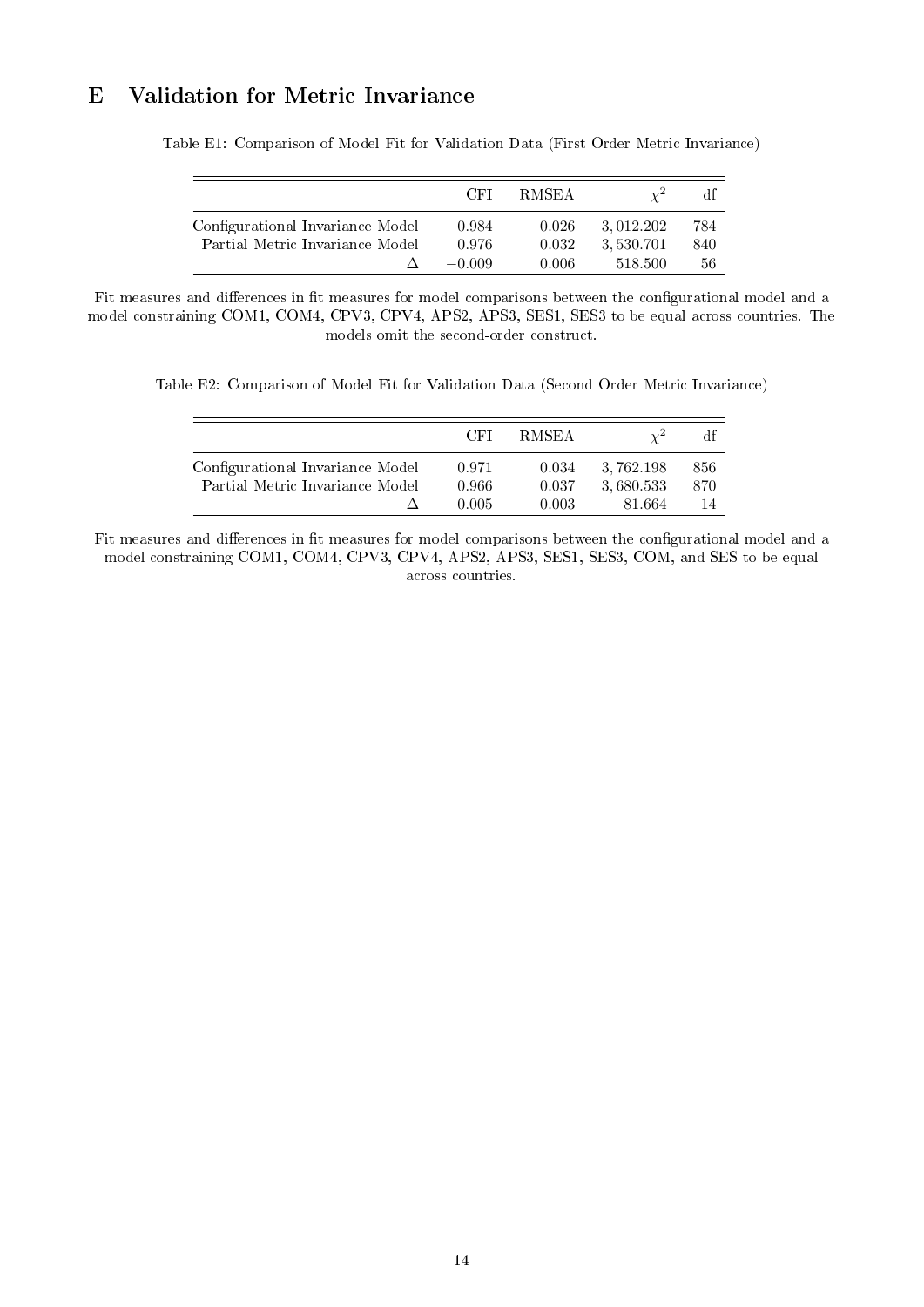# E Validation for Metric Invariance

Table E1: Comparison of Model Fit for Validation Data (First Order Metric Invariance)

| | CFI | RMSEA | $\chi^2$ | df |
|---|---|---|---|---|
| Configurational Invariance Model | 0.984 | 0.026 | 3,012.202 | 784 |
| Partial Metric Invariance Model | 0.976 | 0.032 | 3,530.701 | 840 |
| $\Delta$ | $-0.009$ | 0.006 | 518.500 | 56 |

Fit measures and differences in fit measures for model comparisons between the configurational model and a model constraining COM1, COM4, CPV3, CPV4, APS2, APS3, SES1, SES3 to be equal across countries. The models omit the second-order construct.

Table E2: Comparison of Model Fit for Validation Data (Second Order Metric Invariance)

| | CFI | RMSEA | $\chi^2$ | df |
|---|---|---|---|---|
| Configurational Invariance Model | 0.971 | 0.034 | 3,762.198 | 856 |
| Partial Metric Invariance Model | 0.966 | 0.037 | 3,680.533 | 870 |
| $\Delta$ | $-0.005$ | 0.003 | 81.664 | 14 |

Fit measures and differences in fit measures for model comparisons between the configurational model and a model constraining COM1, COM4, CPV3, CPV4, APS2, APS3, SES1, SES3, COM, and SES to be equal across countries.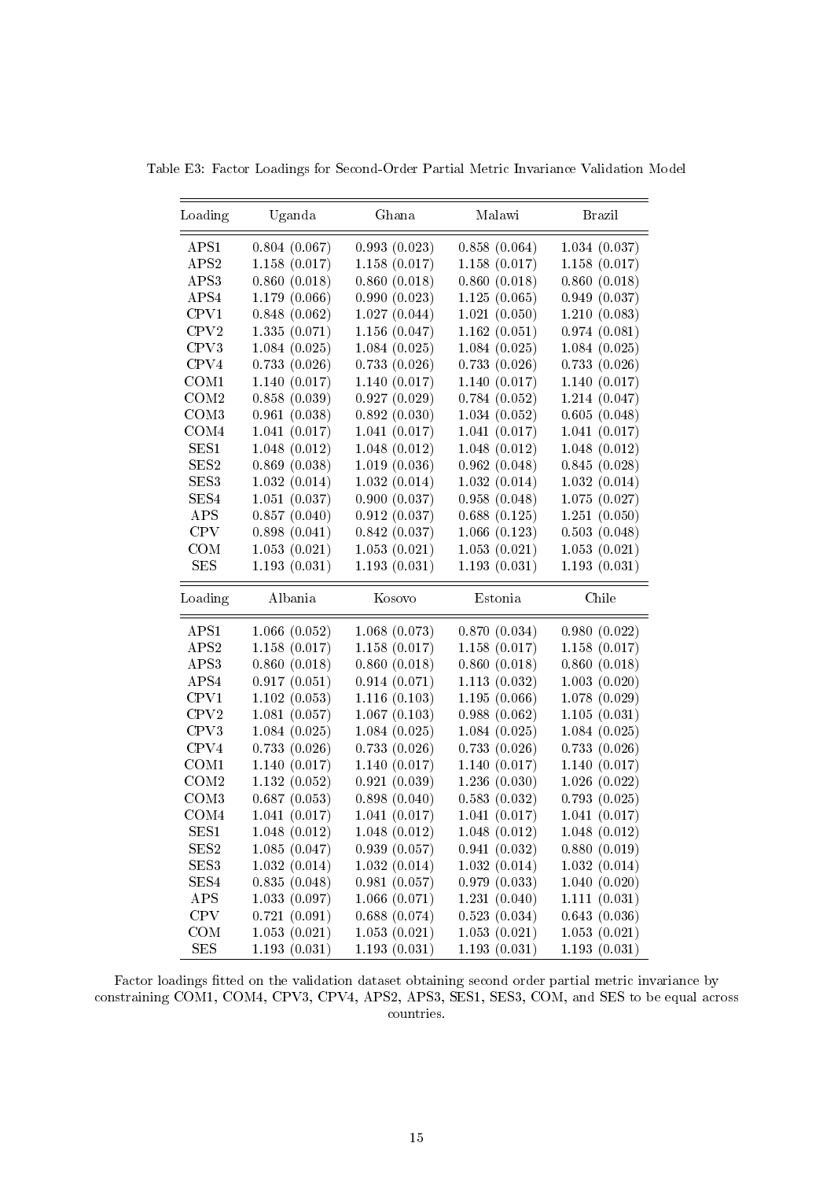Table E3: Factor Loadings for Second-Order Partial Metric Invariance Validation Model

| Loading | Uganda | Ghana | Malawi | Brazil |
|---|---|---|---|---|
| APS1 | 0.804 (0.067) | 0.993 (0.023) | 0.858 (0.064) | 1.034 (0.037) |
| APS2 | 1.158 (0.017) | 1.158 (0.017) | 1.158 (0.017) | 1.158 (0.017) |
| APS3 | 0.860 (0.018) | 0.860 (0.018) | 0.860 (0.018) | 0.860 (0.018) |
| APS4 | 1.179 (0.066) | 0.990 (0.023) | 1.125 (0.065) | 0.949 (0.037) |
| CPV1 | 0.848 (0.062) | 1.027 (0.044) | 1.021 (0.050) | 1.210 (0.083) |
| CPV2 | 1.335 (0.071) | 1.156 (0.047) | 1.162 (0.051) | 0.974 (0.081) |
| CPV3 | 1.084 (0.025) | 1.084 (0.025) | 1.084 (0.025) | 1.084 (0.025) |
| CPV4 | 0.733 (0.026) | 0.733 (0.026) | 0.733 (0.026) | 0.733 (0.026) |
| COM1 | 1.140 (0.017) | 1.140 (0.017) | 1.140 (0.017) | 1.140 (0.017) |
| COM2 | 0.858 (0.039) | 0.927 (0.029) | 0.784 (0.052) | 1.214 (0.047) |
| COM3 | 0.961 (0.038) | 0.892 (0.030) | 1.034 (0.052) | 0.605 (0.048) |
| COM4 | 1.041 (0.017) | 1.041 (0.017) | 1.041 (0.017) | 1.041 (0.017) |
| SES1 | 1.048 (0.012) | 1.048 (0.012) | 1.048 (0.012) | 1.048 (0.012) |
| SES2 | 0.869 (0.038) | 1.019 (0.036) | 0.962 (0.048) | 0.845 (0.028) |
| SES3 | 1.032 (0.014) | 1.032 (0.014) | 1.032 (0.014) | 1.032 (0.014) |
| SES4 | 1.051 (0.037) | 0.900 (0.037) | 0.958 (0.048) | 1.075 (0.027) |
| APS | 0.857 (0.040) | 0.912 (0.037) | 0.688 (0.125) | 1.251 (0.050) |
| CPV | 0.898 (0.041) | 0.842 (0.037) | 1.066 (0.123) | 0.503 (0.048) |
| COM | 1.053 (0.021) | 1.053 (0.021) | 1.053 (0.021) | 1.053 (0.021) |
| SES | 1.193 (0.031) | 1.193 (0.031) | 1.193 (0.031) | 1.193 (0.031) |
| **Loading** | **Albania** | **Kosovo** | **Estonia** | **Chile** |
| APS1 | 1.066 (0.052) | 1.068 (0.073) | 0.870 (0.034) | 0.980 (0.022) |
| APS2 | 1.158 (0.017) | 1.158 (0.017) | 1.158 (0.017) | 1.158 (0.017) |
| APS3 | 0.860 (0.018) | 0.860 (0.018) | 0.860 (0.018) | 0.860 (0.018) |
| APS4 | 0.917 (0.051) | 0.914 (0.071) | 1.113 (0.032) | 1.003 (0.020) |
| CPV1 | 1.102 (0.053) | 1.116 (0.103) | 1.195 (0.066) | 1.078 (0.029) |
| CPV2 | 1.081 (0.057) | 1.067 (0.103) | 0.988 (0.062) | 1.105 (0.031) |
| CPV3 | 1.084 (0.025) | 1.084 (0.025) | 1.084 (0.025) | 1.084 (0.025) |
| CPV4 | 0.733 (0.026) | 0.733 (0.026) | 0.733 (0.026) | 0.733 (0.026) |
| COM1 | 1.140 (0.017) | 1.140 (0.017) | 1.140 (0.017) | 1.140 (0.017) |
| COM2 | 1.132 (0.052) | 0.921 (0.039) | 1.236 (0.030) | 1.026 (0.022) |
| COM3 | 0.687 (0.053) | 0.898 (0.040) | 0.583 (0.032) | 0.793 (0.025) |
| COM4 | 1.041 (0.017) | 1.041 (0.017) | 1.041 (0.017) | 1.041 (0.017) |
| SES1 | 1.048 (0.012) | 1.048 (0.012) | 1.048 (0.012) | 1.048 (0.012) |
| SES2 | 1.085 (0.047) | 0.939 (0.057) | 0.941 (0.032) | 0.880 (0.019) |
| SES3 | 1.032 (0.014) | 1.032 (0.014) | 1.032 (0.014) | 1.032 (0.014) |
| SES4 | 0.835 (0.048) | 0.981 (0.057) | 0.979 (0.033) | 1.040 (0.020) |
| APS | 1.033 (0.097) | 1.066 (0.071) | 1.231 (0.040) | 1.111 (0.031) |
| CPV | 0.721 (0.091) | 0.688 (0.074) | 0.523 (0.034) | 0.643 (0.036) |
| COM | 1.053 (0.021) | 1.053 (0.021) | 1.053 (0.021) | 1.053 (0.021) |
| SES | 1.193 (0.031) | 1.193 (0.031) | 1.193 (0.031) | 1.193 (0.031) |

Factor loadings fitted on the validation dataset obtaining second order partial metric invariance by constraining COM1, COM4, CPV3, CPV4, APS2, APS3, SES1, SES3, COM, and SES to be equal across countries.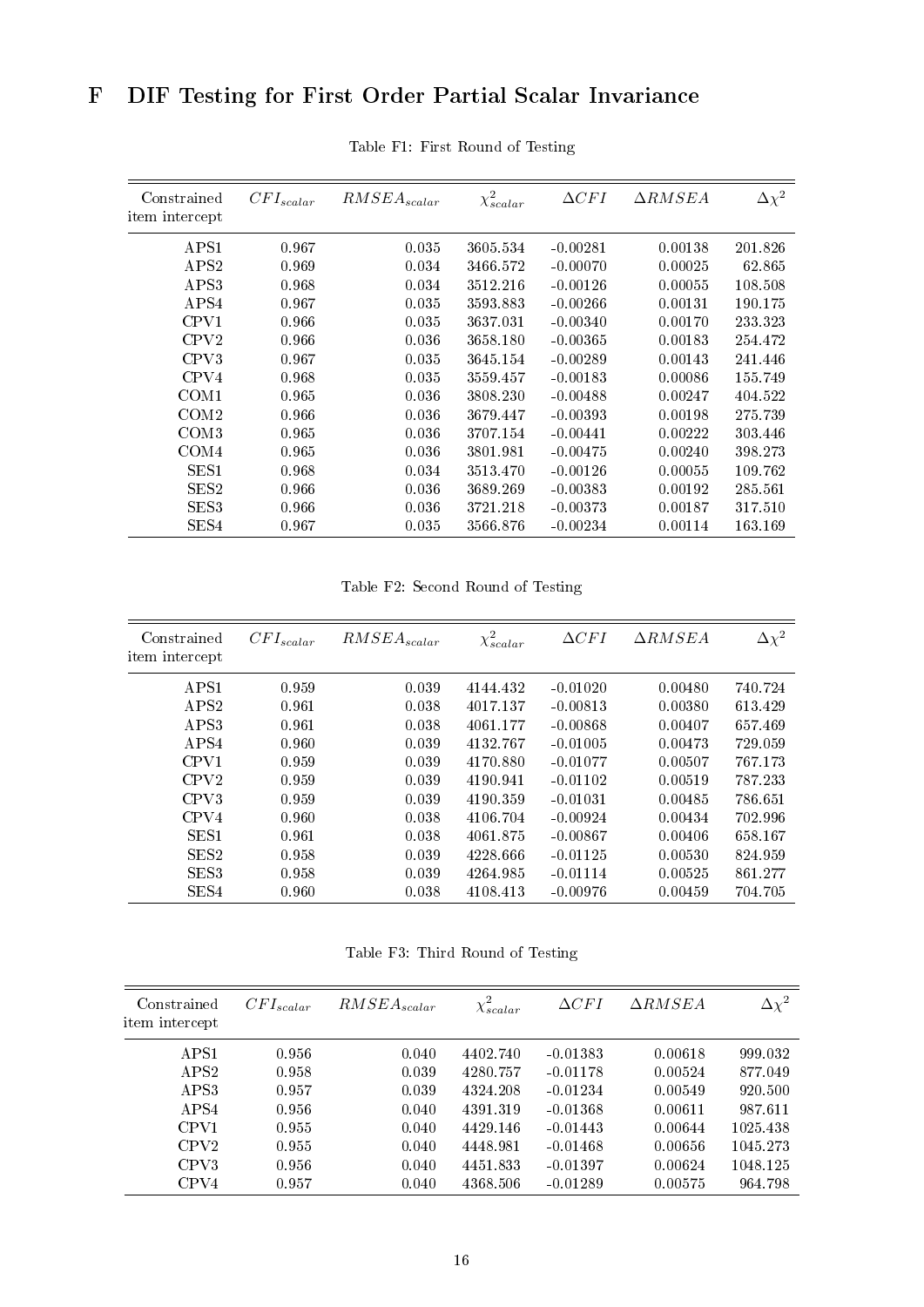# F DIF Testing for First Order Partial Scalar Invariance

Table F1: First Round of Testing

| Constrained item intercept | $CFI_{scalar}$ | $RMSEA_{scalar}$ | $\chi^2_{scalar}$ | $\Delta CFI$ | $\Delta RMSEA$ | $\Delta\chi^2$ |
|---|---|---|---|---|---|---|
| APS1 | 0.967 | 0.035 | 3605.534 | -0.00281 | 0.00138 | 201.826 |
| APS2 | 0.969 | 0.034 | 3466.572 | -0.00070 | 0.00025 | 62.865 |
| APS3 | 0.968 | 0.034 | 3512.216 | -0.00126 | 0.00055 | 108.508 |
| APS4 | 0.967 | 0.035 | 3593.883 | -0.00266 | 0.00131 | 190.175 |
| CPV1 | 0.966 | 0.035 | 3637.031 | -0.00340 | 0.00170 | 233.323 |
| CPV2 | 0.966 | 0.036 | 3658.180 | -0.00365 | 0.00183 | 254.472 |
| CPV3 | 0.967 | 0.035 | 3645.154 | -0.00289 | 0.00143 | 241.446 |
| CPV4 | 0.968 | 0.035 | 3559.457 | -0.00183 | 0.00086 | 155.749 |
| COM1 | 0.965 | 0.036 | 3808.230 | -0.00488 | 0.00247 | 404.522 |
| COM2 | 0.966 | 0.036 | 3679.447 | -0.00393 | 0.00198 | 275.739 |
| COM3 | 0.965 | 0.036 | 3707.154 | -0.00441 | 0.00222 | 303.446 |
| COM4 | 0.965 | 0.036 | 3801.981 | -0.00475 | 0.00240 | 398.273 |
| SES1 | 0.968 | 0.034 | 3513.470 | -0.00126 | 0.00055 | 109.762 |
| SES2 | 0.966 | 0.036 | 3689.269 | -0.00383 | 0.00192 | 285.561 |
| SES3 | 0.966 | 0.036 | 3721.218 | -0.00373 | 0.00187 | 317.510 |
| SES4 | 0.967 | 0.035 | 3566.876 | -0.00234 | 0.00114 | 163.169 |

Table F2: Second Round of Testing

| Constrained item intercept | $CFI_{scalar}$ | $RMSEA_{scalar}$ | $\chi^2_{scalar}$ | $\Delta CFI$ | $\Delta RMSEA$ | $\Delta\chi^2$ |
|---|---|---|---|---|---|---|
| APS1 | 0.959 | 0.039 | 4144.432 | -0.01020 | 0.00480 | 740.724 |
| APS2 | 0.961 | 0.038 | 4017.137 | -0.00813 | 0.00380 | 613.429 |
| APS3 | 0.961 | 0.038 | 4061.177 | -0.00868 | 0.00407 | 657.469 |
| APS4 | 0.960 | 0.039 | 4132.767 | -0.01005 | 0.00473 | 729.059 |
| CPV1 | 0.959 | 0.039 | 4170.880 | -0.01077 | 0.00507 | 767.173 |
| CPV2 | 0.959 | 0.039 | 4190.941 | -0.01102 | 0.00519 | 787.233 |
| CPV3 | 0.959 | 0.039 | 4190.359 | -0.01031 | 0.00485 | 786.651 |
| CPV4 | 0.960 | 0.038 | 4106.704 | -0.00924 | 0.00434 | 702.996 |
| SES1 | 0.961 | 0.038 | 4061.875 | -0.00867 | 0.00406 | 658.167 |
| SES2 | 0.958 | 0.039 | 4228.666 | -0.01125 | 0.00530 | 824.959 |
| SES3 | 0.958 | 0.039 | 4264.985 | -0.01114 | 0.00525 | 861.277 |
| SES4 | 0.960 | 0.038 | 4108.413 | -0.00976 | 0.00459 | 704.705 |

Table F3: Third Round of Testing

| Constrained item intercept | $CFI_{scalar}$ | $RMSEA_{scalar}$ | $\chi^2_{scalar}$ | $\Delta CFI$ | $\Delta RMSEA$ | $\Delta\chi^2$ |
|---|---|---|---|---|---|---|
| APS1 | 0.956 | 0.040 | 4402.740 | -0.01383 | 0.00618 | 999.032 |
| APS2 | 0.958 | 0.039 | 4280.757 | -0.01178 | 0.00524 | 877.049 |
| APS3 | 0.957 | 0.039 | 4324.208 | -0.01234 | 0.00549 | 920.500 |
| APS4 | 0.956 | 0.040 | 4391.319 | -0.01368 | 0.00611 | 987.611 |
| CPV1 | 0.955 | 0.040 | 4429.146 | -0.01443 | 0.00644 | 1025.438 |
| CPV2 | 0.955 | 0.040 | 4448.981 | -0.01468 | 0.00656 | 1045.273 |
| CPV3 | 0.956 | 0.040 | 4451.833 | -0.01397 | 0.00624 | 1048.125 |
| CPV4 | 0.957 | 0.040 | 4368.506 | -0.01289 | 0.00575 | 964.798 |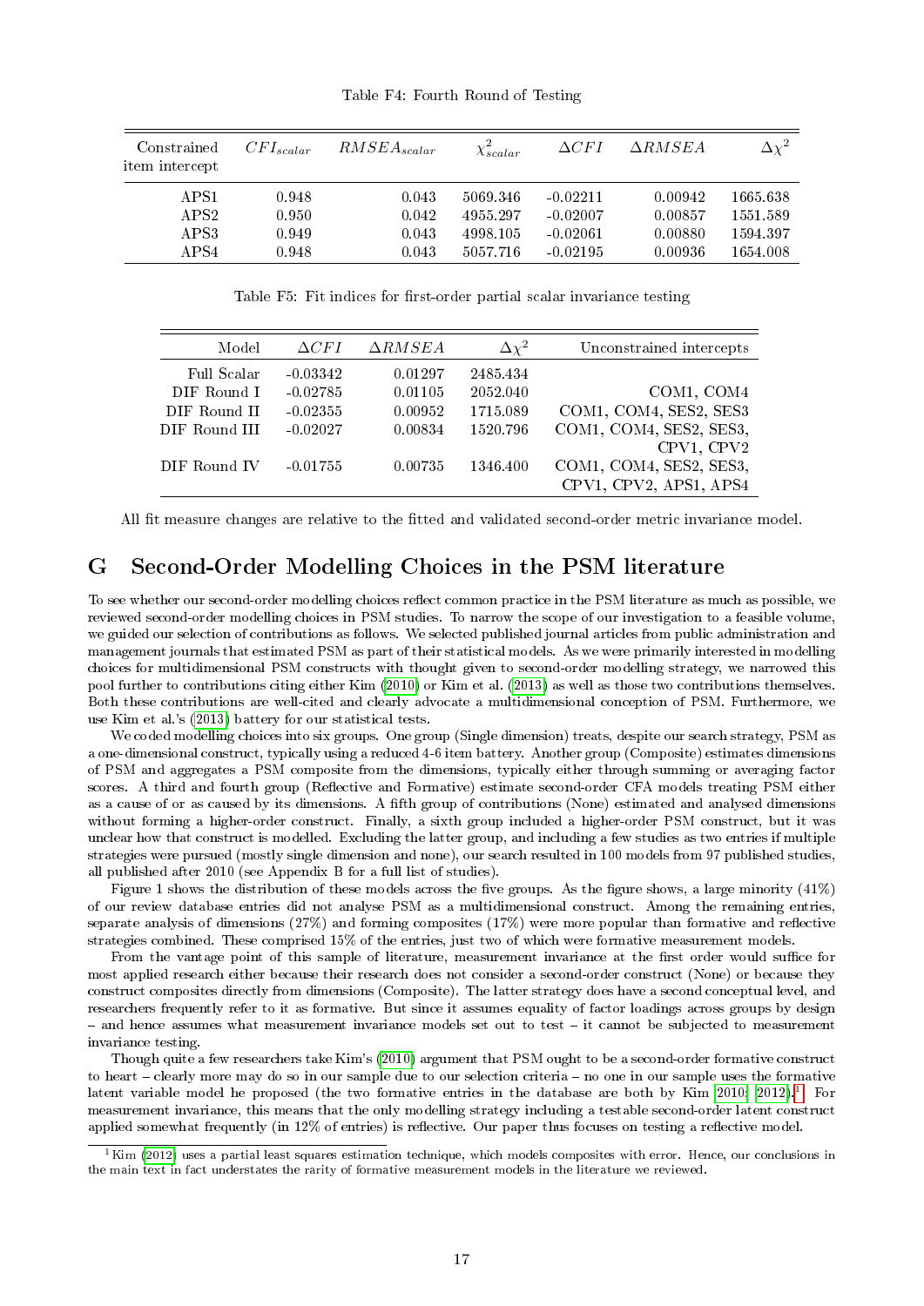Table F4: Fourth Round of Testing

| Constrained item intercept | $CFI_{scalar}$ | $RMSEA_{scalar}$ | $\chi^2_{scalar}$ | $\Delta CFI$ | $\Delta RMSEA$ | $\Delta\chi^2$ |
|---|---|---|---|---|---|---|
| APS1 | 0.948 | 0.043 | 5069.346 | -0.02211 | 0.00942 | 1665.638 |
| APS2 | 0.950 | 0.042 | 4955.297 | -0.02007 | 0.00857 | 1551.589 |
| APS3 | 0.949 | 0.043 | 4998.105 | -0.02061 | 0.00880 | 1594.397 |
| APS4 | 0.948 | 0.043 | 5057.716 | -0.02195 | 0.00936 | 1654.008 |

Table F5: Fit indices for first-order partial scalar invariance testing

| Model | $\Delta CFI$ | $\Delta RMSEA$ | $\Delta\chi^2$ | Unconstrained intercepts |
|---|---|---|---|---|
| Full Scalar | -0.03342 | 0.01297 | 2485.434 | |
| DIF Round I | -0.02785 | 0.01105 | 2052.040 | COM1, COM4 |
| DIF Round II | -0.02355 | 0.00952 | 1715.089 | COM1, COM4, SES2, SES3 |
| DIF Round III | -0.02027 | 0.00834 | 1520.796 | COM1, COM4, SES2, SES3, CPV1, CPV2 |
| DIF Round IV | -0.01755 | 0.00735 | 1346.400 | COM1, COM4, SES2, SES3, CPV1, CPV2, APS1, APS4 |

All fit measure changes are relative to the fitted and validated second-order metric invariance model.

# G Second-Order Modelling Choices in the PSM literature

To see whether our second-order modelling choices reflect common practice in the PSM literature as much as possible, we reviewed second-order modelling choices in PSM studies. To narrow the scope of our investigation to a feasible volume, we guided our selection of contributions as follows. We selected published journal articles from public administration and management journals that estimated PSM as part of their statistical models. As we were primarily interested in modelling choices for multidimensional PSM constructs with thought given to second-order modelling strategy, we narrowed this pool further to contributions citing either Kim (2010) or Kim et al. (2013) as well as those two contributions themselves. Both these contributions are well-cited and clearly advocate a multidimensional conception of PSM. Furthermore, we use Kim et al.'s (2013) battery for our statistical tests.

We coded modelling choices into six groups. One group (Single dimension) treats, despite our search strategy, PSM as a one-dimensional construct, typically using a reduced 4-6 item battery. Another group (Composite) estimates dimensions of PSM and aggregates a PSM composite from the dimensions, typically either through summing or averaging factor scores. A third and fourth group (Reflective and Formative) estimate second-order CFA models treating PSM either as a cause of or as caused by its dimensions. A fifth group of contributions (None) estimated and analysed dimensions without forming a higher-order construct. Finally, a sixth group included a higher-order PSM construct, but it was unclear how that construct is modelled. Excluding the latter group, and including a few studies as two entries if multiple strategies were pursued (mostly single dimension and none), our search resulted in 100 models from 97 published studies, all published after 2010 (see Appendix B for a full list of studies).

Figure 1 shows the distribution of these models across the five groups. As the figure shows, a large minority (41%) of our review database entries did not analyse PSM as a multidimensional construct. Among the remaining entries, separate analysis of dimensions (27%) and forming composites (17%) were more popular than formative and reflective strategies combined. These comprised 15% of the entries, just two of which were formative measurement models.

From the vantage point of this sample of literature, measurement invariance at the first order would suffice for most applied research either because their research does not consider a second-order construct (None) or because they construct composites directly from dimensions (Composite). The latter strategy does have a second conceptual level, and researchers frequently refer to it as formative. But since it assumes equality of factor loadings across groups by design – and hence assumes what measurement invariance models set out to test – it cannot be subjected to measurement invariance testing.

Though quite a few researchers take Kim's (2010) argument that PSM ought to be a second-order formative construct to heart – clearly more may do so in our sample due to our selection criteria – no one in our sample uses the formative latent variable model he proposed (the two formative entries in the database are both by Kim 2010; 2012).[1] For measurement invariance, this means that the only modelling strategy including a testable second-order latent construct applied somewhat frequently (in 12% of entries) is reflective. Our paper thus focuses on testing a reflective model.

[1] Kim (2012) uses a partial least squares estimation technique, which models composites with error. Hence, our conclusions in the main text in fact understates the rarity of formative measurement models in the literature we reviewed.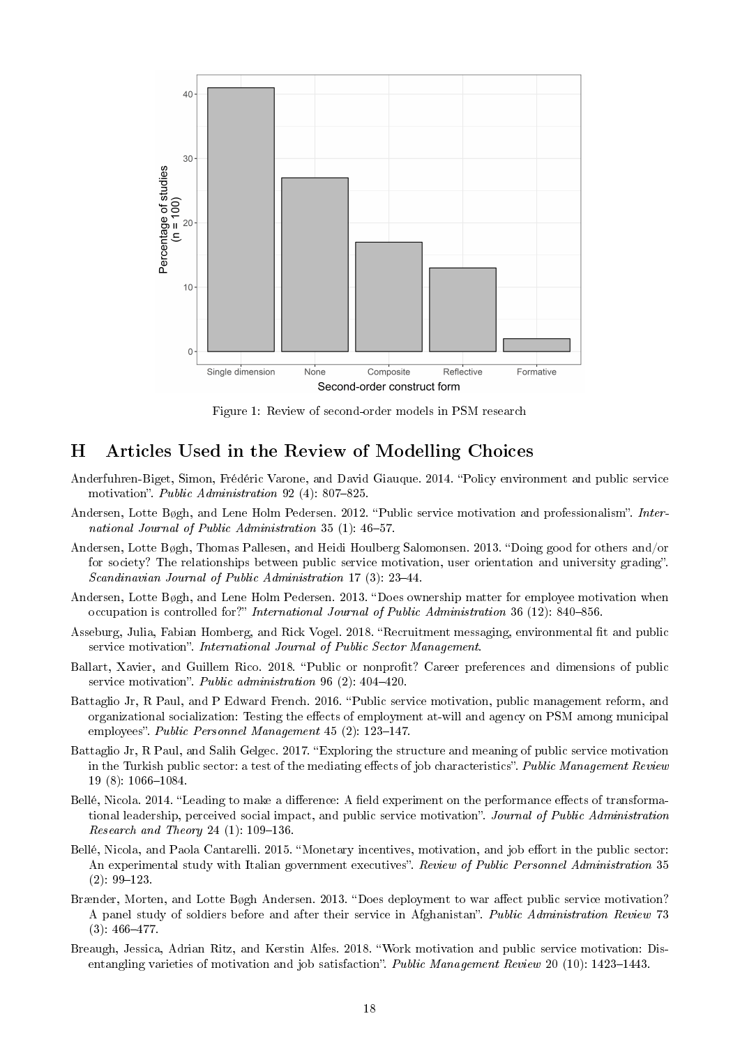Figure 1: Review of second-order models in PSM research

## H Articles Used in the Review of Modelling Choices

Anderfuhren-Biget, Simon, Frédéric Varone, and David Giauque. 2014. "Policy environment and public service motivation". *Public Administration* 92 (4): 807–825.

Andersen, Lotte Bøgh, and Lene Holm Pedersen. 2012. "Public service motivation and professionalism". *International Journal of Public Administration* 35 (1): 46–57.

Andersen, Lotte Bøgh, Thomas Pallesen, and Heidi Houlberg Salomonsen. 2013. "Doing good for others and/or for society? The relationships between public service motivation, user orientation and university grading". *Scandinavian Journal of Public Administration* 17 (3): 23–44.

Andersen, Lotte Bøgh, and Lene Holm Pedersen. 2013. "Does ownership matter for employee motivation when occupation is controlled for?" *International Journal of Public Administration* 36 (12): 840–856.

Asseburg, Julia, Fabian Homberg, and Rick Vogel. 2018. "Recruitment messaging, environmental fit and public service motivation". *International Journal of Public Sector Management*.

Ballart, Xavier, and Guillem Rico. 2018. "Public or nonprofit? Career preferences and dimensions of public service motivation". *Public administration* 96 (2): 404–420.

Battaglio Jr, R Paul, and P Edward French. 2016. "Public service motivation, public management reform, and organizational socialization: Testing the effects of employment at-will and agency on PSM among municipal employees". *Public Personnel Management* 45 (2): 123–147.

Battaglio Jr, R Paul, and Salih Gelgec. 2017. "Exploring the structure and meaning of public service motivation in the Turkish public sector: a test of the mediating effects of job characteristics". *Public Management Review* 19 (8): 1066–1084.

Bellé, Nicola. 2014. "Leading to make a difference: A field experiment on the performance effects of transformational leadership, perceived social impact, and public service motivation". *Journal of Public Administration Research and Theory* 24 (1): 109–136.

Bellé, Nicola, and Paola Cantarelli. 2015. "Monetary incentives, motivation, and job effort in the public sector: An experimental study with Italian government executives". *Review of Public Personnel Administration* 35 (2): 99–123.

Brænder, Morten, and Lotte Bøgh Andersen. 2013. "Does deployment to war affect public service motivation? A panel study of soldiers before and after their service in Afghanistan". *Public Administration Review* 73 (3): 466–477.

Breaugh, Jessica, Adrian Ritz, and Kerstin Alfes. 2018. "Work motivation and public service motivation: Disentangling varieties of motivation and job satisfaction". *Public Management Review* 20 (10): 1423–1443.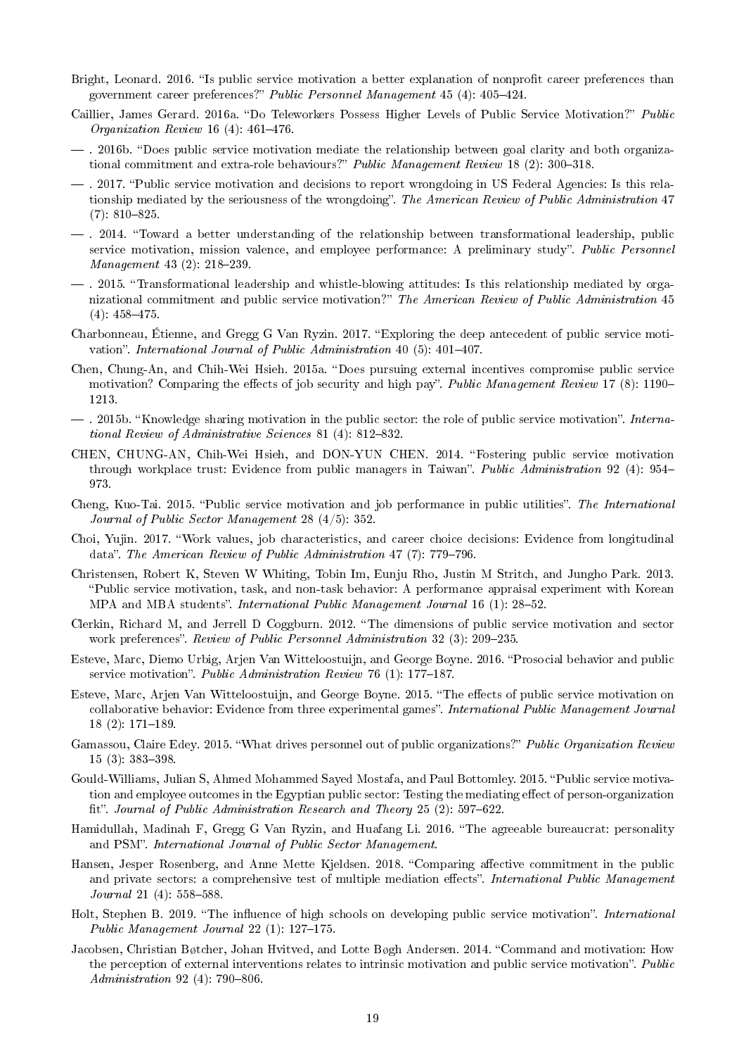Bright, Leonard. 2016. "Is public service motivation a better explanation of nonprofit career preferences than government career preferences?" *Public Personnel Management* 45 (4): 405–424.

Caillier, James Gerard. 2016a. "Do Teleworkers Possess Higher Levels of Public Service Motivation?" *Public Organization Review* 16 (4): 461–476.

— . 2016b. "Does public service motivation mediate the relationship between goal clarity and both organizational commitment and extra-role behaviours?" *Public Management Review* 18 (2): 300–318.

— . 2017. "Public service motivation and decisions to report wrongdoing in US Federal Agencies: Is this relationship mediated by the seriousness of the wrongdoing". *The American Review of Public Administration* 47 (7): 810–825.

— . 2014. "Toward a better understanding of the relationship between transformational leadership, public service motivation, mission valence, and employee performance: A preliminary study". *Public Personnel Management* 43 (2): 218–239.

— . 2015. "Transformational leadership and whistle-blowing attitudes: Is this relationship mediated by organizational commitment and public service motivation?" *The American Review of Public Administration* 45 (4): 458–475.

Charbonneau, Étienne, and Gregg G Van Ryzin. 2017. "Exploring the deep antecedent of public service motivation". *International Journal of Public Administration* 40 (5): 401–407.

Chen, Chung-An, and Chih-Wei Hsieh. 2015a. "Does pursuing external incentives compromise public service motivation? Comparing the effects of job security and high pay". *Public Management Review* 17 (8): 1190–1213.

— . 2015b. "Knowledge sharing motivation in the public sector: the role of public service motivation". *International Review of Administrative Sciences* 81 (4): 812–832.

CHEN, CHUNG-AN, Chih-Wei Hsieh, and DON-YUN CHEN. 2014. "Fostering public service motivation through workplace trust: Evidence from public managers in Taiwan". *Public Administration* 92 (4): 954–973.

Cheng, Kuo-Tai. 2015. "Public service motivation and job performance in public utilities". *The International Journal of Public Sector Management* 28 (4/5): 352.

Choi, Yujin. 2017. "Work values, job characteristics, and career choice decisions: Evidence from longitudinal data". *The American Review of Public Administration* 47 (7): 779–796.

Christensen, Robert K, Steven W Whiting, Tobin Im, Eunju Rho, Justin M Stritch, and Jungho Park. 2013. "Public service motivation, task, and non-task behavior: A performance appraisal experiment with Korean MPA and MBA students". *International Public Management Journal* 16 (1): 28–52.

Clerkin, Richard M, and Jerrell D Coggburn. 2012. "The dimensions of public service motivation and sector work preferences". *Review of Public Personnel Administration* 32 (3): 209–235.

Esteve, Marc, Diemo Urbig, Arjen Van Witteloostuijn, and George Boyne. 2016. "Prosocial behavior and public service motivation". *Public Administration Review* 76 (1): 177–187.

Esteve, Marc, Arjen Van Witteloostuijn, and George Boyne. 2015. "The effects of public service motivation on collaborative behavior: Evidence from three experimental games". *International Public Management Journal* 18 (2): 171–189.

Gamassou, Claire Edey. 2015. "What drives personnel out of public organizations?" *Public Organization Review* 15 (3): 383–398.

Gould-Williams, Julian S, Ahmed Mohammed Sayed Mostafa, and Paul Bottomley. 2015. "Public service motivation and employee outcomes in the Egyptian public sector: Testing the mediating effect of person-organization fit". *Journal of Public Administration Research and Theory* 25 (2): 597–622.

Hamidullah, Madinah F, Gregg G Van Ryzin, and Huafang Li. 2016. "The agreeable bureaucrat: personality and PSM". *International Journal of Public Sector Management*.

Hansen, Jesper Rosenberg, and Anne Mette Kjeldsen. 2018. "Comparing affective commitment in the public and private sectors: a comprehensive test of multiple mediation effects". *International Public Management Journal* 21 (4): 558–588.

Holt, Stephen B. 2019. "The influence of high schools on developing public service motivation". *International Public Management Journal* 22 (1): 127–175.

Jacobsen, Christian Bøtcher, Johan Hvitved, and Lotte Bøgh Andersen. 2014. "Command and motivation: How the perception of external interventions relates to intrinsic motivation and public service motivation". *Public Administration* 92 (4): 790–806.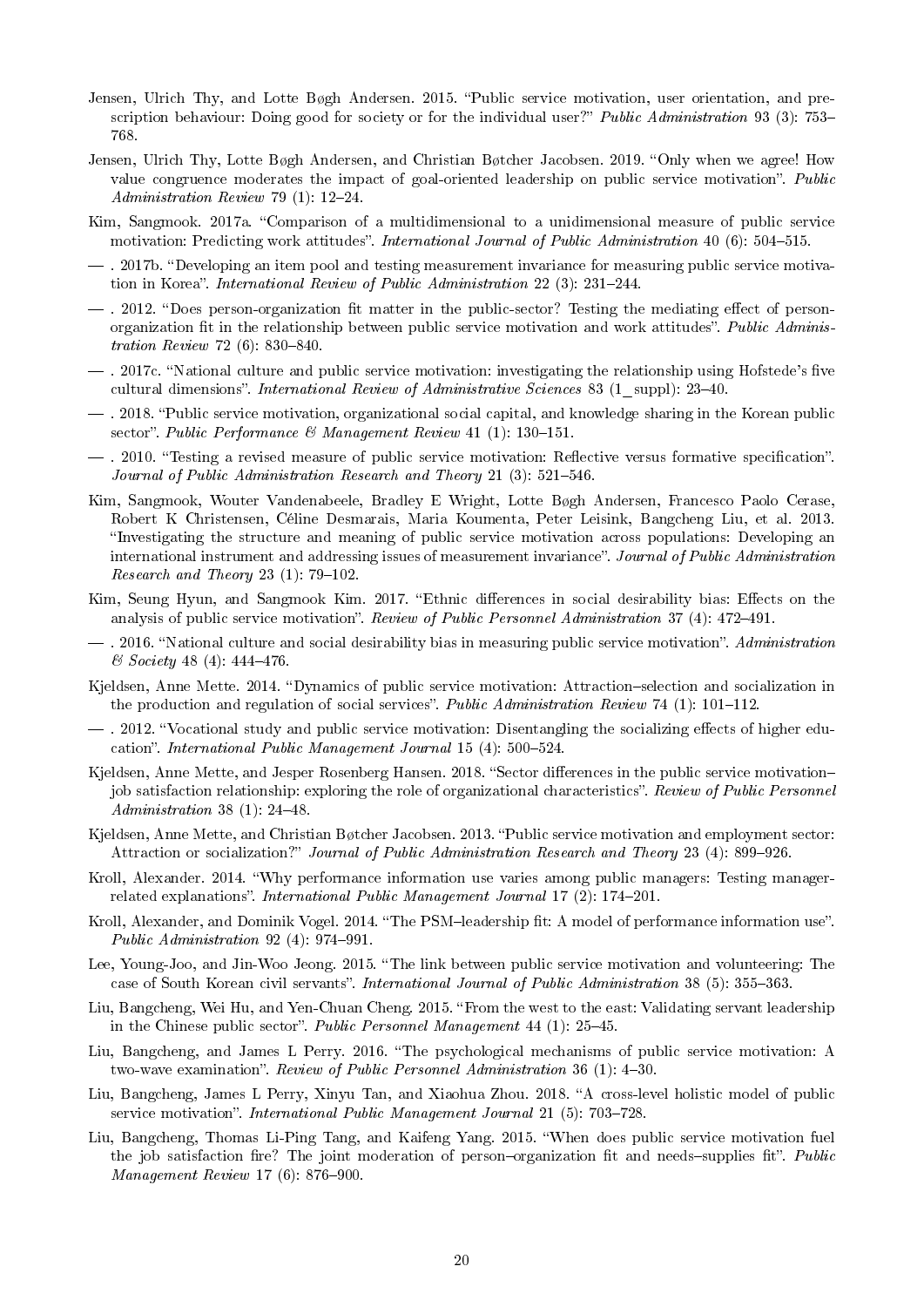Jensen, Ulrich Thy, and Lotte Bøgh Andersen. 2015. "Public service motivation, user orientation, and prescription behaviour: Doing good for society or for the individual user?" *Public Administration* 93 (3): 753–768.

Jensen, Ulrich Thy, Lotte Bøgh Andersen, and Christian Bøtcher Jacobsen. 2019. "Only when we agree! How value congruence moderates the impact of goal-oriented leadership on public service motivation". *Public Administration Review* 79 (1): 12–24.

Kim, Sangmook. 2017a. "Comparison of a multidimensional to a unidimensional measure of public service motivation: Predicting work attitudes". *International Journal of Public Administration* 40 (6): 504–515.

— . 2017b. "Developing an item pool and testing measurement invariance for measuring public service motivation in Korea". *International Review of Public Administration* 22 (3): 231–244.

— . 2012. "Does person-organization fit matter in the public-sector? Testing the mediating effect of person-organization fit in the relationship between public service motivation and work attitudes". *Public Administration Review* 72 (6): 830–840.

— . 2017c. "National culture and public service motivation: investigating the relationship using Hofstede's five cultural dimensions". *International Review of Administrative Sciences* 83 (1_suppl): 23–40.

— . 2018. "Public service motivation, organizational social capital, and knowledge sharing in the Korean public sector". *Public Performance & Management Review* 41 (1): 130–151.

— . 2010. "Testing a revised measure of public service motivation: Reflective versus formative specification". *Journal of Public Administration Research and Theory* 21 (3): 521–546.

Kim, Sangmook, Wouter Vandenabeele, Bradley E Wright, Lotte Bøgh Andersen, Francesco Paolo Cerase, Robert K Christensen, Céline Desmarais, Maria Koumenta, Peter Leisink, Bangcheng Liu, et al. 2013. "Investigating the structure and meaning of public service motivation across populations: Developing an international instrument and addressing issues of measurement invariance". *Journal of Public Administration Research and Theory* 23 (1): 79–102.

Kim, Seung Hyun, and Sangmook Kim. 2017. "Ethnic differences in social desirability bias: Effects on the analysis of public service motivation". *Review of Public Personnel Administration* 37 (4): 472–491.

— . 2016. "National culture and social desirability bias in measuring public service motivation". *Administration & Society* 48 (4): 444–476.

Kjeldsen, Anne Mette. 2014. "Dynamics of public service motivation: Attraction–selection and socialization in the production and regulation of social services". *Public Administration Review* 74 (1): 101–112.

— . 2012. "Vocational study and public service motivation: Disentangling the socializing effects of higher education". *International Public Management Journal* 15 (4): 500–524.

Kjeldsen, Anne Mette, and Jesper Rosenberg Hansen. 2018. "Sector differences in the public service motivation–job satisfaction relationship: exploring the role of organizational characteristics". *Review of Public Personnel Administration* 38 (1): 24–48.

Kjeldsen, Anne Mette, and Christian Bøtcher Jacobsen. 2013. "Public service motivation and employment sector: Attraction or socialization?" *Journal of Public Administration Research and Theory* 23 (4): 899–926.

Kroll, Alexander. 2014. "Why performance information use varies among public managers: Testing manager-related explanations". *International Public Management Journal* 17 (2): 174–201.

Kroll, Alexander, and Dominik Vogel. 2014. "The PSM–leadership fit: A model of performance information use". *Public Administration* 92 (4): 974–991.

Lee, Young-Joo, and Jin-Woo Jeong. 2015. "The link between public service motivation and volunteering: The case of South Korean civil servants". *International Journal of Public Administration* 38 (5): 355–363.

Liu, Bangcheng, Wei Hu, and Yen-Chuan Cheng. 2015. "From the west to the east: Validating servant leadership in the Chinese public sector". *Public Personnel Management* 44 (1): 25–45.

Liu, Bangcheng, and James L Perry. 2016. "The psychological mechanisms of public service motivation: A two-wave examination". *Review of Public Personnel Administration* 36 (1): 4–30.

Liu, Bangcheng, James L Perry, Xinyu Tan, and Xiaohua Zhou. 2018. "A cross-level holistic model of public service motivation". *International Public Management Journal* 21 (5): 703–728.

Liu, Bangcheng, Thomas Li-Ping Tang, and Kaifeng Yang. 2015. "When does public service motivation fuel the job satisfaction fire? The joint moderation of person–organization fit and needs–supplies fit". *Public Management Review* 17 (6): 876–900.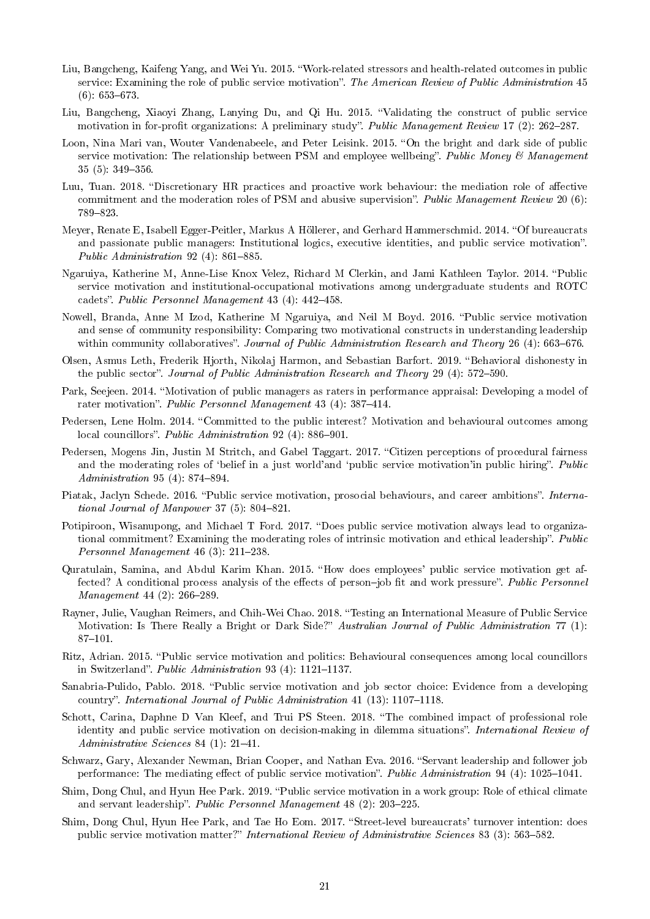Liu, Bangcheng, Kaifeng Yang, and Wei Yu. 2015. "Work-related stressors and health-related outcomes in public service: Examining the role of public service motivation". *The American Review of Public Administration* 45 (6): 653–673.

Liu, Bangcheng, Xiaoyi Zhang, Lanying Du, and Qi Hu. 2015. "Validating the construct of public service motivation in for-profit organizations: A preliminary study". *Public Management Review* 17 (2): 262–287.

Loon, Nina Mari van, Wouter Vandenabeele, and Peter Leisink. 2015. "On the bright and dark side of public service motivation: The relationship between PSM and employee wellbeing". *Public Money & Management* 35 (5): 349–356.

Luu, Tuan. 2018. "Discretionary HR practices and proactive work behaviour: the mediation role of affective commitment and the moderation roles of PSM and abusive supervision". *Public Management Review* 20 (6): 789–823.

Meyer, Renate E, Isabell Egger-Peitler, Markus A Höllerer, and Gerhard Hammerschmid. 2014. "Of bureaucrats and passionate public managers: Institutional logics, executive identities, and public service motivation". *Public Administration* 92 (4): 861–885.

Ngaruiya, Katherine M, Anne-Lise Knox Velez, Richard M Clerkin, and Jami Kathleen Taylor. 2014. "Public service motivation and institutional-occupational motivations among undergraduate students and ROTC cadets". *Public Personnel Management* 43 (4): 442–458.

Nowell, Branda, Anne M Izod, Katherine M Ngaruiya, and Neil M Boyd. 2016. "Public service motivation and sense of community responsibility: Comparing two motivational constructs in understanding leadership within community collaboratives". *Journal of Public Administration Research and Theory* 26 (4): 663–676.

Olsen, Asmus Leth, Frederik Hjorth, Nikolaj Harmon, and Sebastian Barfort. 2019. "Behavioral dishonesty in the public sector". *Journal of Public Administration Research and Theory* 29 (4): 572–590.

Park, Seejeen. 2014. "Motivation of public managers as raters in performance appraisal: Developing a model of rater motivation". *Public Personnel Management* 43 (4): 387–414.

Pedersen, Lene Holm. 2014. "Committed to the public interest? Motivation and behavioural outcomes among local councillors". *Public Administration* 92 (4): 886–901.

Pedersen, Mogens Jin, Justin M Stritch, and Gabel Taggart. 2017. "Citizen perceptions of procedural fairness and the moderating roles of 'belief in a just world'and 'public service motivation'in public hiring". *Public Administration* 95 (4): 874–894.

Piatak, Jaclyn Schede. 2016. "Public service motivation, prosocial behaviours, and career ambitions". *International Journal of Manpower* 37 (5): 804–821.

Potipiroon, Wisanupong, and Michael T Ford. 2017. "Does public service motivation always lead to organizational commitment? Examining the moderating roles of intrinsic motivation and ethical leadership". *Public Personnel Management* 46 (3): 211–238.

Quratulain, Samina, and Abdul Karim Khan. 2015. "How does employees' public service motivation get affected? A conditional process analysis of the effects of person–job fit and work pressure". *Public Personnel Management* 44 (2): 266–289.

Rayner, Julie, Vaughan Reimers, and Chih-Wei Chao. 2018. "Testing an International Measure of Public Service Motivation: Is There Really a Bright or Dark Side?" *Australian Journal of Public Administration* 77 (1): 87–101.

Ritz, Adrian. 2015. "Public service motivation and politics: Behavioural consequences among local councillors in Switzerland". *Public Administration* 93 (4): 1121–1137.

Sanabria-Pulido, Pablo. 2018. "Public service motivation and job sector choice: Evidence from a developing country". *International Journal of Public Administration* 41 (13): 1107–1118.

Schott, Carina, Daphne D Van Kleef, and Trui PS Steen. 2018. "The combined impact of professional role identity and public service motivation on decision-making in dilemma situations". *International Review of Administrative Sciences* 84 (1): 21–41.

Schwarz, Gary, Alexander Newman, Brian Cooper, and Nathan Eva. 2016. "Servant leadership and follower job performance: The mediating effect of public service motivation". *Public Administration* 94 (4): 1025–1041.

Shim, Dong Chul, and Hyun Hee Park. 2019. "Public service motivation in a work group: Role of ethical climate and servant leadership". *Public Personnel Management* 48 (2): 203–225.

Shim, Dong Chul, Hyun Hee Park, and Tae Ho Eom. 2017. "Street-level bureaucrats' turnover intention: does public service motivation matter?" *International Review of Administrative Sciences* 83 (3): 563–582.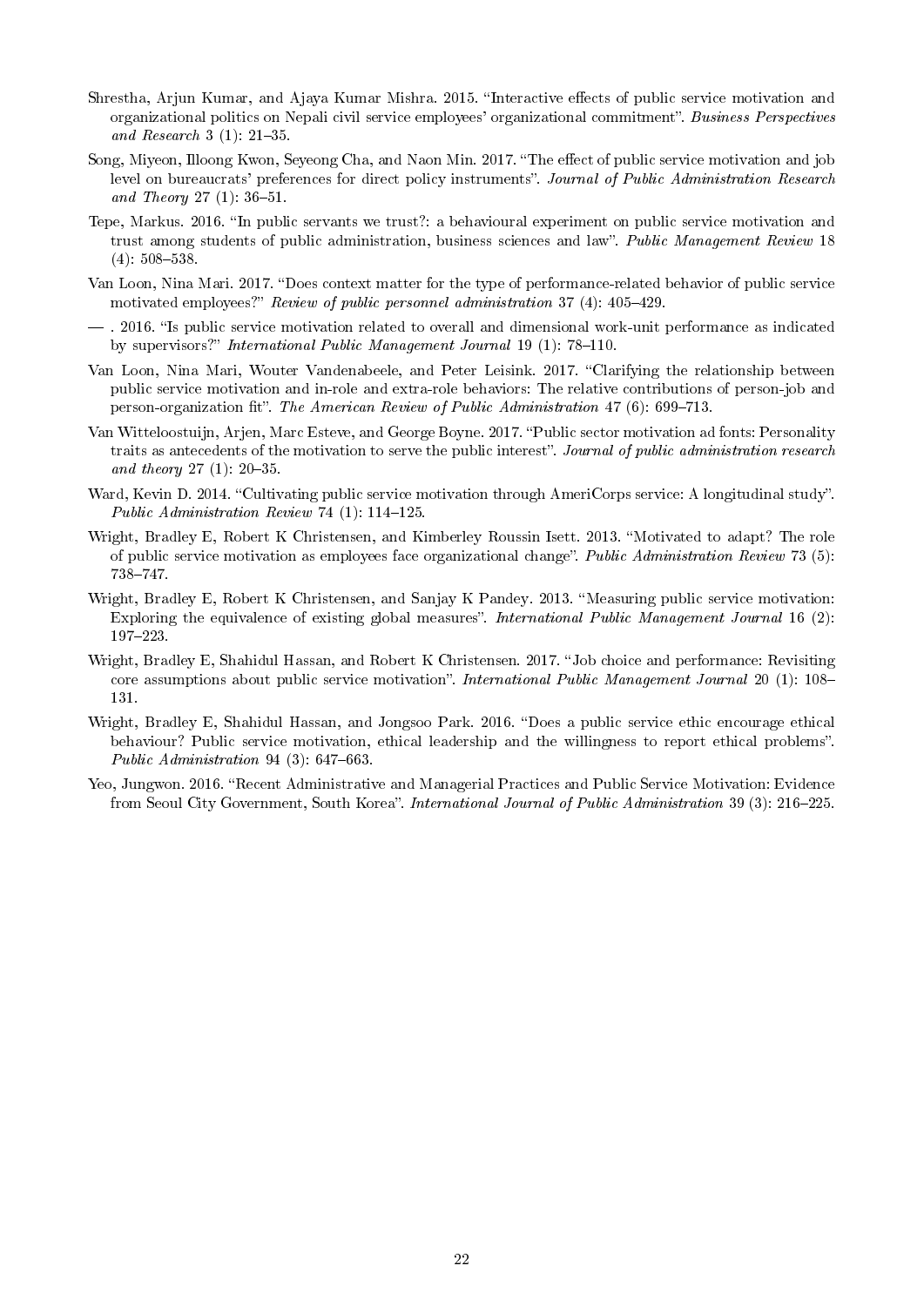Shrestha, Arjun Kumar, and Ajaya Kumar Mishra. 2015. "Interactive effects of public service motivation and organizational politics on Nepali civil service employees' organizational commitment". *Business Perspectives and Research* 3 (1): 21–35.

Song, Miyeon, Illoong Kwon, Seyeong Cha, and Naon Min. 2017. "The effect of public service motivation and job level on bureaucrats' preferences for direct policy instruments". *Journal of Public Administration Research and Theory* 27 (1): 36–51.

Tepe, Markus. 2016. "In public servants we trust?: a behavioural experiment on public service motivation and trust among students of public administration, business sciences and law". *Public Management Review* 18 (4): 508–538.

Van Loon, Nina Mari. 2017. "Does context matter for the type of performance-related behavior of public service motivated employees?" *Review of public personnel administration* 37 (4): 405–429.

— . 2016. "Is public service motivation related to overall and dimensional work-unit performance as indicated by supervisors?" *International Public Management Journal* 19 (1): 78–110.

Van Loon, Nina Mari, Wouter Vandenabeele, and Peter Leisink. 2017. "Clarifying the relationship between public service motivation and in-role and extra-role behaviors: The relative contributions of person-job and person-organization fit". *The American Review of Public Administration* 47 (6): 699–713.

Van Witteloostuijn, Arjen, Marc Esteve, and George Boyne. 2017. "Public sector motivation ad fonts: Personality traits as antecedents of the motivation to serve the public interest". *Journal of public administration research and theory* 27 (1): 20–35.

Ward, Kevin D. 2014. "Cultivating public service motivation through AmeriCorps service: A longitudinal study". *Public Administration Review* 74 (1): 114–125.

Wright, Bradley E, Robert K Christensen, and Kimberley Roussin Isett. 2013. "Motivated to adapt? The role of public service motivation as employees face organizational change". *Public Administration Review* 73 (5): 738–747.

Wright, Bradley E, Robert K Christensen, and Sanjay K Pandey. 2013. "Measuring public service motivation: Exploring the equivalence of existing global measures". *International Public Management Journal* 16 (2): 197–223.

Wright, Bradley E, Shahidul Hassan, and Robert K Christensen. 2017. "Job choice and performance: Revisiting core assumptions about public service motivation". *International Public Management Journal* 20 (1): 108–131.

Wright, Bradley E, Shahidul Hassan, and Jongsoo Park. 2016. "Does a public service ethic encourage ethical behaviour? Public service motivation, ethical leadership and the willingness to report ethical problems". *Public Administration* 94 (3): 647–663.

Yeo, Jungwon. 2016. "Recent Administrative and Managerial Practices and Public Service Motivation: Evidence from Seoul City Government, South Korea". *International Journal of Public Administration* 39 (3): 216–225.